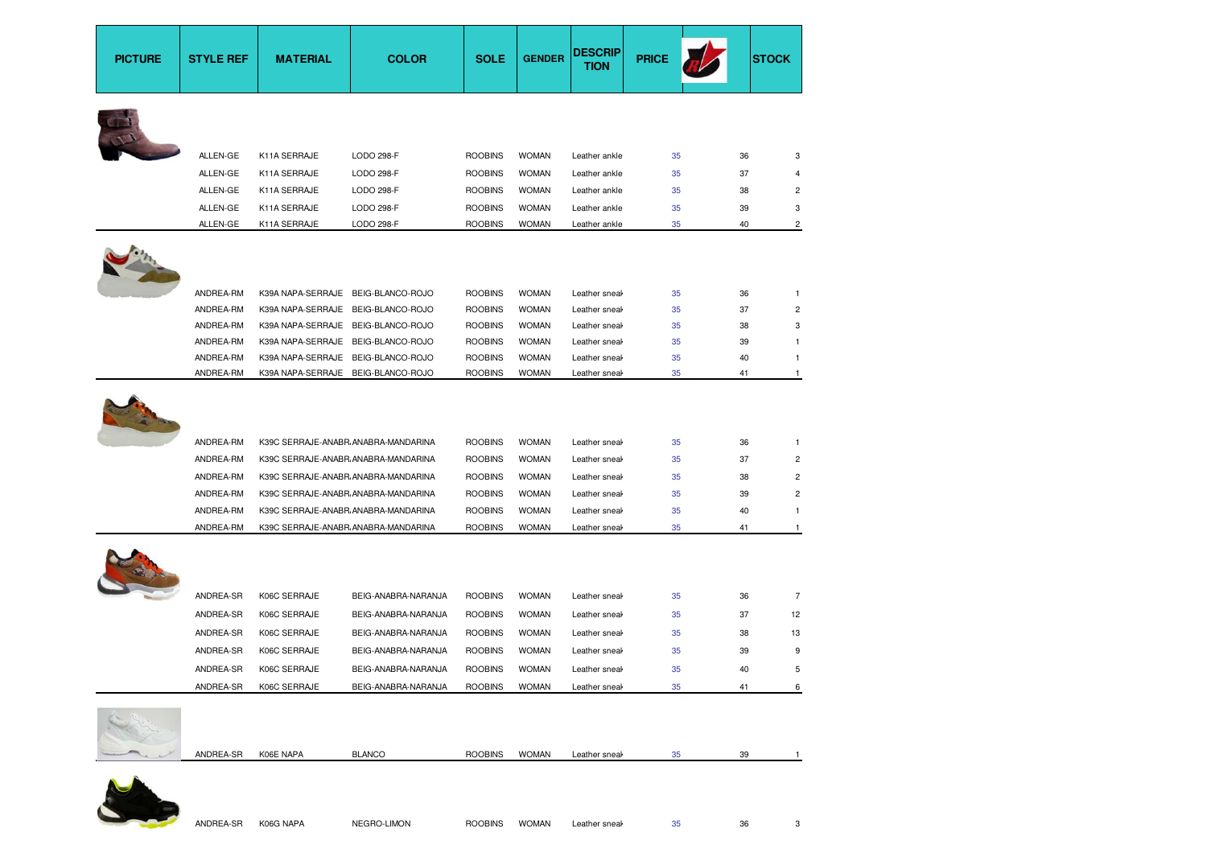| PICTURE | STYLE REF | MATERIAL | COLOR | SOLE | GENDER | DESCRIPTION | PRICE | | STOCK |
|---|---|---|---|---|---|---|---|---|---|
| | ALLEN-GE | K11A SERRAJE | LODO 298-F | ROOBINS | WOMAN | Leather ankle | 35 | 36 | 3 |
| | ALLEN-GE | K11A SERRAJE | LODO 298-F | ROOBINS | WOMAN | Leather ankle | 35 | 37 | 4 |
| | ALLEN-GE | K11A SERRAJE | LODO 298-F | ROOBINS | WOMAN | Leather ankle | 35 | 38 | 2 |
| | ALLEN-GE | K11A SERRAJE | LODO 298-F | ROOBINS | WOMAN | Leather ankle | 35 | 39 | 3 |
| | ALLEN-GE | K11A SERRAJE | LODO 298-F | ROOBINS | WOMAN | Leather ankle | 35 | 40 | 2 |
| | ANDREA-RM | K39A NAPA-SERRAJE | BEIG-BLANCO-ROJO | ROOBINS | WOMAN | Leather sneak | 35 | 36 | 1 |
| | ANDREA-RM | K39A NAPA-SERRAJE | BEIG-BLANCO-ROJO | ROOBINS | WOMAN | Leather sneak | 35 | 37 | 2 |
| | ANDREA-RM | K39A NAPA-SERRAJE | BEIG-BLANCO-ROJO | ROOBINS | WOMAN | Leather sneak | 35 | 38 | 3 |
| | ANDREA-RM | K39A NAPA-SERRAJE | BEIG-BLANCO-ROJO | ROOBINS | WOMAN | Leather sneak | 35 | 39 | 1 |
| | ANDREA-RM | K39A NAPA-SERRAJE | BEIG-BLANCO-ROJO | ROOBINS | WOMAN | Leather sneak | 35 | 40 | 1 |
| | ANDREA-RM | K39A NAPA-SERRAJE | BEIG-BLANCO-ROJO | ROOBINS | WOMAN | Leather sneak | 35 | 41 | 1 |
| | ANDREA-RM | K39C SERRAJE-ANABR | ANABRA-MANDARINA | ROOBINS | WOMAN | Leather sneak | 35 | 36 | 1 |
| | ANDREA-RM | K39C SERRAJE-ANABR | ANABRA-MANDARINA | ROOBINS | WOMAN | Leather sneak | 35 | 37 | 2 |
| | ANDREA-RM | K39C SERRAJE-ANABR | ANABRA-MANDARINA | ROOBINS | WOMAN | Leather sneak | 35 | 38 | 2 |
| | ANDREA-RM | K39C SERRAJE-ANABR | ANABRA-MANDARINA | ROOBINS | WOMAN | Leather sneak | 35 | 39 | 2 |
| | ANDREA-RM | K39C SERRAJE-ANABR | ANABRA-MANDARINA | ROOBINS | WOMAN | Leather sneak | 35 | 40 | 1 |
| | ANDREA-RM | K39C SERRAJE-ANABR | ANABRA-MANDARINA | ROOBINS | WOMAN | Leather sneak | 35 | 41 | 1 |
| | ANDREA-SR | K06C SERRAJE | BEIG-ANABRA-NARANJA | ROOBINS | WOMAN | Leather sneak | 35 | 36 | 7 |
| | ANDREA-SR | K06C SERRAJE | BEIG-ANABRA-NARANJA | ROOBINS | WOMAN | Leather sneak | 35 | 37 | 12 |
| | ANDREA-SR | K06C SERRAJE | BEIG-ANABRA-NARANJA | ROOBINS | WOMAN | Leather sneak | 35 | 38 | 13 |
| | ANDREA-SR | K06C SERRAJE | BEIG-ANABRA-NARANJA | ROOBINS | WOMAN | Leather sneak | 35 | 39 | 9 |
| | ANDREA-SR | K06C SERRAJE | BEIG-ANABRA-NARANJA | ROOBINS | WOMAN | Leather sneak | 35 | 40 | 5 |
| | ANDREA-SR | K06C SERRAJE | BEIG-ANABRA-NARANJA | ROOBINS | WOMAN | Leather sneak | 35 | 41 | 6 |
| | ANDREA-SR | K06E NAPA | BLANCO | ROOBINS | WOMAN | Leather sneak | 35 | 39 | 1 |
| | ANDREA-SR | K06G NAPA | NEGRO-LIMON | ROOBINS | WOMAN | Leather sneak | 35 | 36 | 3 |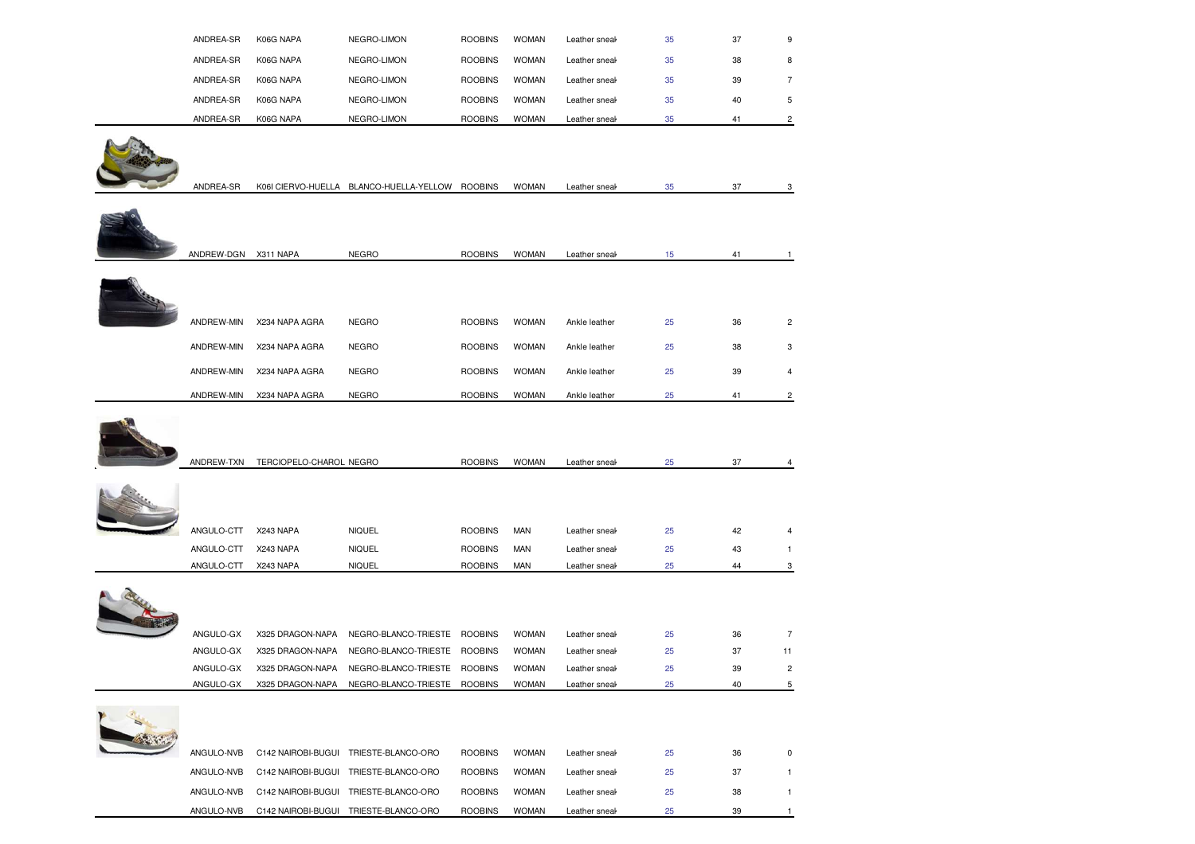| | | | | | | | | |
|---|---|---|---|---|---|---|---|---|
| ANDREA-SR | K06G NAPA | NEGRO-LIMON | ROOBINS | WOMAN | Leather sneak | 35 | 37 | 9 |
| ANDREA-SR | K06G NAPA | NEGRO-LIMON | ROOBINS | WOMAN | Leather sneak | 35 | 38 | 8 |
| ANDREA-SR | K06G NAPA | NEGRO-LIMON | ROOBINS | WOMAN | Leather sneak | 35 | 39 | 7 |
| ANDREA-SR | K06G NAPA | NEGRO-LIMON | ROOBINS | WOMAN | Leather sneak | 35 | 40 | 5 |
| ANDREA-SR | K06G NAPA | NEGRO-LIMON | ROOBINS | WOMAN | Leather sneak | 35 | 41 | 2 |
| ANDREA-SR | K06I CIERVO-HUELLA | BLANCO-HUELLA-YELLOW | ROOBINS | WOMAN | Leather sneak | 35 | 37 | 3 |
| ANDREW-DGN | X311 NAPA | NEGRO | ROOBINS | WOMAN | Leather sneak | 15 | 41 | 1 |
| ANDREW-MIN | X234 NAPA AGRA | NEGRO | ROOBINS | WOMAN | Ankle leather | 25 | 36 | 2 |
| ANDREW-MIN | X234 NAPA AGRA | NEGRO | ROOBINS | WOMAN | Ankle leather | 25 | 38 | 3 |
| ANDREW-MIN | X234 NAPA AGRA | NEGRO | ROOBINS | WOMAN | Ankle leather | 25 | 39 | 4 |
| ANDREW-MIN | X234 NAPA AGRA | NEGRO | ROOBINS | WOMAN | Ankle leather | 25 | 41 | 2 |
| ANDREW-TXN | TERCIOPELO-CHAROL | NEGRO | ROOBINS | WOMAN | Leather sneak | 25 | 37 | 4 |
| ANGULO-CTT | X243 NAPA | NIQUEL | ROOBINS | MAN | Leather sneak | 25 | 42 | 4 |
| ANGULO-CTT | X243 NAPA | NIQUEL | ROOBINS | MAN | Leather sneak | 25 | 43 | 1 |
| ANGULO-CTT | X243 NAPA | NIQUEL | ROOBINS | MAN | Leather sneak | 25 | 44 | 3 |
| ANGULO-GX | X325 DRAGON-NAPA | NEGRO-BLANCO-TRIESTE | ROOBINS | WOMAN | Leather sneak | 25 | 36 | 7 |
| ANGULO-GX | X325 DRAGON-NAPA | NEGRO-BLANCO-TRIESTE | ROOBINS | WOMAN | Leather sneak | 25 | 37 | 11 |
| ANGULO-GX | X325 DRAGON-NAPA | NEGRO-BLANCO-TRIESTE | ROOBINS | WOMAN | Leather sneak | 25 | 39 | 2 |
| ANGULO-GX | X325 DRAGON-NAPA | NEGRO-BLANCO-TRIESTE | ROOBINS | WOMAN | Leather sneak | 25 | 40 | 5 |
| ANGULO-NVB | C142 NAIROBI-BUGUI | TRIESTE-BLANCO-ORO | ROOBINS | WOMAN | Leather sneak | 25 | 36 | 0 |
| ANGULO-NVB | C142 NAIROBI-BUGUI | TRIESTE-BLANCO-ORO | ROOBINS | WOMAN | Leather sneak | 25 | 37 | 1 |
| ANGULO-NVB | C142 NAIROBI-BUGUI | TRIESTE-BLANCO-ORO | ROOBINS | WOMAN | Leather sneak | 25 | 38 | 1 |
| ANGULO-NVB | C142 NAIROBI-BUGUI | TRIESTE-BLANCO-ORO | ROOBINS | WOMAN | Leather sneak | 25 | 39 | 1 |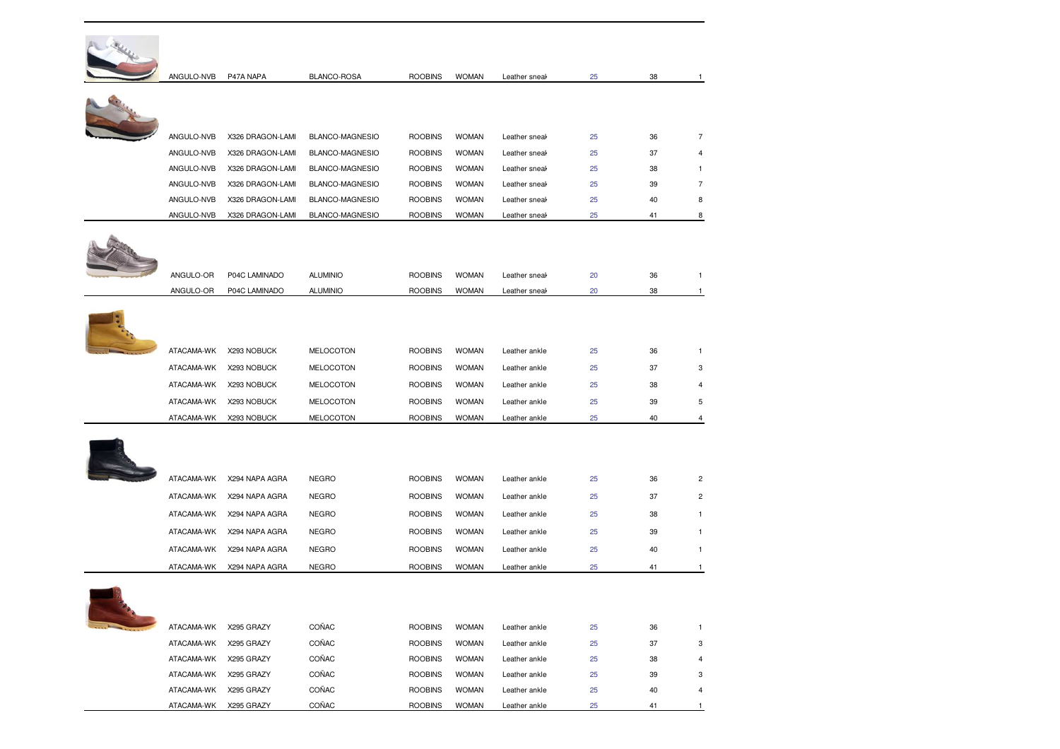| | | | | | | | | |
|---|---|---|---|---|---|---|---|---|
| ANGULO-NVB | P47A NAPA | BLANCO-ROSA | ROOBINS | WOMAN | Leather sneak | 25 | 38 | 1 |
| ANGULO-NVB | X326 DRAGON-LAMI | BLANCO-MAGNESIO | ROOBINS | WOMAN | Leather sneak | 25 | 36 | 7 |
| ANGULO-NVB | X326 DRAGON-LAMI | BLANCO-MAGNESIO | ROOBINS | WOMAN | Leather sneak | 25 | 37 | 4 |
| ANGULO-NVB | X326 DRAGON-LAMI | BLANCO-MAGNESIO | ROOBINS | WOMAN | Leather sneak | 25 | 38 | 1 |
| ANGULO-NVB | X326 DRAGON-LAMI | BLANCO-MAGNESIO | ROOBINS | WOMAN | Leather sneak | 25 | 39 | 7 |
| ANGULO-NVB | X326 DRAGON-LAMI | BLANCO-MAGNESIO | ROOBINS | WOMAN | Leather sneak | 25 | 40 | 8 |
| ANGULO-NVB | X326 DRAGON-LAMI | BLANCO-MAGNESIO | ROOBINS | WOMAN | Leather sneak | 25 | 41 | 8 |
| ANGULO-OR | P04C LAMINADO | ALUMINIO | ROOBINS | WOMAN | Leather sneak | 20 | 36 | 1 |
| ANGULO-OR | P04C LAMINADO | ALUMINIO | ROOBINS | WOMAN | Leather sneak | 20 | 38 | 1 |
| ATACAMA-WK | X293 NOBUCK | MELOCOTON | ROOBINS | WOMAN | Leather ankle | 25 | 36 | 1 |
| ATACAMA-WK | X293 NOBUCK | MELOCOTON | ROOBINS | WOMAN | Leather ankle | 25 | 37 | 3 |
| ATACAMA-WK | X293 NOBUCK | MELOCOTON | ROOBINS | WOMAN | Leather ankle | 25 | 38 | 4 |
| ATACAMA-WK | X293 NOBUCK | MELOCOTON | ROOBINS | WOMAN | Leather ankle | 25 | 39 | 5 |
| ATACAMA-WK | X293 NOBUCK | MELOCOTON | ROOBINS | WOMAN | Leather ankle | 25 | 40 | 4 |
| ATACAMA-WK | X294 NAPA AGRA | NEGRO | ROOBINS | WOMAN | Leather ankle | 25 | 36 | 2 |
| ATACAMA-WK | X294 NAPA AGRA | NEGRO | ROOBINS | WOMAN | Leather ankle | 25 | 37 | 2 |
| ATACAMA-WK | X294 NAPA AGRA | NEGRO | ROOBINS | WOMAN | Leather ankle | 25 | 38 | 1 |
| ATACAMA-WK | X294 NAPA AGRA | NEGRO | ROOBINS | WOMAN | Leather ankle | 25 | 39 | 1 |
| ATACAMA-WK | X294 NAPA AGRA | NEGRO | ROOBINS | WOMAN | Leather ankle | 25 | 40 | 1 |
| ATACAMA-WK | X294 NAPA AGRA | NEGRO | ROOBINS | WOMAN | Leather ankle | 25 | 41 | 1 |
| ATACAMA-WK | X295 GRAZY | COÑAC | ROOBINS | WOMAN | Leather ankle | 25 | 36 | 1 |
| ATACAMA-WK | X295 GRAZY | COÑAC | ROOBINS | WOMAN | Leather ankle | 25 | 37 | 3 |
| ATACAMA-WK | X295 GRAZY | COÑAC | ROOBINS | WOMAN | Leather ankle | 25 | 38 | 4 |
| ATACAMA-WK | X295 GRAZY | COÑAC | ROOBINS | WOMAN | Leather ankle | 25 | 39 | 3 |
| ATACAMA-WK | X295 GRAZY | COÑAC | ROOBINS | WOMAN | Leather ankle | 25 | 40 | 4 |
| ATACAMA-WK | X295 GRAZY | COÑAC | ROOBINS | WOMAN | Leather ankle | 25 | 41 | 1 |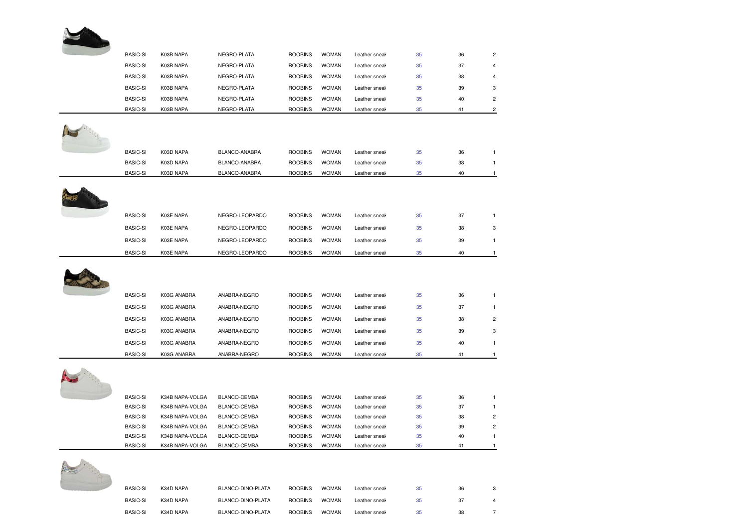| | | | | | | | |
|---|---|---|---|---|---|---|---|
| BASIC-SI | K03B NAPA | NEGRO-PLATA | ROOBINS | WOMAN | Leather sneak | 35 | 36 | 2 |
| BASIC-SI | K03B NAPA | NEGRO-PLATA | ROOBINS | WOMAN | Leather sneak | 35 | 37 | 4 |
| BASIC-SI | K03B NAPA | NEGRO-PLATA | ROOBINS | WOMAN | Leather sneak | 35 | 38 | 4 |
| BASIC-SI | K03B NAPA | NEGRO-PLATA | ROOBINS | WOMAN | Leather sneak | 35 | 39 | 3 |
| BASIC-SI | K03B NAPA | NEGRO-PLATA | ROOBINS | WOMAN | Leather sneak | 35 | 40 | 2 |
| BASIC-SI | K03B NAPA | NEGRO-PLATA | ROOBINS | WOMAN | Leather sneak | 35 | 41 | 2 |
| BASIC-SI | K03D NAPA | BLANCO-ANABRA | ROOBINS | WOMAN | Leather sneak | 35 | 36 | 1 |
| BASIC-SI | K03D NAPA | BLANCO-ANABRA | ROOBINS | WOMAN | Leather sneak | 35 | 38 | 1 |
| BASIC-SI | K03D NAPA | BLANCO-ANABRA | ROOBINS | WOMAN | Leather sneak | 35 | 40 | 1 |
| BASIC-SI | K03E NAPA | NEGRO-LEOPARDO | ROOBINS | WOMAN | Leather sneak | 35 | 37 | 1 |
| BASIC-SI | K03E NAPA | NEGRO-LEOPARDO | ROOBINS | WOMAN | Leather sneak | 35 | 38 | 3 |
| BASIC-SI | K03E NAPA | NEGRO-LEOPARDO | ROOBINS | WOMAN | Leather sneak | 35 | 39 | 1 |
| BASIC-SI | K03E NAPA | NEGRO-LEOPARDO | ROOBINS | WOMAN | Leather sneak | 35 | 40 | 1 |
| BASIC-SI | K03G ANABRA | ANABRA-NEGRO | ROOBINS | WOMAN | Leather sneak | 35 | 36 | 1 |
| BASIC-SI | K03G ANABRA | ANABRA-NEGRO | ROOBINS | WOMAN | Leather sneak | 35 | 37 | 1 |
| BASIC-SI | K03G ANABRA | ANABRA-NEGRO | ROOBINS | WOMAN | Leather sneak | 35 | 38 | 2 |
| BASIC-SI | K03G ANABRA | ANABRA-NEGRO | ROOBINS | WOMAN | Leather sneak | 35 | 39 | 3 |
| BASIC-SI | K03G ANABRA | ANABRA-NEGRO | ROOBINS | WOMAN | Leather sneak | 35 | 40 | 1 |
| BASIC-SI | K03G ANABRA | ANABRA-NEGRO | ROOBINS | WOMAN | Leather sneak | 35 | 41 | 1 |
| BASIC-SI | K34B NAPA-VOLGA | BLANCO-CEMBA | ROOBINS | WOMAN | Leather sneak | 35 | 36 | 1 |
| BASIC-SI | K34B NAPA-VOLGA | BLANCO-CEMBA | ROOBINS | WOMAN | Leather sneak | 35 | 37 | 1 |
| BASIC-SI | K34B NAPA-VOLGA | BLANCO-CEMBA | ROOBINS | WOMAN | Leather sneak | 35 | 38 | 2 |
| BASIC-SI | K34B NAPA-VOLGA | BLANCO-CEMBA | ROOBINS | WOMAN | Leather sneak | 35 | 39 | 2 |
| BASIC-SI | K34B NAPA-VOLGA | BLANCO-CEMBA | ROOBINS | WOMAN | Leather sneak | 35 | 40 | 1 |
| BASIC-SI | K34B NAPA-VOLGA | BLANCO-CEMBA | ROOBINS | WOMAN | Leather sneak | 35 | 41 | 1 |
| BASIC-SI | K34D NAPA | BLANCO-DINO-PLATA | ROOBINS | WOMAN | Leather sneak | 35 | 36 | 3 |
| BASIC-SI | K34D NAPA | BLANCO-DINO-PLATA | ROOBINS | WOMAN | Leather sneak | 35 | 37 | 4 |
| BASIC-SI | K34D NAPA | BLANCO-DINO-PLATA | ROOBINS | WOMAN | Leather sneak | 35 | 38 | 7 |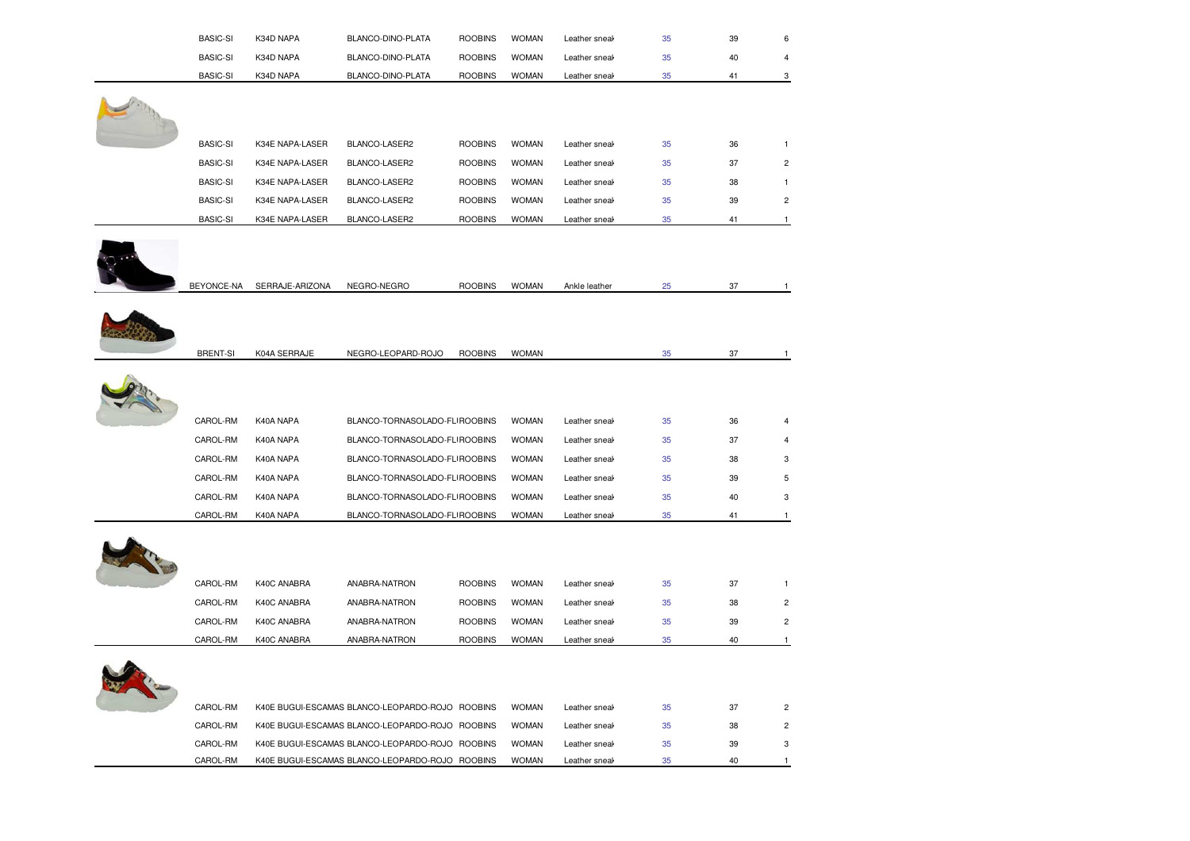| | | | | | | | | |
|---|---|---|---|---|---|---|---|---|
| | BASIC-SI | K34D NAPA | BLANCO-DINO-PLATA | ROOBINS | WOMAN | Leather sneak | 35 | 39 | 6 |
| | BASIC-SI | K34D NAPA | BLANCO-DINO-PLATA | ROOBINS | WOMAN | Leather sneak | 35 | 40 | 4 |
| | BASIC-SI | K34D NAPA | BLANCO-DINO-PLATA | ROOBINS | WOMAN | Leather sneak | 35 | 41 | 3 |
| | BASIC-SI | K34E NAPA-LASER | BLANCO-LASER2 | ROOBINS | WOMAN | Leather sneak | 35 | 36 | 1 |
| | BASIC-SI | K34E NAPA-LASER | BLANCO-LASER2 | ROOBINS | WOMAN | Leather sneak | 35 | 37 | 2 |
| | BASIC-SI | K34E NAPA-LASER | BLANCO-LASER2 | ROOBINS | WOMAN | Leather sneak | 35 | 38 | 1 |
| | BASIC-SI | K34E NAPA-LASER | BLANCO-LASER2 | ROOBINS | WOMAN | Leather sneak | 35 | 39 | 2 |
| | BASIC-SI | K34E NAPA-LASER | BLANCO-LASER2 | ROOBINS | WOMAN | Leather sneak | 35 | 41 | 1 |
| | BEYONCE-NA | SERRAJE-ARIZONA | NEGRO-NEGRO | ROOBINS | WOMAN | Ankle leather | 25 | 37 | 1 |
| | BRENT-SI | K04A SERRAJE | NEGRO-LEOPARD-ROJO | ROOBINS | WOMAN | | 35 | 37 | 1 |
| | CAROL-RM | K40A NAPA | BLANCO-TORNASOLADO-FLI | ROOBINS | WOMAN | Leather sneak | 35 | 36 | 4 |
| | CAROL-RM | K40A NAPA | BLANCO-TORNASOLADO-FLI | ROOBINS | WOMAN | Leather sneak | 35 | 37 | 4 |
| | CAROL-RM | K40A NAPA | BLANCO-TORNASOLADO-FLI | ROOBINS | WOMAN | Leather sneak | 35 | 38 | 3 |
| | CAROL-RM | K40A NAPA | BLANCO-TORNASOLADO-FLI | ROOBINS | WOMAN | Leather sneak | 35 | 39 | 5 |
| | CAROL-RM | K40A NAPA | BLANCO-TORNASOLADO-FLI | ROOBINS | WOMAN | Leather sneak | 35 | 40 | 3 |
| | CAROL-RM | K40A NAPA | BLANCO-TORNASOLADO-FLI | ROOBINS | WOMAN | Leather sneak | 35 | 41 | 1 |
| | CAROL-RM | K40C ANABRA | ANABRA-NATRON | ROOBINS | WOMAN | Leather sneak | 35 | 37 | 1 |
| | CAROL-RM | K40C ANABRA | ANABRA-NATRON | ROOBINS | WOMAN | Leather sneak | 35 | 38 | 2 |
| | CAROL-RM | K40C ANABRA | ANABRA-NATRON | ROOBINS | WOMAN | Leather sneak | 35 | 39 | 2 |
| | CAROL-RM | K40C ANABRA | ANABRA-NATRON | ROOBINS | WOMAN | Leather sneak | 35 | 40 | 1 |
| | CAROL-RM | K40E BUGUI-ESCAMAS | BLANCO-LEOPARDO-ROJO | ROOBINS | WOMAN | Leather sneak | 35 | 37 | 2 |
| | CAROL-RM | K40E BUGUI-ESCAMAS | BLANCO-LEOPARDO-ROJO | ROOBINS | WOMAN | Leather sneak | 35 | 38 | 2 |
| | CAROL-RM | K40E BUGUI-ESCAMAS | BLANCO-LEOPARDO-ROJO | ROOBINS | WOMAN | Leather sneak | 35 | 39 | 3 |
| | CAROL-RM | K40E BUGUI-ESCAMAS | BLANCO-LEOPARDO-ROJO | ROOBINS | WOMAN | Leather sneak | 35 | 40 | 1 |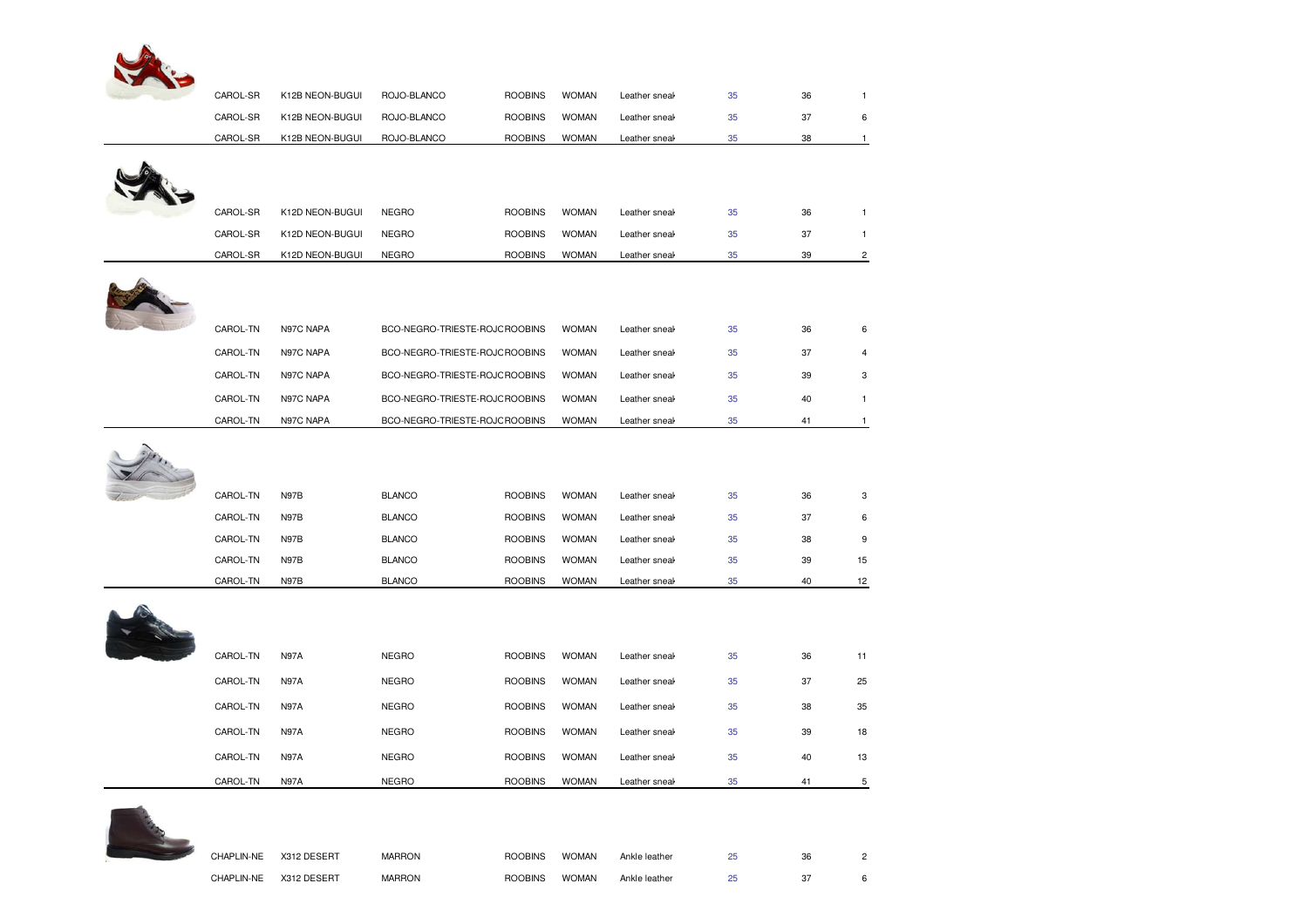| | | | | | | | | |
|---|---|---|---|---|---|---|---|---|
| CAROL-SR | K12B NEON-BUGUI | ROJO-BLANCO | ROOBINS | WOMAN | Leather sneak | 35 | 36 | 1 |
| CAROL-SR | K12B NEON-BUGUI | ROJO-BLANCO | ROOBINS | WOMAN | Leather sneak | 35 | 37 | 6 |
| CAROL-SR | K12B NEON-BUGUI | ROJO-BLANCO | ROOBINS | WOMAN | Leather sneak | 35 | 38 | 1 |
| CAROL-SR | K12D NEON-BUGUI | NEGRO | ROOBINS | WOMAN | Leather sneak | 35 | 36 | 1 |
| CAROL-SR | K12D NEON-BUGUI | NEGRO | ROOBINS | WOMAN | Leather sneak | 35 | 37 | 1 |
| CAROL-SR | K12D NEON-BUGUI | NEGRO | ROOBINS | WOMAN | Leather sneak | 35 | 39 | 2 |
| CAROL-TN | N97C NAPA | BCO-NEGRO-TRIESTE-ROJO | ROOBINS | WOMAN | Leather sneak | 35 | 36 | 6 |
| CAROL-TN | N97C NAPA | BCO-NEGRO-TRIESTE-ROJO | ROOBINS | WOMAN | Leather sneak | 35 | 37 | 4 |
| CAROL-TN | N97C NAPA | BCO-NEGRO-TRIESTE-ROJO | ROOBINS | WOMAN | Leather sneak | 35 | 39 | 3 |
| CAROL-TN | N97C NAPA | BCO-NEGRO-TRIESTE-ROJO | ROOBINS | WOMAN | Leather sneak | 35 | 40 | 1 |
| CAROL-TN | N97C NAPA | BCO-NEGRO-TRIESTE-ROJO | ROOBINS | WOMAN | Leather sneak | 35 | 41 | 1 |
| CAROL-TN | N97B | BLANCO | ROOBINS | WOMAN | Leather sneak | 35 | 36 | 3 |
| CAROL-TN | N97B | BLANCO | ROOBINS | WOMAN | Leather sneak | 35 | 37 | 6 |
| CAROL-TN | N97B | BLANCO | ROOBINS | WOMAN | Leather sneak | 35 | 38 | 9 |
| CAROL-TN | N97B | BLANCO | ROOBINS | WOMAN | Leather sneak | 35 | 39 | 15 |
| CAROL-TN | N97B | BLANCO | ROOBINS | WOMAN | Leather sneak | 35 | 40 | 12 |
| CAROL-TN | N97A | NEGRO | ROOBINS | WOMAN | Leather sneak | 35 | 36 | 11 |
| CAROL-TN | N97A | NEGRO | ROOBINS | WOMAN | Leather sneak | 35 | 37 | 25 |
| CAROL-TN | N97A | NEGRO | ROOBINS | WOMAN | Leather sneak | 35 | 38 | 35 |
| CAROL-TN | N97A | NEGRO | ROOBINS | WOMAN | Leather sneak | 35 | 39 | 18 |
| CAROL-TN | N97A | NEGRO | ROOBINS | WOMAN | Leather sneak | 35 | 40 | 13 |
| CAROL-TN | N97A | NEGRO | ROOBINS | WOMAN | Leather sneak | 35 | 41 | 5 |
| CHAPLIN-NE | X312 DESERT | MARRON | ROOBINS | WOMAN | Ankle leather | 25 | 36 | 2 |
| CHAPLIN-NE | X312 DESERT | MARRON | ROOBINS | WOMAN | Ankle leather | 25 | 37 | 6 |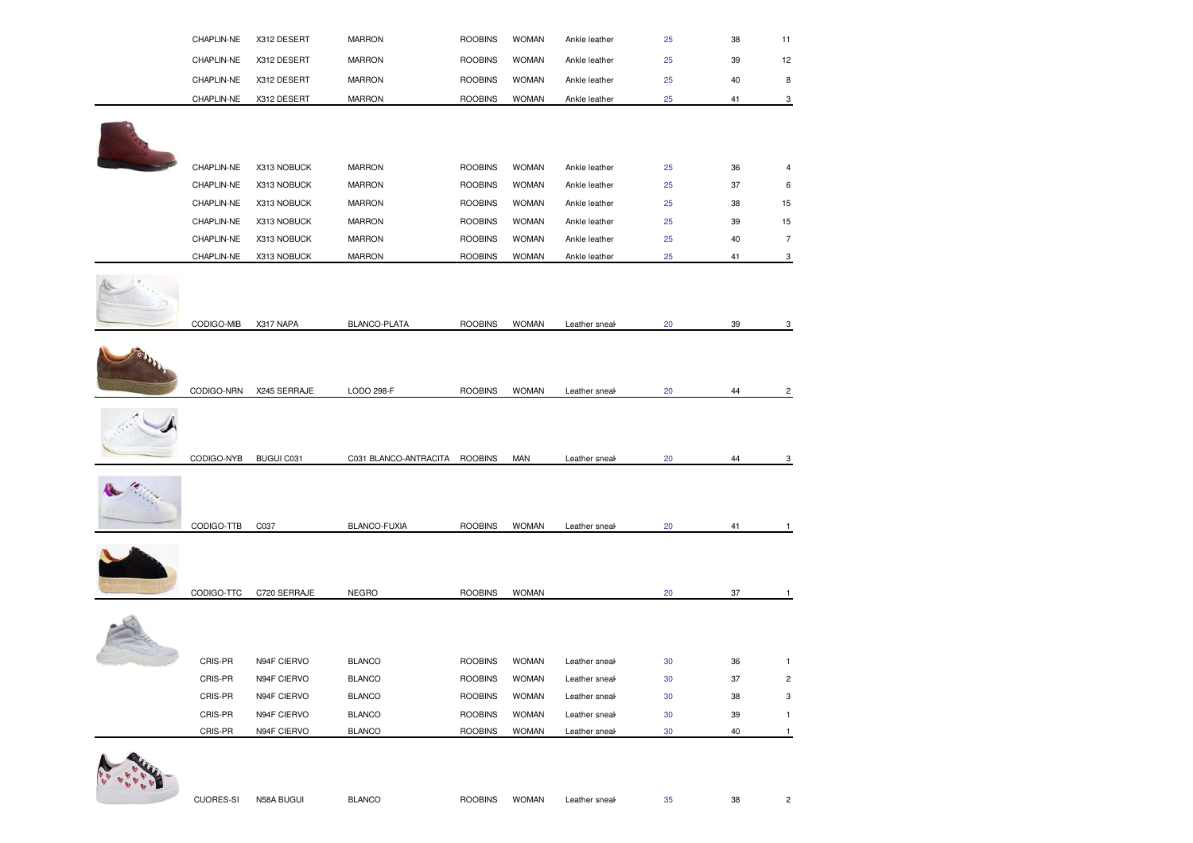| | | | | | | | | |
|---|---|---|---|---|---|---|---|---|
| CHAPLIN-NE | X312 DESERT | MARRON | ROOBINS | WOMAN | Ankle leather | 25 | 38 | 11 |
| CHAPLIN-NE | X312 DESERT | MARRON | ROOBINS | WOMAN | Ankle leather | 25 | 39 | 12 |
| CHAPLIN-NE | X312 DESERT | MARRON | ROOBINS | WOMAN | Ankle leather | 25 | 40 | 8 |
| CHAPLIN-NE | X312 DESERT | MARRON | ROOBINS | WOMAN | Ankle leather | 25 | 41 | 3 |
| CHAPLIN-NE | X313 NOBUCK | MARRON | ROOBINS | WOMAN | Ankle leather | 25 | 36 | 4 |
| CHAPLIN-NE | X313 NOBUCK | MARRON | ROOBINS | WOMAN | Ankle leather | 25 | 37 | 6 |
| CHAPLIN-NE | X313 NOBUCK | MARRON | ROOBINS | WOMAN | Ankle leather | 25 | 38 | 15 |
| CHAPLIN-NE | X313 NOBUCK | MARRON | ROOBINS | WOMAN | Ankle leather | 25 | 39 | 15 |
| CHAPLIN-NE | X313 NOBUCK | MARRON | ROOBINS | WOMAN | Ankle leather | 25 | 40 | 7 |
| CHAPLIN-NE | X313 NOBUCK | MARRON | ROOBINS | WOMAN | Ankle leather | 25 | 41 | 3 |
| CODIGO-MIB | X317 NAPA | BLANCO-PLATA | ROOBINS | WOMAN | Leather sneak | 20 | 39 | 3 |
| CODIGO-NRN | X245 SERRAJE | LODO 298-F | ROOBINS | WOMAN | Leather sneak | 20 | 44 | 2 |
| CODIGO-NYB | BUGUI C031 | C031 BLANCO-ANTRACITA | ROOBINS | MAN | Leather sneak | 20 | 44 | 3 |
| CODIGO-TTB | C037 | BLANCO-FUXIA | ROOBINS | WOMAN | Leather sneak | 20 | 41 | 1 |
| CODIGO-TTC | C720 SERRAJE | NEGRO | ROOBINS | WOMAN | | 20 | 37 | 1 |
| CRIS-PR | N94F CIERVO | BLANCO | ROOBINS | WOMAN | Leather sneak | 30 | 36 | 1 |
| CRIS-PR | N94F CIERVO | BLANCO | ROOBINS | WOMAN | Leather sneak | 30 | 37 | 2 |
| CRIS-PR | N94F CIERVO | BLANCO | ROOBINS | WOMAN | Leather sneak | 30 | 38 | 3 |
| CRIS-PR | N94F CIERVO | BLANCO | ROOBINS | WOMAN | Leather sneak | 30 | 39 | 1 |
| CRIS-PR | N94F CIERVO | BLANCO | ROOBINS | WOMAN | Leather sneak | 30 | 40 | 1 |
| CUORES-SI | N58A BUGUI | BLANCO | ROOBINS | WOMAN | Leather sneak | 35 | 38 | 2 |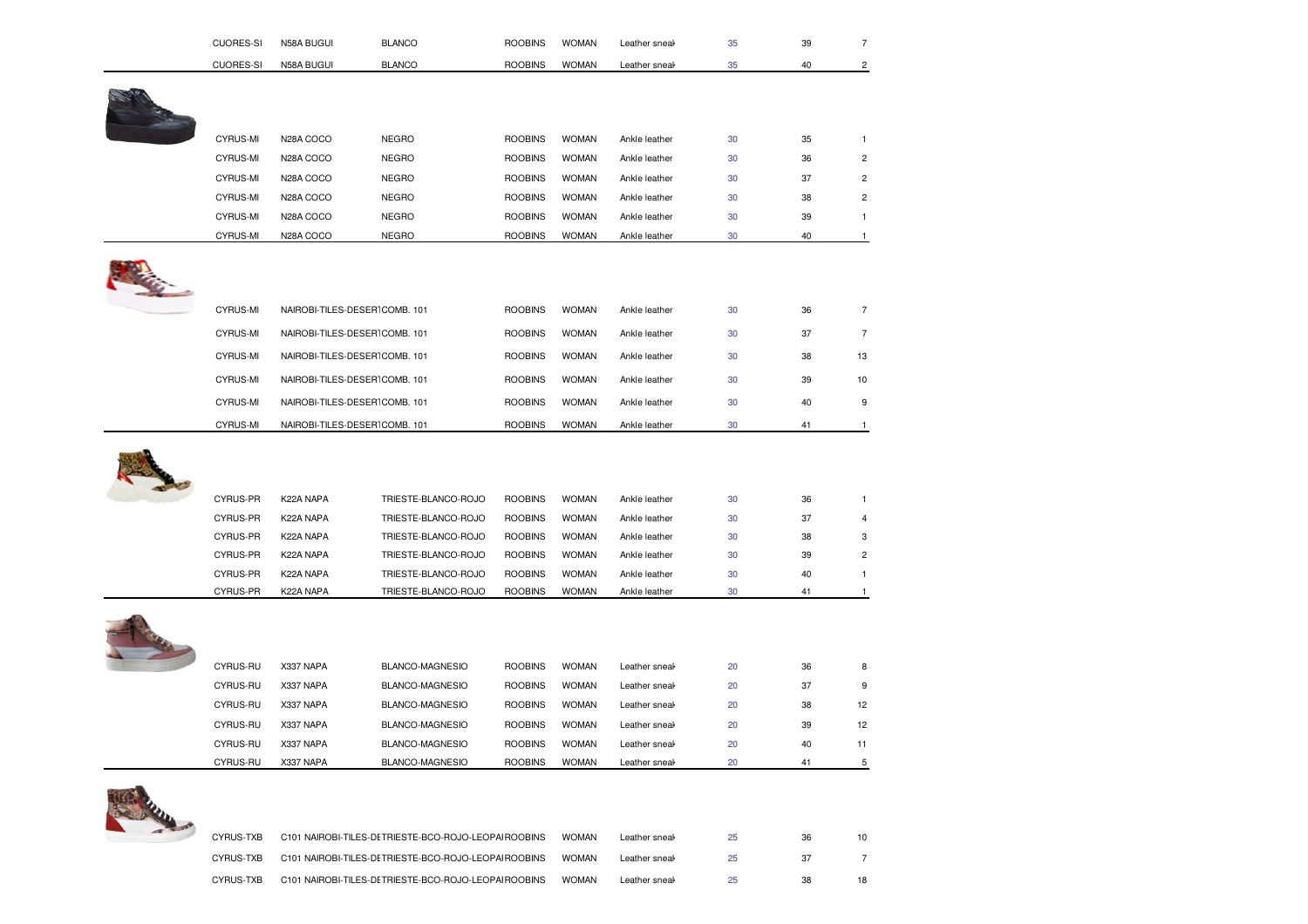| | | | | | | | | |
|---|---|---|---|---|---|---|---|---|
| CUORES-SI | N58A BUGUI | BLANCO | ROOBINS | WOMAN | Leather sneak | 35 | 39 | 7 |
| CUORES-SI | N58A BUGUI | BLANCO | ROOBINS | WOMAN | Leather sneak | 35 | 40 | 2 |
| CYRUS-MI | N28A COCO | NEGRO | ROOBINS | WOMAN | Ankle leather | 30 | 35 | 1 |
| CYRUS-MI | N28A COCO | NEGRO | ROOBINS | WOMAN | Ankle leather | 30 | 36 | 2 |
| CYRUS-MI | N28A COCO | NEGRO | ROOBINS | WOMAN | Ankle leather | 30 | 37 | 2 |
| CYRUS-MI | N28A COCO | NEGRO | ROOBINS | WOMAN | Ankle leather | 30 | 38 | 2 |
| CYRUS-MI | N28A COCO | NEGRO | ROOBINS | WOMAN | Ankle leather | 30 | 39 | 1 |
| CYRUS-MI | N28A COCO | NEGRO | ROOBINS | WOMAN | Ankle leather | 30 | 40 | 1 |
| CYRUS-MI | NAIROBI-TILES-DESERT | COMB. 101 | ROOBINS | WOMAN | Ankle leather | 30 | 36 | 7 |
| CYRUS-MI | NAIROBI-TILES-DESERT | COMB. 101 | ROOBINS | WOMAN | Ankle leather | 30 | 37 | 7 |
| CYRUS-MI | NAIROBI-TILES-DESERT | COMB. 101 | ROOBINS | WOMAN | Ankle leather | 30 | 38 | 13 |
| CYRUS-MI | NAIROBI-TILES-DESERT | COMB. 101 | ROOBINS | WOMAN | Ankle leather | 30 | 39 | 10 |
| CYRUS-MI | NAIROBI-TILES-DESERT | COMB. 101 | ROOBINS | WOMAN | Ankle leather | 30 | 40 | 9 |
| CYRUS-MI | NAIROBI-TILES-DESERT | COMB. 101 | ROOBINS | WOMAN | Ankle leather | 30 | 41 | 1 |
| CYRUS-PR | K22A NAPA | TRIESTE-BLANCO-ROJO | ROOBINS | WOMAN | Ankle leather | 30 | 36 | 1 |
| CYRUS-PR | K22A NAPA | TRIESTE-BLANCO-ROJO | ROOBINS | WOMAN | Ankle leather | 30 | 37 | 4 |
| CYRUS-PR | K22A NAPA | TRIESTE-BLANCO-ROJO | ROOBINS | WOMAN | Ankle leather | 30 | 38 | 3 |
| CYRUS-PR | K22A NAPA | TRIESTE-BLANCO-ROJO | ROOBINS | WOMAN | Ankle leather | 30 | 39 | 2 |
| CYRUS-PR | K22A NAPA | TRIESTE-BLANCO-ROJO | ROOBINS | WOMAN | Ankle leather | 30 | 40 | 1 |
| CYRUS-PR | K22A NAPA | TRIESTE-BLANCO-ROJO | ROOBINS | WOMAN | Ankle leather | 30 | 41 | 1 |
| CYRUS-RU | X337 NAPA | BLANCO-MAGNESIO | ROOBINS | WOMAN | Leather sneak | 20 | 36 | 8 |
| CYRUS-RU | X337 NAPA | BLANCO-MAGNESIO | ROOBINS | WOMAN | Leather sneak | 20 | 37 | 9 |
| CYRUS-RU | X337 NAPA | BLANCO-MAGNESIO | ROOBINS | WOMAN | Leather sneak | 20 | 38 | 12 |
| CYRUS-RU | X337 NAPA | BLANCO-MAGNESIO | ROOBINS | WOMAN | Leather sneak | 20 | 39 | 12 |
| CYRUS-RU | X337 NAPA | BLANCO-MAGNESIO | ROOBINS | WOMAN | Leather sneak | 20 | 40 | 11 |
| CYRUS-RU | X337 NAPA | BLANCO-MAGNESIO | ROOBINS | WOMAN | Leather sneak | 20 | 41 | 5 |
| CYRUS-TXB | C101 NAIROBI-TILES-DE | TRIESTE-BCO-ROJO-LEOPA | ROOBINS | WOMAN | Leather sneak | 25 | 36 | 10 |
| CYRUS-TXB | C101 NAIROBI-TILES-DE | TRIESTE-BCO-ROJO-LEOPA | ROOBINS | WOMAN | Leather sneak | 25 | 37 | 7 |
| CYRUS-TXB | C101 NAIROBI-TILES-DE | TRIESTE-BCO-ROJO-LEOPA | ROOBINS | WOMAN | Leather sneak | 25 | 38 | 18 |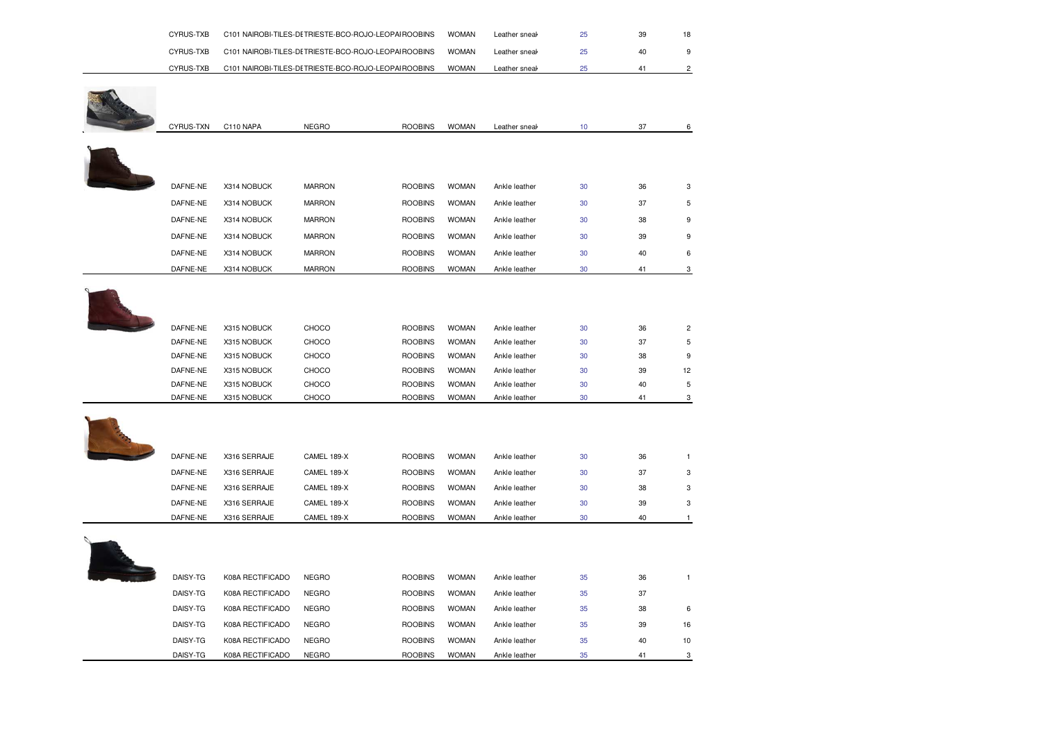| | | | | | | | | |
|---|---|---|---|---|---|---|---|---|
| CYRUS-TXB | C101 NAIROBI-TILES-DETRIESTE-BCO-ROJO-LEOPA | | ROOBINS | WOMAN | Leather sneak | 25 | 39 | 18 |
| CYRUS-TXB | C101 NAIROBI-TILES-DETRIESTE-BCO-ROJO-LEOPA | | ROOBINS | WOMAN | Leather sneak | 25 | 40 | 9 |
| CYRUS-TXB | C101 NAIROBI-TILES-DETRIESTE-BCO-ROJO-LEOPA | | ROOBINS | WOMAN | Leather sneak | 25 | 41 | 2 |
| CYRUS-TXN | C110 NAPA | NEGRO | ROOBINS | WOMAN | Leather sneak | 10 | 37 | 6 |
| DAFNE-NE | X314 NOBUCK | MARRON | ROOBINS | WOMAN | Ankle leather | 30 | 36 | 3 |
| DAFNE-NE | X314 NOBUCK | MARRON | ROOBINS | WOMAN | Ankle leather | 30 | 37 | 5 |
| DAFNE-NE | X314 NOBUCK | MARRON | ROOBINS | WOMAN | Ankle leather | 30 | 38 | 9 |
| DAFNE-NE | X314 NOBUCK | MARRON | ROOBINS | WOMAN | Ankle leather | 30 | 39 | 9 |
| DAFNE-NE | X314 NOBUCK | MARRON | ROOBINS | WOMAN | Ankle leather | 30 | 40 | 6 |
| DAFNE-NE | X314 NOBUCK | MARRON | ROOBINS | WOMAN | Ankle leather | 30 | 41 | 3 |
| DAFNE-NE | X315 NOBUCK | CHOCO | ROOBINS | WOMAN | Ankle leather | 30 | 36 | 2 |
| DAFNE-NE | X315 NOBUCK | CHOCO | ROOBINS | WOMAN | Ankle leather | 30 | 37 | 5 |
| DAFNE-NE | X315 NOBUCK | CHOCO | ROOBINS | WOMAN | Ankle leather | 30 | 38 | 9 |
| DAFNE-NE | X315 NOBUCK | CHOCO | ROOBINS | WOMAN | Ankle leather | 30 | 39 | 12 |
| DAFNE-NE | X315 NOBUCK | CHOCO | ROOBINS | WOMAN | Ankle leather | 30 | 40 | 5 |
| DAFNE-NE | X315 NOBUCK | CHOCO | ROOBINS | WOMAN | Ankle leather | 30 | 41 | 3 |
| DAFNE-NE | X316 SERRAJE | CAMEL 189-X | ROOBINS | WOMAN | Ankle leather | 30 | 36 | 1 |
| DAFNE-NE | X316 SERRAJE | CAMEL 189-X | ROOBINS | WOMAN | Ankle leather | 30 | 37 | 3 |
| DAFNE-NE | X316 SERRAJE | CAMEL 189-X | ROOBINS | WOMAN | Ankle leather | 30 | 38 | 3 |
| DAFNE-NE | X316 SERRAJE | CAMEL 189-X | ROOBINS | WOMAN | Ankle leather | 30 | 39 | 3 |
| DAFNE-NE | X316 SERRAJE | CAMEL 189-X | ROOBINS | WOMAN | Ankle leather | 30 | 40 | 1 |
| DAISY-TG | K08A RECTIFICADO | NEGRO | ROOBINS | WOMAN | Ankle leather | 35 | 36 | 1 |
| DAISY-TG | K08A RECTIFICADO | NEGRO | ROOBINS | WOMAN | Ankle leather | 35 | 37 | |
| DAISY-TG | K08A RECTIFICADO | NEGRO | ROOBINS | WOMAN | Ankle leather | 35 | 38 | 6 |
| DAISY-TG | K08A RECTIFICADO | NEGRO | ROOBINS | WOMAN | Ankle leather | 35 | 39 | 16 |
| DAISY-TG | K08A RECTIFICADO | NEGRO | ROOBINS | WOMAN | Ankle leather | 35 | 40 | 10 |
| DAISY-TG | K08A RECTIFICADO | NEGRO | ROOBINS | WOMAN | Ankle leather | 35 | 41 | 3 |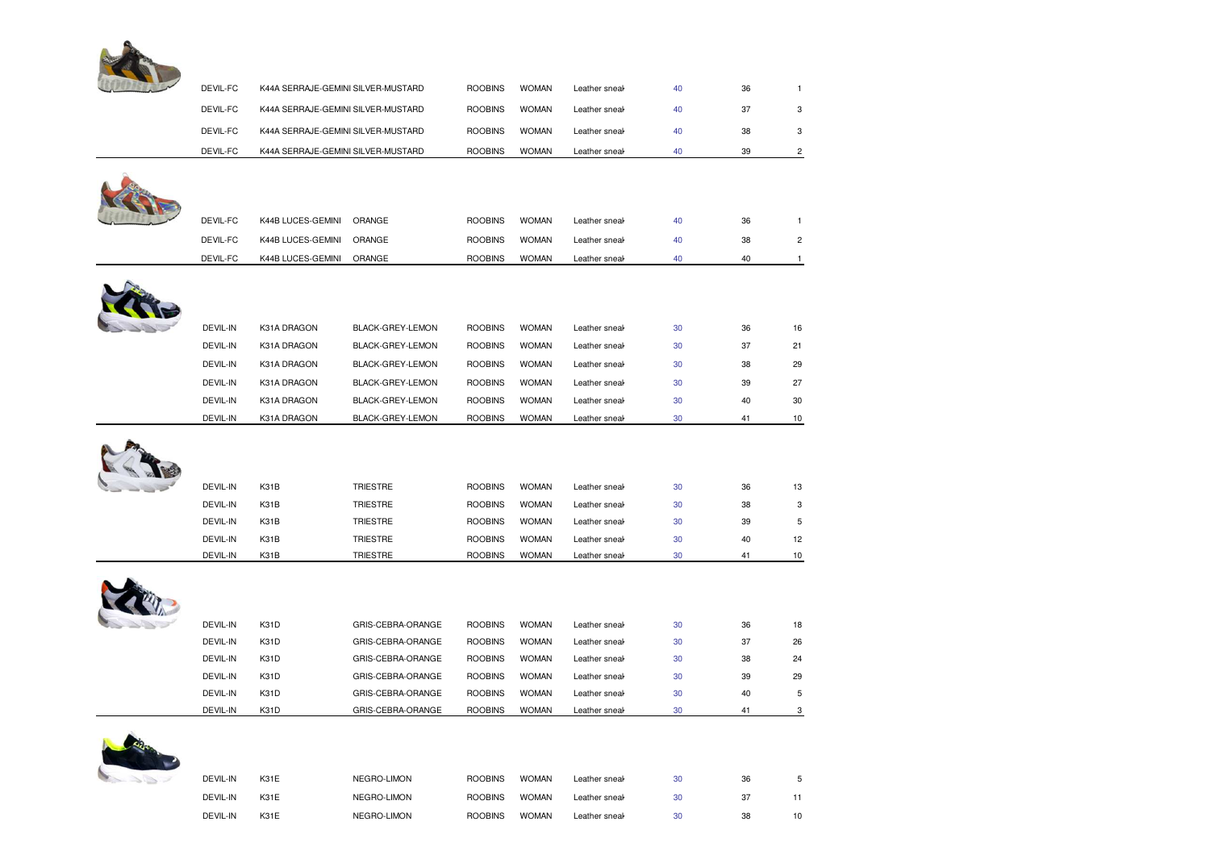| | | | | | | | | |
|---|---|---|---|---|---|---|---|---|
| DEVIL-FC | K44A SERRAJE-GEMINI SILVER-MUSTARD | | ROOBINS | WOMAN | Leather sneak | 40 | 36 | 1 |
| DEVIL-FC | K44A SERRAJE-GEMINI SILVER-MUSTARD | | ROOBINS | WOMAN | Leather sneak | 40 | 37 | 3 |
| DEVIL-FC | K44A SERRAJE-GEMINI SILVER-MUSTARD | | ROOBINS | WOMAN | Leather sneak | 40 | 38 | 3 |
| DEVIL-FC | K44A SERRAJE-GEMINI SILVER-MUSTARD | | ROOBINS | WOMAN | Leather sneak | 40 | 39 | 2 |
| DEVIL-FC | K44B LUCES-GEMINI | ORANGE | ROOBINS | WOMAN | Leather sneak | 40 | 36 | 1 |
| DEVIL-FC | K44B LUCES-GEMINI | ORANGE | ROOBINS | WOMAN | Leather sneak | 40 | 38 | 2 |
| DEVIL-FC | K44B LUCES-GEMINI | ORANGE | ROOBINS | WOMAN | Leather sneak | 40 | 40 | 1 |
| DEVIL-IN | K31A DRAGON | BLACK-GREY-LEMON | ROOBINS | WOMAN | Leather sneak | 30 | 36 | 16 |
| DEVIL-IN | K31A DRAGON | BLACK-GREY-LEMON | ROOBINS | WOMAN | Leather sneak | 30 | 37 | 21 |
| DEVIL-IN | K31A DRAGON | BLACK-GREY-LEMON | ROOBINS | WOMAN | Leather sneak | 30 | 38 | 29 |
| DEVIL-IN | K31A DRAGON | BLACK-GREY-LEMON | ROOBINS | WOMAN | Leather sneak | 30 | 39 | 27 |
| DEVIL-IN | K31A DRAGON | BLACK-GREY-LEMON | ROOBINS | WOMAN | Leather sneak | 30 | 40 | 30 |
| DEVIL-IN | K31A DRAGON | BLACK-GREY-LEMON | ROOBINS | WOMAN | Leather sneak | 30 | 41 | 10 |
| DEVIL-IN | K31B | TRIESTRE | ROOBINS | WOMAN | Leather sneak | 30 | 36 | 13 |
| DEVIL-IN | K31B | TRIESTRE | ROOBINS | WOMAN | Leather sneak | 30 | 38 | 3 |
| DEVIL-IN | K31B | TRIESTRE | ROOBINS | WOMAN | Leather sneak | 30 | 39 | 5 |
| DEVIL-IN | K31B | TRIESTRE | ROOBINS | WOMAN | Leather sneak | 30 | 40 | 12 |
| DEVIL-IN | K31B | TRIESTRE | ROOBINS | WOMAN | Leather sneak | 30 | 41 | 10 |
| DEVIL-IN | K31D | GRIS-CEBRA-ORANGE | ROOBINS | WOMAN | Leather sneak | 30 | 36 | 18 |
| DEVIL-IN | K31D | GRIS-CEBRA-ORANGE | ROOBINS | WOMAN | Leather sneak | 30 | 37 | 26 |
| DEVIL-IN | K31D | GRIS-CEBRA-ORANGE | ROOBINS | WOMAN | Leather sneak | 30 | 38 | 24 |
| DEVIL-IN | K31D | GRIS-CEBRA-ORANGE | ROOBINS | WOMAN | Leather sneak | 30 | 39 | 29 |
| DEVIL-IN | K31D | GRIS-CEBRA-ORANGE | ROOBINS | WOMAN | Leather sneak | 30 | 40 | 5 |
| DEVIL-IN | K31D | GRIS-CEBRA-ORANGE | ROOBINS | WOMAN | Leather sneak | 30 | 41 | 3 |
| DEVIL-IN | K31E | NEGRO-LIMON | ROOBINS | WOMAN | Leather sneak | 30 | 36 | 5 |
| DEVIL-IN | K31E | NEGRO-LIMON | ROOBINS | WOMAN | Leather sneak | 30 | 37 | 11 |
| DEVIL-IN | K31E | NEGRO-LIMON | ROOBINS | WOMAN | Leather sneak | 30 | 38 | 10 |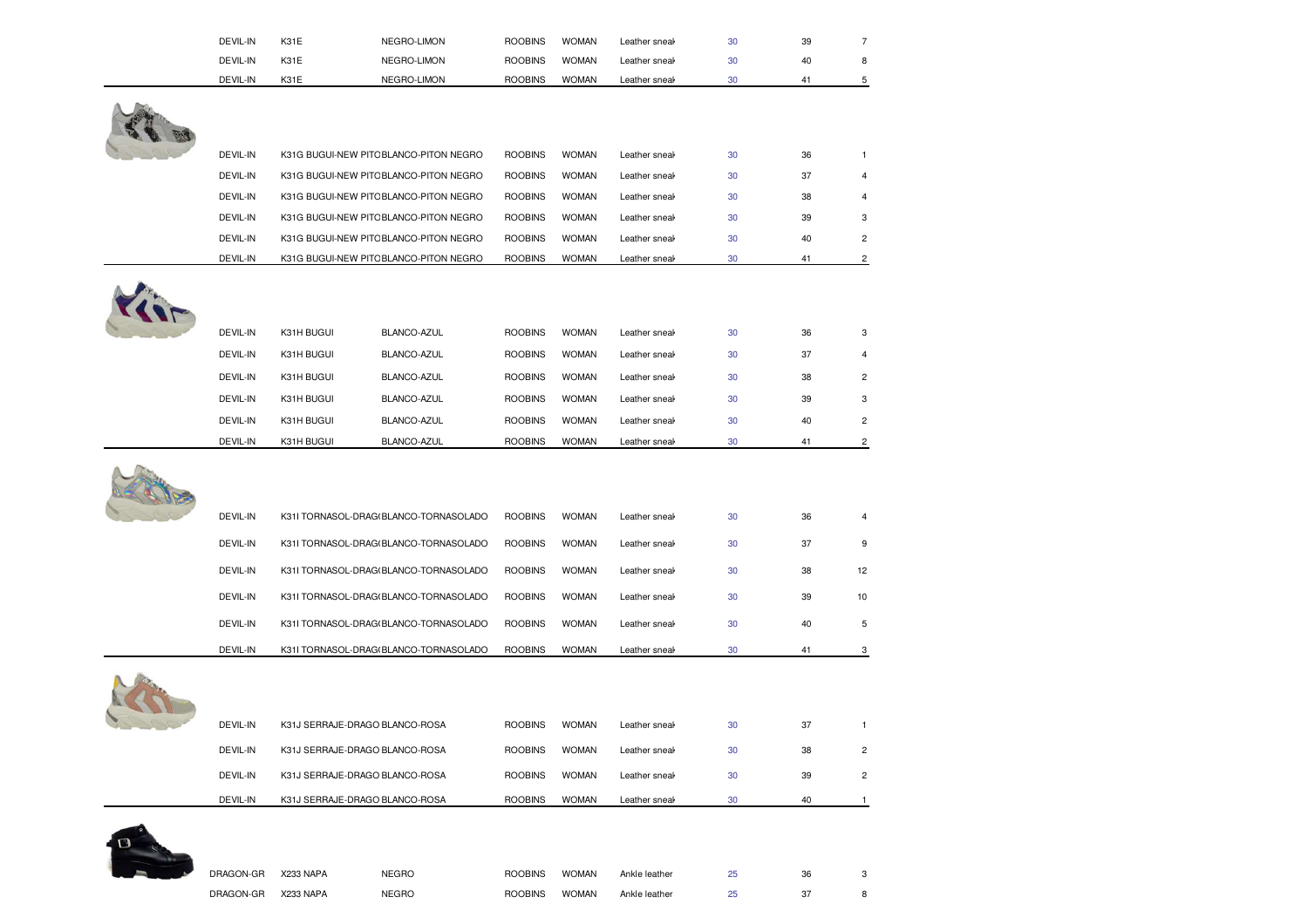| | | | | | | | | |
|---|---|---|---|---|---|---|---|---|
| DEVIL-IN | K31E | NEGRO-LIMON | ROOBINS | WOMAN | Leather sneak | 30 | 39 | 7 |
| DEVIL-IN | K31E | NEGRO-LIMON | ROOBINS | WOMAN | Leather sneak | 30 | 40 | 8 |
| DEVIL-IN | K31E | NEGRO-LIMON | ROOBINS | WOMAN | Leather sneak | 30 | 41 | 5 |
| DEVIL-IN | K31G BUGUI-NEW PITO | BLANCO-PITON NEGRO | ROOBINS | WOMAN | Leather sneak | 30 | 36 | 1 |
| DEVIL-IN | K31G BUGUI-NEW PITO | BLANCO-PITON NEGRO | ROOBINS | WOMAN | Leather sneak | 30 | 37 | 4 |
| DEVIL-IN | K31G BUGUI-NEW PITO | BLANCO-PITON NEGRO | ROOBINS | WOMAN | Leather sneak | 30 | 38 | 4 |
| DEVIL-IN | K31G BUGUI-NEW PITO | BLANCO-PITON NEGRO | ROOBINS | WOMAN | Leather sneak | 30 | 39 | 3 |
| DEVIL-IN | K31G BUGUI-NEW PITO | BLANCO-PITON NEGRO | ROOBINS | WOMAN | Leather sneak | 30 | 40 | 2 |
| DEVIL-IN | K31G BUGUI-NEW PITO | BLANCO-PITON NEGRO | ROOBINS | WOMAN | Leather sneak | 30 | 41 | 2 |
| DEVIL-IN | K31H BUGUI | BLANCO-AZUL | ROOBINS | WOMAN | Leather sneak | 30 | 36 | 3 |
| DEVIL-IN | K31H BUGUI | BLANCO-AZUL | ROOBINS | WOMAN | Leather sneak | 30 | 37 | 4 |
| DEVIL-IN | K31H BUGUI | BLANCO-AZUL | ROOBINS | WOMAN | Leather sneak | 30 | 38 | 2 |
| DEVIL-IN | K31H BUGUI | BLANCO-AZUL | ROOBINS | WOMAN | Leather sneak | 30 | 39 | 3 |
| DEVIL-IN | K31H BUGUI | BLANCO-AZUL | ROOBINS | WOMAN | Leather sneak | 30 | 40 | 2 |
| DEVIL-IN | K31H BUGUI | BLANCO-AZUL | ROOBINS | WOMAN | Leather sneak | 30 | 41 | 2 |
| DEVIL-IN | K31I TORNASOL-DRAG( | BLANCO-TORNASOLADO | ROOBINS | WOMAN | Leather sneak | 30 | 36 | 4 |
| DEVIL-IN | K31I TORNASOL-DRAG( | BLANCO-TORNASOLADO | ROOBINS | WOMAN | Leather sneak | 30 | 37 | 9 |
| DEVIL-IN | K31I TORNASOL-DRAG( | BLANCO-TORNASOLADO | ROOBINS | WOMAN | Leather sneak | 30 | 38 | 12 |
| DEVIL-IN | K31I TORNASOL-DRAG( | BLANCO-TORNASOLADO | ROOBINS | WOMAN | Leather sneak | 30 | 39 | 10 |
| DEVIL-IN | K31I TORNASOL-DRAG( | BLANCO-TORNASOLADO | ROOBINS | WOMAN | Leather sneak | 30 | 40 | 5 |
| DEVIL-IN | K31I TORNASOL-DRAG( | BLANCO-TORNASOLADO | ROOBINS | WOMAN | Leather sneak | 30 | 41 | 3 |
| DEVIL-IN | K31J SERRAJE-DRAGO | BLANCO-ROSA | ROOBINS | WOMAN | Leather sneak | 30 | 37 | 1 |
| DEVIL-IN | K31J SERRAJE-DRAGO | BLANCO-ROSA | ROOBINS | WOMAN | Leather sneak | 30 | 38 | 2 |
| DEVIL-IN | K31J SERRAJE-DRAGO | BLANCO-ROSA | ROOBINS | WOMAN | Leather sneak | 30 | 39 | 2 |
| DEVIL-IN | K31J SERRAJE-DRAGO | BLANCO-ROSA | ROOBINS | WOMAN | Leather sneak | 30 | 40 | 1 |
| DRAGON-GR | X233 NAPA | NEGRO | ROOBINS | WOMAN | Ankle leather | 25 | 36 | 3 |
| DRAGON-GR | X233 NAPA | NEGRO | ROOBINS | WOMAN | Ankle leather | 25 | 37 | 8 |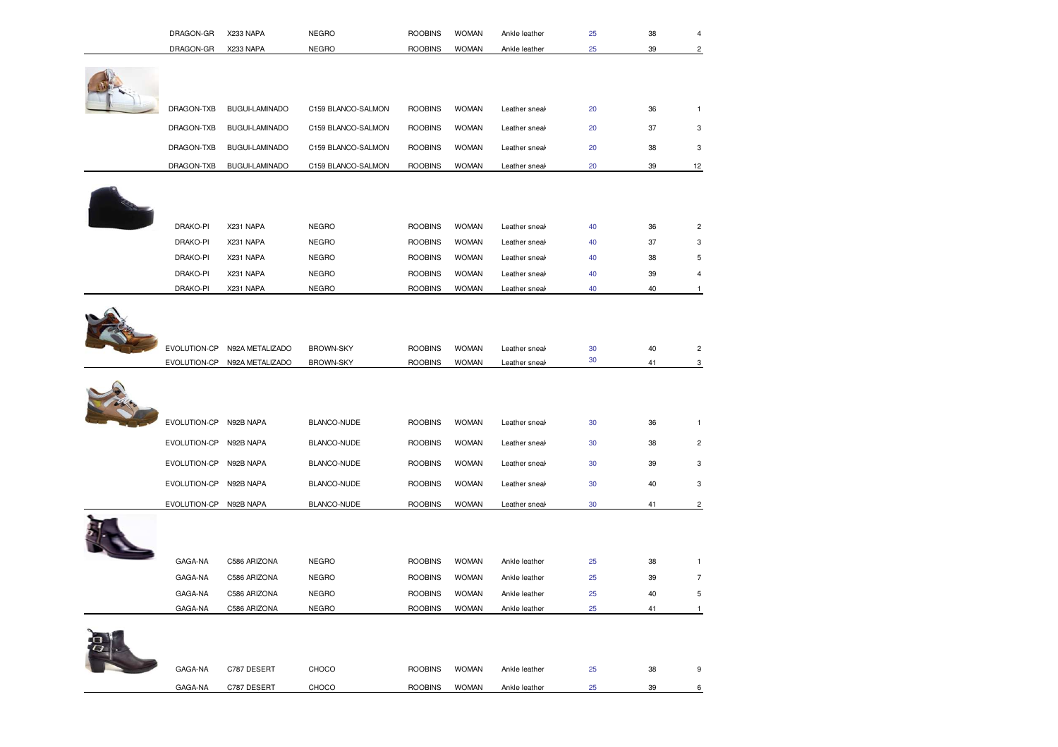| | | | | | | | | |
|---|---|---|---|---|---|---|---|---|
| DRAGON-GR | X233 NAPA | NEGRO | ROOBINS | WOMAN | Ankle leather | 25 | 38 | 4 |
| DRAGON-GR | X233 NAPA | NEGRO | ROOBINS | WOMAN | Ankle leather | 25 | 39 | 2 |
| DRAGON-TXB | BUGUI-LAMINADO | C159 BLANCO-SALMON | ROOBINS | WOMAN | Leather sneak | 20 | 36 | 1 |
| DRAGON-TXB | BUGUI-LAMINADO | C159 BLANCO-SALMON | ROOBINS | WOMAN | Leather sneak | 20 | 37 | 3 |
| DRAGON-TXB | BUGUI-LAMINADO | C159 BLANCO-SALMON | ROOBINS | WOMAN | Leather sneak | 20 | 38 | 3 |
| DRAGON-TXB | BUGUI-LAMINADO | C159 BLANCO-SALMON | ROOBINS | WOMAN | Leather sneak | 20 | 39 | 12 |
| DRAKO-PI | X231 NAPA | NEGRO | ROOBINS | WOMAN | Leather sneak | 40 | 36 | 2 |
| DRAKO-PI | X231 NAPA | NEGRO | ROOBINS | WOMAN | Leather sneak | 40 | 37 | 3 |
| DRAKO-PI | X231 NAPA | NEGRO | ROOBINS | WOMAN | Leather sneak | 40 | 38 | 5 |
| DRAKO-PI | X231 NAPA | NEGRO | ROOBINS | WOMAN | Leather sneak | 40 | 39 | 4 |
| DRAKO-PI | X231 NAPA | NEGRO | ROOBINS | WOMAN | Leather sneak | 40 | 40 | 1 |
| EVOLUTION-CP | N92A METALIZADO | BROWN-SKY | ROOBINS | WOMAN | Leather sneak | 30 | 40 | 2 |
| EVOLUTION-CP | N92A METALIZADO | BROWN-SKY | ROOBINS | WOMAN | Leather sneak | 30 | 41 | 3 |
| EVOLUTION-CP | N92B NAPA | BLANCO-NUDE | ROOBINS | WOMAN | Leather sneak | 30 | 36 | 1 |
| EVOLUTION-CP | N92B NAPA | BLANCO-NUDE | ROOBINS | WOMAN | Leather sneak | 30 | 38 | 2 |
| EVOLUTION-CP | N92B NAPA | BLANCO-NUDE | ROOBINS | WOMAN | Leather sneak | 30 | 39 | 3 |
| EVOLUTION-CP | N92B NAPA | BLANCO-NUDE | ROOBINS | WOMAN | Leather sneak | 30 | 40 | 3 |
| EVOLUTION-CP | N92B NAPA | BLANCO-NUDE | ROOBINS | WOMAN | Leather sneak | 30 | 41 | 2 |
| GAGA-NA | C586 ARIZONA | NEGRO | ROOBINS | WOMAN | Ankle leather | 25 | 38 | 1 |
| GAGA-NA | C586 ARIZONA | NEGRO | ROOBINS | WOMAN | Ankle leather | 25 | 39 | 7 |
| GAGA-NA | C586 ARIZONA | NEGRO | ROOBINS | WOMAN | Ankle leather | 25 | 40 | 5 |
| GAGA-NA | C586 ARIZONA | NEGRO | ROOBINS | WOMAN | Ankle leather | 25 | 41 | 1 |
| GAGA-NA | C787 DESERT | CHOCO | ROOBINS | WOMAN | Ankle leather | 25 | 38 | 9 |
| GAGA-NA | C787 DESERT | CHOCO | ROOBINS | WOMAN | Ankle leather | 25 | 39 | 6 |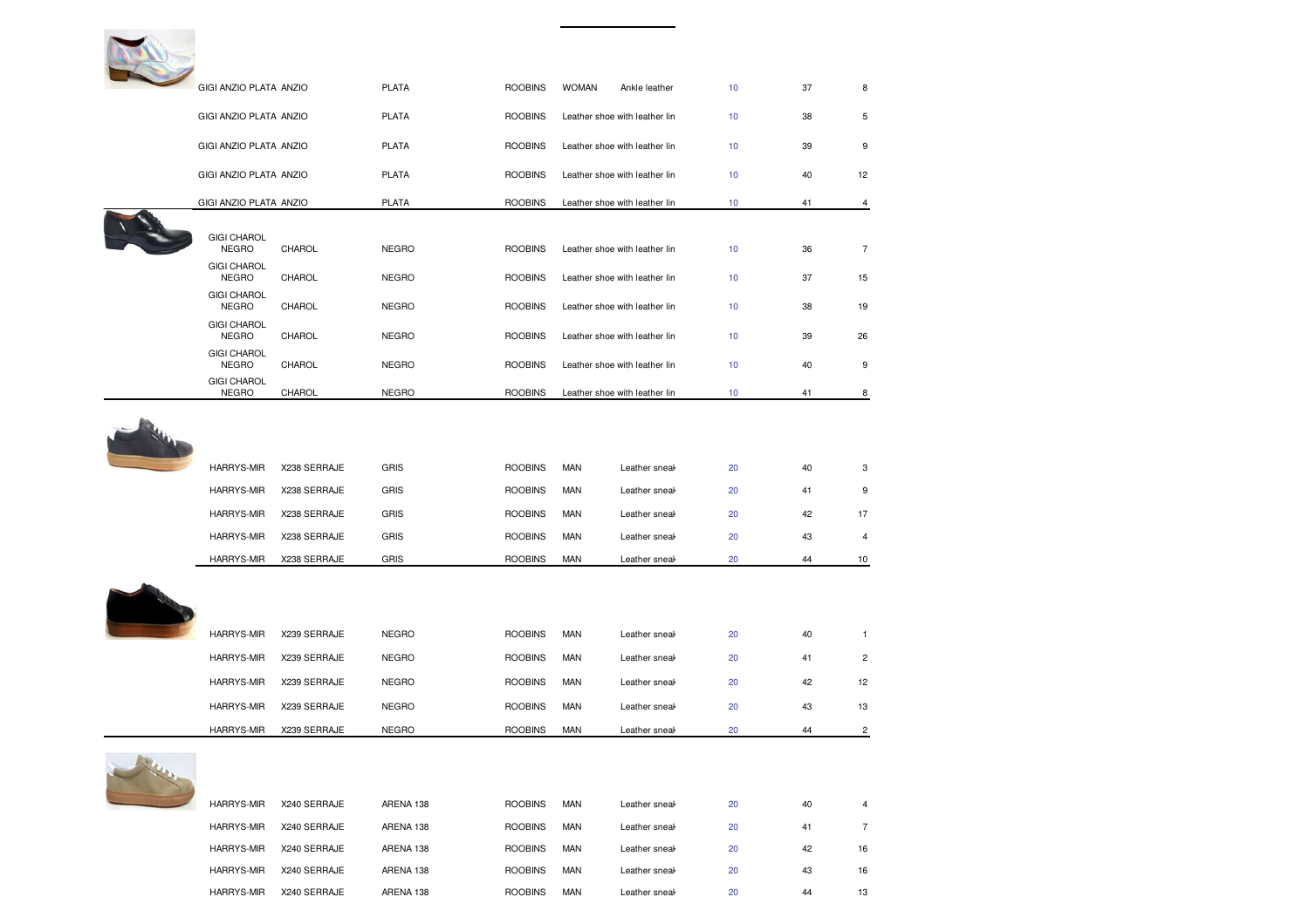| | | | | | | | | |
|---|---|---|---|---|---|---|---|---|
| GIGI ANZIO PLATA | ANZIO | PLATA | ROOBINS | WOMAN | Ankle leather | 10 | 37 | 8 |
| GIGI ANZIO PLATA | ANZIO | PLATA | ROOBINS | Leather shoe with leather lin | | 10 | 38 | 5 |
| GIGI ANZIO PLATA | ANZIO | PLATA | ROOBINS | Leather shoe with leather lin | | 10 | 39 | 9 |
| GIGI ANZIO PLATA | ANZIO | PLATA | ROOBINS | Leather shoe with leather lin | | 10 | 40 | 12 |
| GIGI ANZIO PLATA | ANZIO | PLATA | ROOBINS | Leather shoe with leather lin | | 10 | 41 | 4 |
| GIGI CHAROL NEGRO | CHAROL | NEGRO | ROOBINS | Leather shoe with leather lin | | 10 | 36 | 7 |
| GIGI CHAROL NEGRO | CHAROL | NEGRO | ROOBINS | Leather shoe with leather lin | | 10 | 37 | 15 |
| GIGI CHAROL NEGRO | CHAROL | NEGRO | ROOBINS | Leather shoe with leather lin | | 10 | 38 | 19 |
| GIGI CHAROL NEGRO | CHAROL | NEGRO | ROOBINS | Leather shoe with leather lin | | 10 | 39 | 26 |
| GIGI CHAROL NEGRO | CHAROL | NEGRO | ROOBINS | Leather shoe with leather lin | | 10 | 40 | 9 |
| GIGI CHAROL NEGRO | CHAROL | NEGRO | ROOBINS | Leather shoe with leather lin | | 10 | 41 | 8 |
| HARRYS-MIR | X238 SERRAJE | GRIS | ROOBINS | MAN | Leather sneak | 20 | 40 | 3 |
| HARRYS-MIR | X238 SERRAJE | GRIS | ROOBINS | MAN | Leather sneak | 20 | 41 | 9 |
| HARRYS-MIR | X238 SERRAJE | GRIS | ROOBINS | MAN | Leather sneak | 20 | 42 | 17 |
| HARRYS-MIR | X238 SERRAJE | GRIS | ROOBINS | MAN | Leather sneak | 20 | 43 | 4 |
| HARRYS-MIR | X238 SERRAJE | GRIS | ROOBINS | MAN | Leather sneak | 20 | 44 | 10 |
| HARRYS-MIR | X239 SERRAJE | NEGRO | ROOBINS | MAN | Leather sneak | 20 | 40 | 1 |
| HARRYS-MIR | X239 SERRAJE | NEGRO | ROOBINS | MAN | Leather sneak | 20 | 41 | 2 |
| HARRYS-MIR | X239 SERRAJE | NEGRO | ROOBINS | MAN | Leather sneak | 20 | 42 | 12 |
| HARRYS-MIR | X239 SERRAJE | NEGRO | ROOBINS | MAN | Leather sneak | 20 | 43 | 13 |
| HARRYS-MIR | X239 SERRAJE | NEGRO | ROOBINS | MAN | Leather sneak | 20 | 44 | 2 |
| HARRYS-MIR | X240 SERRAJE | ARENA 138 | ROOBINS | MAN | Leather sneak | 20 | 40 | 4 |
| HARRYS-MIR | X240 SERRAJE | ARENA 138 | ROOBINS | MAN | Leather sneak | 20 | 41 | 7 |
| HARRYS-MIR | X240 SERRAJE | ARENA 138 | ROOBINS | MAN | Leather sneak | 20 | 42 | 16 |
| HARRYS-MIR | X240 SERRAJE | ARENA 138 | ROOBINS | MAN | Leather sneak | 20 | 43 | 16 |
| HARRYS-MIR | X240 SERRAJE | ARENA 138 | ROOBINS | MAN | Leather sneak | 20 | 44 | 13 |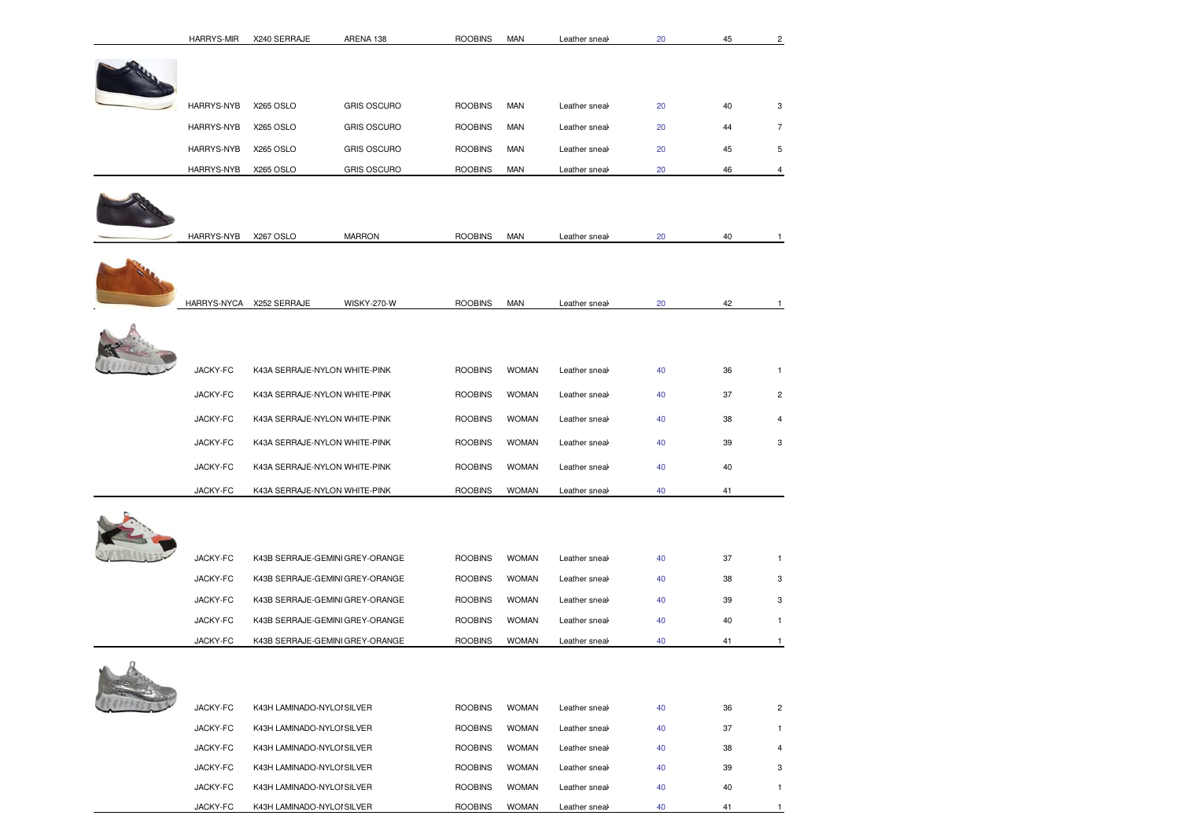| | | | | | | | |
|---|---|---|---|---|---|---|---|
| HARRYS-MIR | X240 SERRAJE | ARENA 138 | ROOBINS | MAN | Leather sneak | 20 | 45 | 2 |
| HARRYS-NYB | X265 OSLO | GRIS OSCURO | ROOBINS | MAN | Leather sneak | 20 | 40 | 3 |
| HARRYS-NYB | X265 OSLO | GRIS OSCURO | ROOBINS | MAN | Leather sneak | 20 | 44 | 7 |
| HARRYS-NYB | X265 OSLO | GRIS OSCURO | ROOBINS | MAN | Leather sneak | 20 | 45 | 5 |
| HARRYS-NYB | X265 OSLO | GRIS OSCURO | ROOBINS | MAN | Leather sneak | 20 | 46 | 4 |
| HARRYS-NYB | X267 OSLO | MARRON | ROOBINS | MAN | Leather sneak | 20 | 40 | 1 |
| HARRYS-NYCA | X252 SERRAJE | WISKY-270-W | ROOBINS | MAN | Leather sneak | 20 | 42 | 1 |
| JACKY-FC | K43A SERRAJE-NYLON | WHITE-PINK | ROOBINS | WOMAN | Leather sneak | 40 | 36 | 1 |
| JACKY-FC | K43A SERRAJE-NYLON | WHITE-PINK | ROOBINS | WOMAN | Leather sneak | 40 | 37 | 2 |
| JACKY-FC | K43A SERRAJE-NYLON | WHITE-PINK | ROOBINS | WOMAN | Leather sneak | 40 | 38 | 4 |
| JACKY-FC | K43A SERRAJE-NYLON | WHITE-PINK | ROOBINS | WOMAN | Leather sneak | 40 | 39 | 3 |
| JACKY-FC | K43A SERRAJE-NYLON | WHITE-PINK | ROOBINS | WOMAN | Leather sneak | 40 | 40 | |
| JACKY-FC | K43A SERRAJE-NYLON | WHITE-PINK | ROOBINS | WOMAN | Leather sneak | 40 | 41 | |
| JACKY-FC | K43B SERRAJE-GEMINI | GREY-ORANGE | ROOBINS | WOMAN | Leather sneak | 40 | 37 | 1 |
| JACKY-FC | K43B SERRAJE-GEMINI | GREY-ORANGE | ROOBINS | WOMAN | Leather sneak | 40 | 38 | 3 |
| JACKY-FC | K43B SERRAJE-GEMINI | GREY-ORANGE | ROOBINS | WOMAN | Leather sneak | 40 | 39 | 3 |
| JACKY-FC | K43B SERRAJE-GEMINI | GREY-ORANGE | ROOBINS | WOMAN | Leather sneak | 40 | 40 | 1 |
| JACKY-FC | K43B SERRAJE-GEMINI | GREY-ORANGE | ROOBINS | WOMAN | Leather sneak | 40 | 41 | 1 |
| JACKY-FC | K43H LAMINADO-NYLON | SILVER | ROOBINS | WOMAN | Leather sneak | 40 | 36 | 2 |
| JACKY-FC | K43H LAMINADO-NYLON | SILVER | ROOBINS | WOMAN | Leather sneak | 40 | 37 | 1 |
| JACKY-FC | K43H LAMINADO-NYLON | SILVER | ROOBINS | WOMAN | Leather sneak | 40 | 38 | 4 |
| JACKY-FC | K43H LAMINADO-NYLON | SILVER | ROOBINS | WOMAN | Leather sneak | 40 | 39 | 3 |
| JACKY-FC | K43H LAMINADO-NYLON | SILVER | ROOBINS | WOMAN | Leather sneak | 40 | 40 | 1 |
| JACKY-FC | K43H LAMINADO-NYLON | SILVER | ROOBINS | WOMAN | Leather sneak | 40 | 41 | 1 |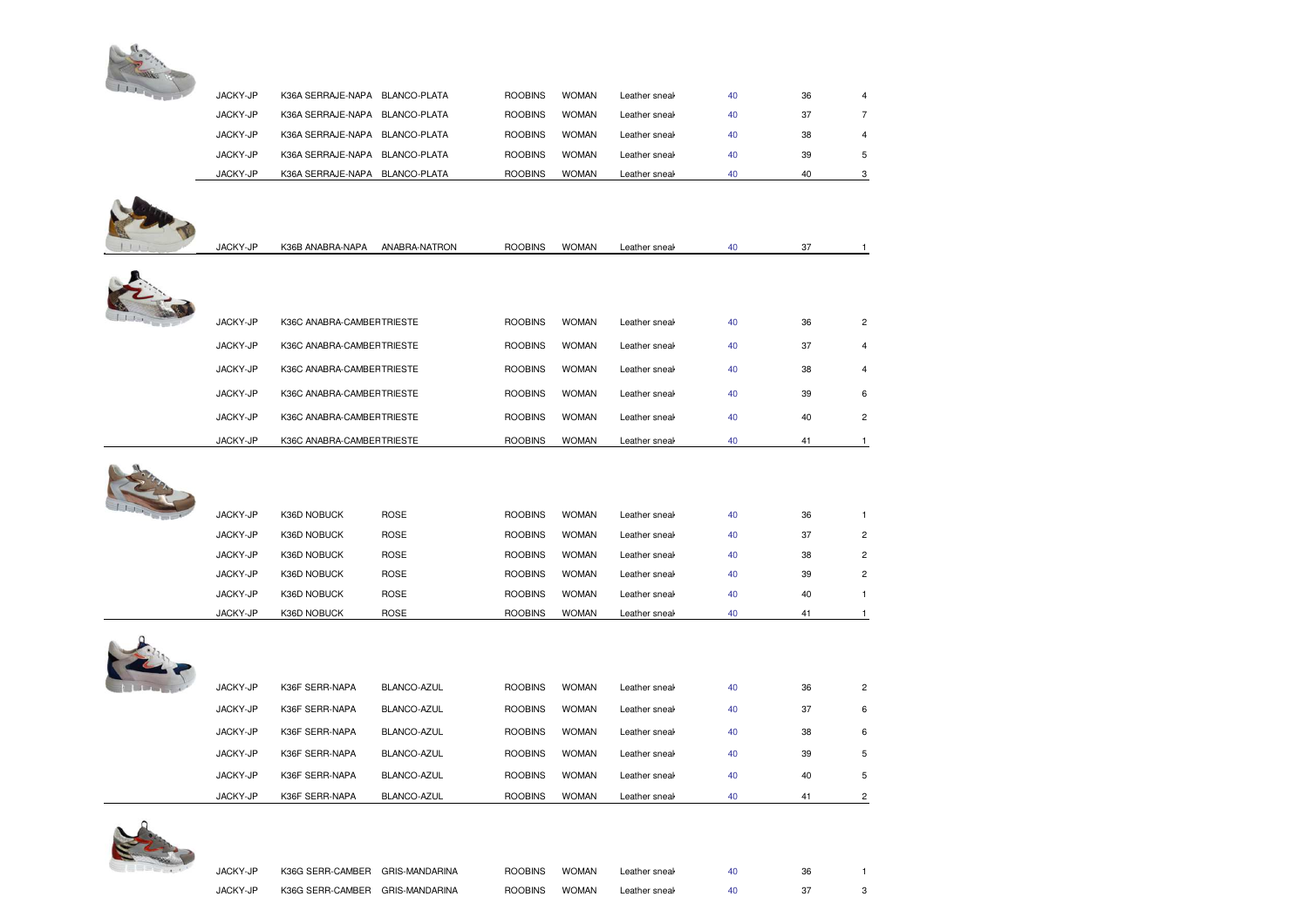| | | | | | | | | |
|---|---|---|---|---|---|---|---|---|
| JACKY-JP | K36A SERRAJE-NAPA | BLANCO-PLATA | ROOBINS | WOMAN | Leather sneak | 40 | 36 | 4 |
| JACKY-JP | K36A SERRAJE-NAPA | BLANCO-PLATA | ROOBINS | WOMAN | Leather sneak | 40 | 37 | 7 |
| JACKY-JP | K36A SERRAJE-NAPA | BLANCO-PLATA | ROOBINS | WOMAN | Leather sneak | 40 | 38 | 4 |
| JACKY-JP | K36A SERRAJE-NAPA | BLANCO-PLATA | ROOBINS | WOMAN | Leather sneak | 40 | 39 | 5 |
| JACKY-JP | K36A SERRAJE-NAPA | BLANCO-PLATA | ROOBINS | WOMAN | Leather sneak | 40 | 40 | 3 |
| JACKY-JP | K36B ANABRA-NAPA | ANABRA-NATRON | ROOBINS | WOMAN | Leather sneak | 40 | 37 | 1 |
| JACKY-JP | K36C ANABRA-CAMBER | TRIESTE | ROOBINS | WOMAN | Leather sneak | 40 | 36 | 2 |
| JACKY-JP | K36C ANABRA-CAMBER | TRIESTE | ROOBINS | WOMAN | Leather sneak | 40 | 37 | 4 |
| JACKY-JP | K36C ANABRA-CAMBER | TRIESTE | ROOBINS | WOMAN | Leather sneak | 40 | 38 | 4 |
| JACKY-JP | K36C ANABRA-CAMBER | TRIESTE | ROOBINS | WOMAN | Leather sneak | 40 | 39 | 6 |
| JACKY-JP | K36C ANABRA-CAMBER | TRIESTE | ROOBINS | WOMAN | Leather sneak | 40 | 40 | 2 |
| JACKY-JP | K36C ANABRA-CAMBER | TRIESTE | ROOBINS | WOMAN | Leather sneak | 40 | 41 | 1 |
| JACKY-JP | K36D NOBUCK | ROSE | ROOBINS | WOMAN | Leather sneak | 40 | 36 | 1 |
| JACKY-JP | K36D NOBUCK | ROSE | ROOBINS | WOMAN | Leather sneak | 40 | 37 | 2 |
| JACKY-JP | K36D NOBUCK | ROSE | ROOBINS | WOMAN | Leather sneak | 40 | 38 | 2 |
| JACKY-JP | K36D NOBUCK | ROSE | ROOBINS | WOMAN | Leather sneak | 40 | 39 | 2 |
| JACKY-JP | K36D NOBUCK | ROSE | ROOBINS | WOMAN | Leather sneak | 40 | 40 | 1 |
| JACKY-JP | K36D NOBUCK | ROSE | ROOBINS | WOMAN | Leather sneak | 40 | 41 | 1 |
| JACKY-JP | K36F SERR-NAPA | BLANCO-AZUL | ROOBINS | WOMAN | Leather sneak | 40 | 36 | 2 |
| JACKY-JP | K36F SERR-NAPA | BLANCO-AZUL | ROOBINS | WOMAN | Leather sneak | 40 | 37 | 6 |
| JACKY-JP | K36F SERR-NAPA | BLANCO-AZUL | ROOBINS | WOMAN | Leather sneak | 40 | 38 | 6 |
| JACKY-JP | K36F SERR-NAPA | BLANCO-AZUL | ROOBINS | WOMAN | Leather sneak | 40 | 39 | 5 |
| JACKY-JP | K36F SERR-NAPA | BLANCO-AZUL | ROOBINS | WOMAN | Leather sneak | 40 | 40 | 5 |
| JACKY-JP | K36F SERR-NAPA | BLANCO-AZUL | ROOBINS | WOMAN | Leather sneak | 40 | 41 | 2 |
| JACKY-JP | K36G SERR-CAMBER | GRIS-MANDARINA | ROOBINS | WOMAN | Leather sneak | 40 | 36 | 1 |
| JACKY-JP | K36G SERR-CAMBER | GRIS-MANDARINA | ROOBINS | WOMAN | Leather sneak | 40 | 37 | 3 |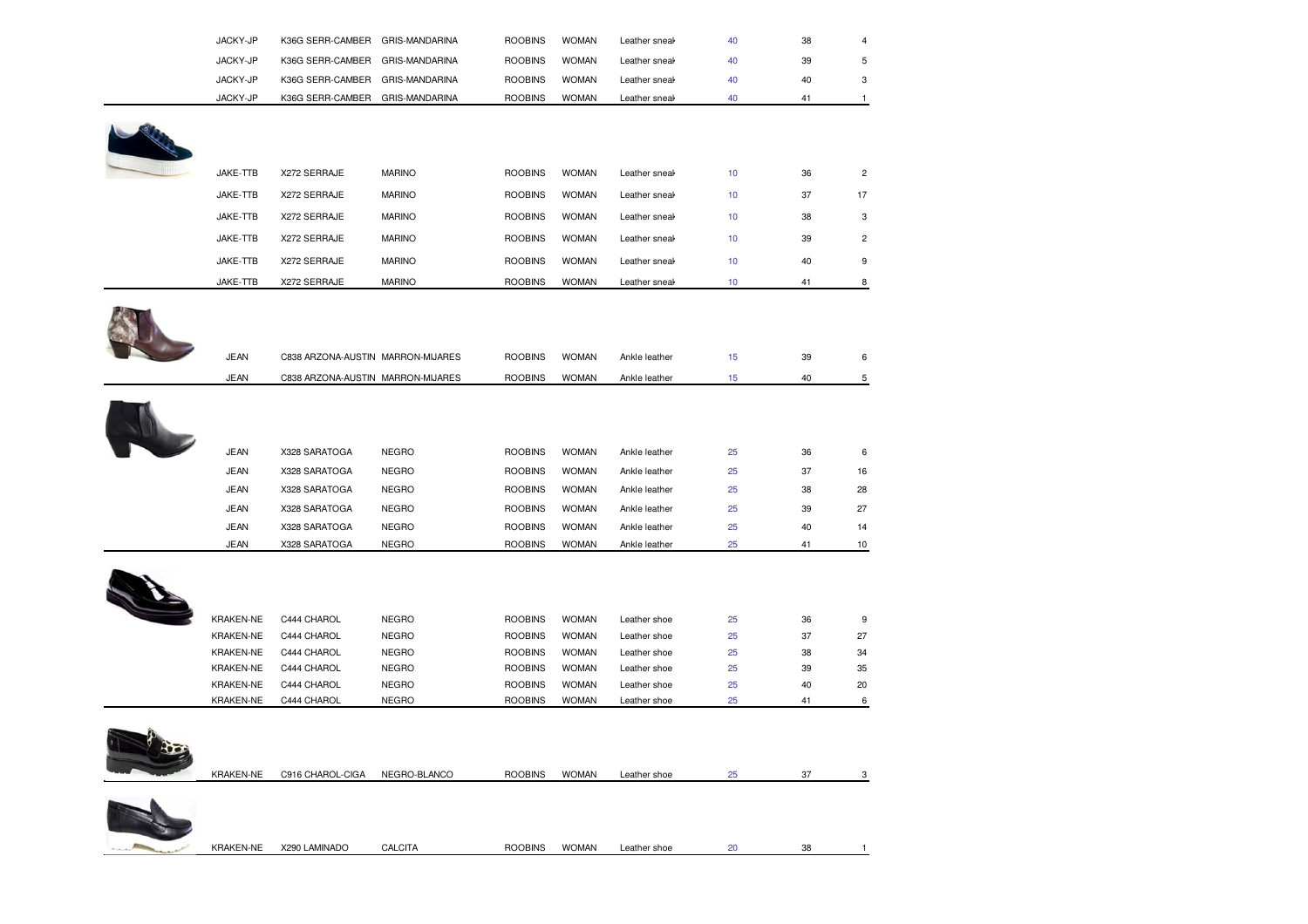| | | | | | | | | |
|---|---|---|---|---|---|---|---|---|
| JACKY-JP | K36G SERR-CAMBER | GRIS-MANDARINA | ROOBINS | WOMAN | Leather sneak | 40 | 38 | 4 |
| JACKY-JP | K36G SERR-CAMBER | GRIS-MANDARINA | ROOBINS | WOMAN | Leather sneak | 40 | 39 | 5 |
| JACKY-JP | K36G SERR-CAMBER | GRIS-MANDARINA | ROOBINS | WOMAN | Leather sneak | 40 | 40 | 3 |
| JACKY-JP | K36G SERR-CAMBER | GRIS-MANDARINA | ROOBINS | WOMAN | Leather sneak | 40 | 41 | 1 |
| JAKE-TTB | X272 SERRAJE | MARINO | ROOBINS | WOMAN | Leather sneak | 10 | 36 | 2 |
| JAKE-TTB | X272 SERRAJE | MARINO | ROOBINS | WOMAN | Leather sneak | 10 | 37 | 17 |
| JAKE-TTB | X272 SERRAJE | MARINO | ROOBINS | WOMAN | Leather sneak | 10 | 38 | 3 |
| JAKE-TTB | X272 SERRAJE | MARINO | ROOBINS | WOMAN | Leather sneak | 10 | 39 | 2 |
| JAKE-TTB | X272 SERRAJE | MARINO | ROOBINS | WOMAN | Leather sneak | 10 | 40 | 9 |
| JAKE-TTB | X272 SERRAJE | MARINO | ROOBINS | WOMAN | Leather sneak | 10 | 41 | 8 |
| JEAN | C838 ARZONA-AUSTIN | MARRON-MIJARES | ROOBINS | WOMAN | Ankle leather | 15 | 39 | 6 |
| JEAN | C838 ARZONA-AUSTIN | MARRON-MIJARES | ROOBINS | WOMAN | Ankle leather | 15 | 40 | 5 |
| JEAN | X328 SARATOGA | NEGRO | ROOBINS | WOMAN | Ankle leather | 25 | 36 | 6 |
| JEAN | X328 SARATOGA | NEGRO | ROOBINS | WOMAN | Ankle leather | 25 | 37 | 16 |
| JEAN | X328 SARATOGA | NEGRO | ROOBINS | WOMAN | Ankle leather | 25 | 38 | 28 |
| JEAN | X328 SARATOGA | NEGRO | ROOBINS | WOMAN | Ankle leather | 25 | 39 | 27 |
| JEAN | X328 SARATOGA | NEGRO | ROOBINS | WOMAN | Ankle leather | 25 | 40 | 14 |
| JEAN | X328 SARATOGA | NEGRO | ROOBINS | WOMAN | Ankle leather | 25 | 41 | 10 |
| KRAKEN-NE | C444 CHAROL | NEGRO | ROOBINS | WOMAN | Leather shoe | 25 | 36 | 9 |
| KRAKEN-NE | C444 CHAROL | NEGRO | ROOBINS | WOMAN | Leather shoe | 25 | 37 | 27 |
| KRAKEN-NE | C444 CHAROL | NEGRO | ROOBINS | WOMAN | Leather shoe | 25 | 38 | 34 |
| KRAKEN-NE | C444 CHAROL | NEGRO | ROOBINS | WOMAN | Leather shoe | 25 | 39 | 35 |
| KRAKEN-NE | C444 CHAROL | NEGRO | ROOBINS | WOMAN | Leather shoe | 25 | 40 | 20 |
| KRAKEN-NE | C444 CHAROL | NEGRO | ROOBINS | WOMAN | Leather shoe | 25 | 41 | 6 |
| KRAKEN-NE | C916 CHAROL-CIGA | NEGRO-BLANCO | ROOBINS | WOMAN | Leather shoe | 25 | 37 | 3 |
| KRAKEN-NE | X290 LAMINADO | CALCITA | ROOBINS | WOMAN | Leather shoe | 20 | 38 | 1 |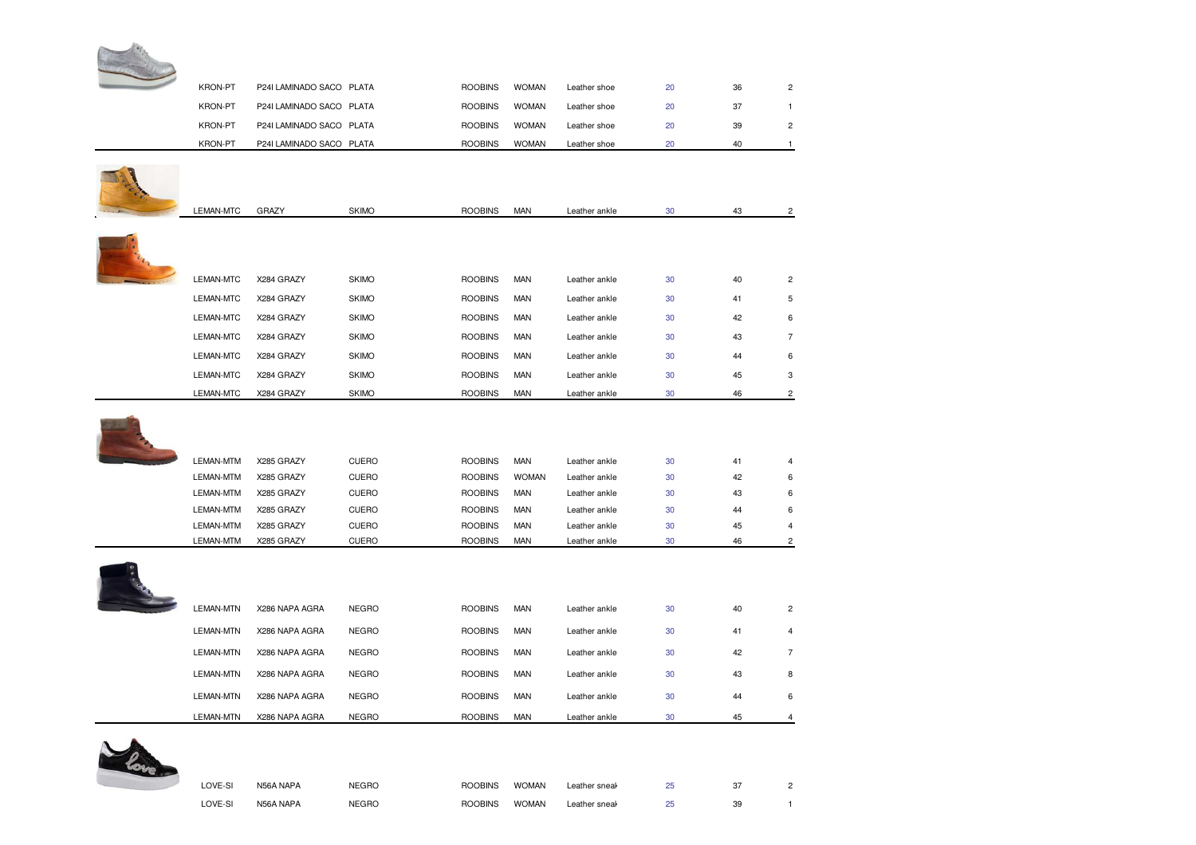| | | | | | | | | |
|---|---|---|---|---|---|---|---|---|
| KRON-PT | P24I LAMINADO SACO | PLATA | ROOBINS | WOMAN | Leather shoe | 20 | 36 | 2 |
| KRON-PT | P24I LAMINADO SACO | PLATA | ROOBINS | WOMAN | Leather shoe | 20 | 37 | 1 |
| KRON-PT | P24I LAMINADO SACO | PLATA | ROOBINS | WOMAN | Leather shoe | 20 | 39 | 2 |
| KRON-PT | P24I LAMINADO SACO | PLATA | ROOBINS | WOMAN | Leather shoe | 20 | 40 | 1 |
| LEMAN-MTC | GRAZY | SKIMO | ROOBINS | MAN | Leather ankle | 30 | 43 | 2 |
| LEMAN-MTC | X284 GRAZY | SKIMO | ROOBINS | MAN | Leather ankle | 30 | 40 | 2 |
| LEMAN-MTC | X284 GRAZY | SKIMO | ROOBINS | MAN | Leather ankle | 30 | 41 | 5 |
| LEMAN-MTC | X284 GRAZY | SKIMO | ROOBINS | MAN | Leather ankle | 30 | 42 | 6 |
| LEMAN-MTC | X284 GRAZY | SKIMO | ROOBINS | MAN | Leather ankle | 30 | 43 | 7 |
| LEMAN-MTC | X284 GRAZY | SKIMO | ROOBINS | MAN | Leather ankle | 30 | 44 | 6 |
| LEMAN-MTC | X284 GRAZY | SKIMO | ROOBINS | MAN | Leather ankle | 30 | 45 | 3 |
| LEMAN-MTC | X284 GRAZY | SKIMO | ROOBINS | MAN | Leather ankle | 30 | 46 | 2 |
| LEMAN-MTM | X285 GRAZY | CUERO | ROOBINS | MAN | Leather ankle | 30 | 41 | 4 |
| LEMAN-MTM | X285 GRAZY | CUERO | ROOBINS | WOMAN | Leather ankle | 30 | 42 | 6 |
| LEMAN-MTM | X285 GRAZY | CUERO | ROOBINS | MAN | Leather ankle | 30 | 43 | 6 |
| LEMAN-MTM | X285 GRAZY | CUERO | ROOBINS | MAN | Leather ankle | 30 | 44 | 6 |
| LEMAN-MTM | X285 GRAZY | CUERO | ROOBINS | MAN | Leather ankle | 30 | 45 | 4 |
| LEMAN-MTM | X285 GRAZY | CUERO | ROOBINS | MAN | Leather ankle | 30 | 46 | 2 |
| LEMAN-MTN | X286 NAPA AGRA | NEGRO | ROOBINS | MAN | Leather ankle | 30 | 40 | 2 |
| LEMAN-MTN | X286 NAPA AGRA | NEGRO | ROOBINS | MAN | Leather ankle | 30 | 41 | 4 |
| LEMAN-MTN | X286 NAPA AGRA | NEGRO | ROOBINS | MAN | Leather ankle | 30 | 42 | 7 |
| LEMAN-MTN | X286 NAPA AGRA | NEGRO | ROOBINS | MAN | Leather ankle | 30 | 43 | 8 |
| LEMAN-MTN | X286 NAPA AGRA | NEGRO | ROOBINS | MAN | Leather ankle | 30 | 44 | 6 |
| LEMAN-MTN | X286 NAPA AGRA | NEGRO | ROOBINS | MAN | Leather ankle | 30 | 45 | 4 |
| LOVE-SI | N56A NAPA | NEGRO | ROOBINS | WOMAN | Leather sneak | 25 | 37 | 2 |
| LOVE-SI | N56A NAPA | NEGRO | ROOBINS | WOMAN | Leather sneak | 25 | 39 | 1 |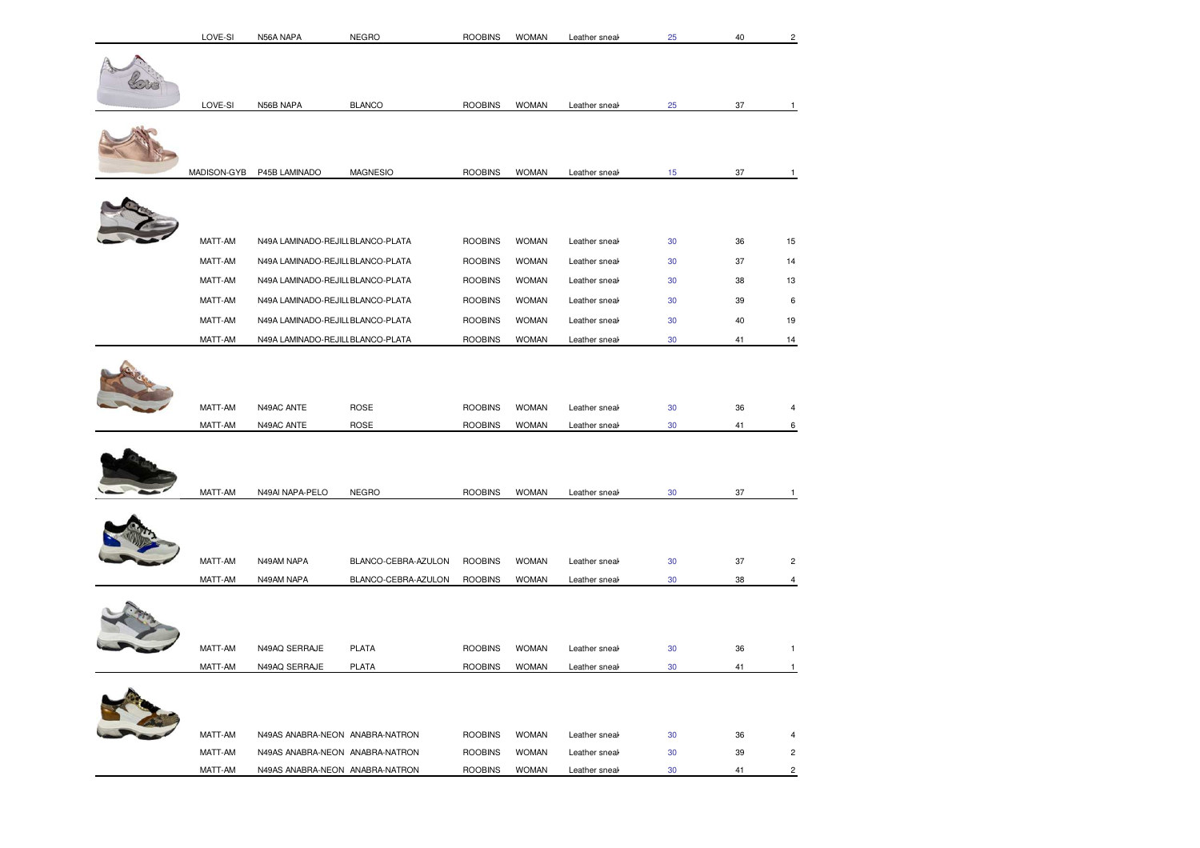| | | | | | | | | |
|---|---|---|---|---|---|---|---|---|
| LOVE-SI | N56A NAPA | NEGRO | ROOBINS | WOMAN | Leather sneak | 25 | 40 | 2 |
| LOVE-SI | N56B NAPA | BLANCO | ROOBINS | WOMAN | Leather sneak | 25 | 37 | 1 |
| MADISON-GYB | P45B LAMINADO | MAGNESIO | ROOBINS | WOMAN | Leather sneak | 15 | 37 | 1 |
| MATT-AM | N49A LAMINADO-REJILL | BLANCO-PLATA | ROOBINS | WOMAN | Leather sneak | 30 | 36 | 15 |
| MATT-AM | N49A LAMINADO-REJILL | BLANCO-PLATA | ROOBINS | WOMAN | Leather sneak | 30 | 37 | 14 |
| MATT-AM | N49A LAMINADO-REJILL | BLANCO-PLATA | ROOBINS | WOMAN | Leather sneak | 30 | 38 | 13 |
| MATT-AM | N49A LAMINADO-REJILL | BLANCO-PLATA | ROOBINS | WOMAN | Leather sneak | 30 | 39 | 6 |
| MATT-AM | N49A LAMINADO-REJILL | BLANCO-PLATA | ROOBINS | WOMAN | Leather sneak | 30 | 40 | 19 |
| MATT-AM | N49A LAMINADO-REJILL | BLANCO-PLATA | ROOBINS | WOMAN | Leather sneak | 30 | 41 | 14 |
| MATT-AM | N49AC ANTE | ROSE | ROOBINS | WOMAN | Leather sneak | 30 | 36 | 4 |
| MATT-AM | N49AC ANTE | ROSE | ROOBINS | WOMAN | Leather sneak | 30 | 41 | 6 |
| MATT-AM | N49AI NAPA-PELO | NEGRO | ROOBINS | WOMAN | Leather sneak | 30 | 37 | 1 |
| MATT-AM | N49AM NAPA | BLANCO-CEBRA-AZULON | ROOBINS | WOMAN | Leather sneak | 30 | 37 | 2 |
| MATT-AM | N49AM NAPA | BLANCO-CEBRA-AZULON | ROOBINS | WOMAN | Leather sneak | 30 | 38 | 4 |
| MATT-AM | N49AQ SERRAJE | PLATA | ROOBINS | WOMAN | Leather sneak | 30 | 36 | 1 |
| MATT-AM | N49AQ SERRAJE | PLATA | ROOBINS | WOMAN | Leather sneak | 30 | 41 | 1 |
| MATT-AM | N49AS ANABRA-NEON | ANABRA-NATRON | ROOBINS | WOMAN | Leather sneak | 30 | 36 | 4 |
| MATT-AM | N49AS ANABRA-NEON | ANABRA-NATRON | ROOBINS | WOMAN | Leather sneak | 30 | 39 | 2 |
| MATT-AM | N49AS ANABRA-NEON | ANABRA-NATRON | ROOBINS | WOMAN | Leather sneak | 30 | 41 | 2 |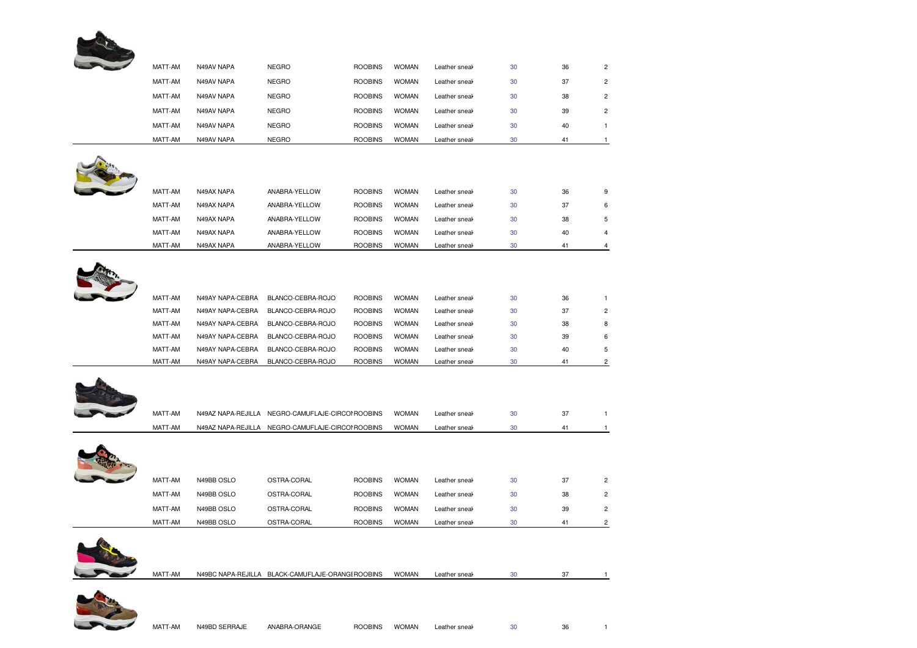| | | | | | | | | |
|---|---|---|---|---|---|---|---|---|
| MATT-AM | N49AV NAPA | NEGRO | ROOBINS | WOMAN | Leather sneak | 30 | 36 | 2 |
| MATT-AM | N49AV NAPA | NEGRO | ROOBINS | WOMAN | Leather sneak | 30 | 37 | 2 |
| MATT-AM | N49AV NAPA | NEGRO | ROOBINS | WOMAN | Leather sneak | 30 | 38 | 2 |
| MATT-AM | N49AV NAPA | NEGRO | ROOBINS | WOMAN | Leather sneak | 30 | 39 | 2 |
| MATT-AM | N49AV NAPA | NEGRO | ROOBINS | WOMAN | Leather sneak | 30 | 40 | 1 |
| MATT-AM | N49AV NAPA | NEGRO | ROOBINS | WOMAN | Leather sneak | 30 | 41 | 1 |
| MATT-AM | N49AX NAPA | ANABRA-YELLOW | ROOBINS | WOMAN | Leather sneak | 30 | 36 | 9 |
| MATT-AM | N49AX NAPA | ANABRA-YELLOW | ROOBINS | WOMAN | Leather sneak | 30 | 37 | 6 |
| MATT-AM | N49AX NAPA | ANABRA-YELLOW | ROOBINS | WOMAN | Leather sneak | 30 | 38 | 5 |
| MATT-AM | N49AX NAPA | ANABRA-YELLOW | ROOBINS | WOMAN | Leather sneak | 30 | 40 | 4 |
| MATT-AM | N49AX NAPA | ANABRA-YELLOW | ROOBINS | WOMAN | Leather sneak | 30 | 41 | 4 |
| MATT-AM | N49AY NAPA-CEBRA | BLANCO-CEBRA-ROJO | ROOBINS | WOMAN | Leather sneak | 30 | 36 | 1 |
| MATT-AM | N49AY NAPA-CEBRA | BLANCO-CEBRA-ROJO | ROOBINS | WOMAN | Leather sneak | 30 | 37 | 2 |
| MATT-AM | N49AY NAPA-CEBRA | BLANCO-CEBRA-ROJO | ROOBINS | WOMAN | Leather sneak | 30 | 38 | 8 |
| MATT-AM | N49AY NAPA-CEBRA | BLANCO-CEBRA-ROJO | ROOBINS | WOMAN | Leather sneak | 30 | 39 | 6 |
| MATT-AM | N49AY NAPA-CEBRA | BLANCO-CEBRA-ROJO | ROOBINS | WOMAN | Leather sneak | 30 | 40 | 5 |
| MATT-AM | N49AY NAPA-CEBRA | BLANCO-CEBRA-ROJO | ROOBINS | WOMAN | Leather sneak | 30 | 41 | 2 |
| MATT-AM | N49AZ NAPA-REJILLA | NEGRO-CAMUFLAJE-CIRCON | ROOBINS | WOMAN | Leather sneak | 30 | 37 | 1 |
| MATT-AM | N49AZ NAPA-REJILLA | NEGRO-CAMUFLAJE-CIRCON | ROOBINS | WOMAN | Leather sneak | 30 | 41 | 1 |
| MATT-AM | N49BB OSLO | OSTRA-CORAL | ROOBINS | WOMAN | Leather sneak | 30 | 37 | 2 |
| MATT-AM | N49BB OSLO | OSTRA-CORAL | ROOBINS | WOMAN | Leather sneak | 30 | 38 | 2 |
| MATT-AM | N49BB OSLO | OSTRA-CORAL | ROOBINS | WOMAN | Leather sneak | 30 | 39 | 2 |
| MATT-AM | N49BB OSLO | OSTRA-CORAL | ROOBINS | WOMAN | Leather sneak | 30 | 41 | 2 |
| MATT-AM | N49BC NAPA-REJILLA | BLACK-CAMUFLAJE-ORANGE | ROOBINS | WOMAN | Leather sneak | 30 | 37 | 1 |
| MATT-AM | N49BD SERRAJE | ANABRA-ORANGE | ROOBINS | WOMAN | Leather sneak | 30 | 36 | 1 |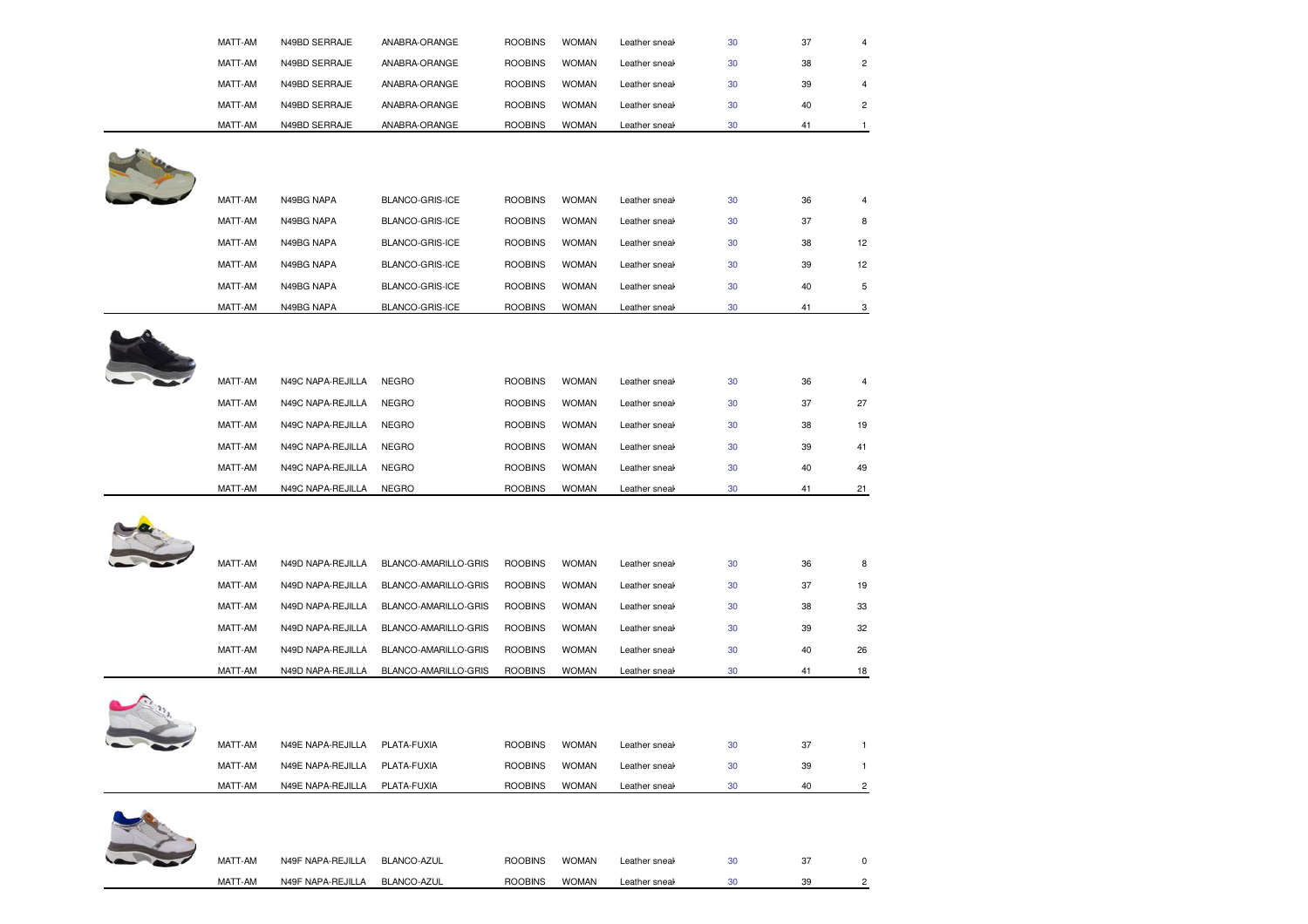| | | | | | | | |
|---|---|---|---|---|---|---|---|
| MATT-AM | N49BD SERRAJE | ANABRA-ORANGE | ROOBINS | WOMAN | Leather sneak | 30 | 37 | 4 |
| MATT-AM | N49BD SERRAJE | ANABRA-ORANGE | ROOBINS | WOMAN | Leather sneak | 30 | 38 | 2 |
| MATT-AM | N49BD SERRAJE | ANABRA-ORANGE | ROOBINS | WOMAN | Leather sneak | 30 | 39 | 4 |
| MATT-AM | N49BD SERRAJE | ANABRA-ORANGE | ROOBINS | WOMAN | Leather sneak | 30 | 40 | 2 |
| MATT-AM | N49BD SERRAJE | ANABRA-ORANGE | ROOBINS | WOMAN | Leather sneak | 30 | 41 | 1 |

| | | | | | | | | |
|---|---|---|---|---|---|---|---|---|
| MATT-AM | N49BG NAPA | BLANCO-GRIS-ICE | ROOBINS | WOMAN | Leather sneak | 30 | 36 | 4 |
| MATT-AM | N49BG NAPA | BLANCO-GRIS-ICE | ROOBINS | WOMAN | Leather sneak | 30 | 37 | 8 |
| MATT-AM | N49BG NAPA | BLANCO-GRIS-ICE | ROOBINS | WOMAN | Leather sneak | 30 | 38 | 12 |
| MATT-AM | N49BG NAPA | BLANCO-GRIS-ICE | ROOBINS | WOMAN | Leather sneak | 30 | 39 | 12 |
| MATT-AM | N49BG NAPA | BLANCO-GRIS-ICE | ROOBINS | WOMAN | Leather sneak | 30 | 40 | 5 |
| MATT-AM | N49BG NAPA | BLANCO-GRIS-ICE | ROOBINS | WOMAN | Leather sneak | 30 | 41 | 3 |

| | | | | | | | | |
|---|---|---|---|---|---|---|---|---|
| MATT-AM | N49C NAPA-REJILLA | NEGRO | ROOBINS | WOMAN | Leather sneak | 30 | 36 | 4 |
| MATT-AM | N49C NAPA-REJILLA | NEGRO | ROOBINS | WOMAN | Leather sneak | 30 | 37 | 27 |
| MATT-AM | N49C NAPA-REJILLA | NEGRO | ROOBINS | WOMAN | Leather sneak | 30 | 38 | 19 |
| MATT-AM | N49C NAPA-REJILLA | NEGRO | ROOBINS | WOMAN | Leather sneak | 30 | 39 | 41 |
| MATT-AM | N49C NAPA-REJILLA | NEGRO | ROOBINS | WOMAN | Leather sneak | 30 | 40 | 49 |
| MATT-AM | N49C NAPA-REJILLA | NEGRO | ROOBINS | WOMAN | Leather sneak | 30 | 41 | 21 |

| | | | | | | | | |
|---|---|---|---|---|---|---|---|---|
| MATT-AM | N49D NAPA-REJILLA | BLANCO-AMARILLO-GRIS | ROOBINS | WOMAN | Leather sneak | 30 | 36 | 8 |
| MATT-AM | N49D NAPA-REJILLA | BLANCO-AMARILLO-GRIS | ROOBINS | WOMAN | Leather sneak | 30 | 37 | 19 |
| MATT-AM | N49D NAPA-REJILLA | BLANCO-AMARILLO-GRIS | ROOBINS | WOMAN | Leather sneak | 30 | 38 | 33 |
| MATT-AM | N49D NAPA-REJILLA | BLANCO-AMARILLO-GRIS | ROOBINS | WOMAN | Leather sneak | 30 | 39 | 32 |
| MATT-AM | N49D NAPA-REJILLA | BLANCO-AMARILLO-GRIS | ROOBINS | WOMAN | Leather sneak | 30 | 40 | 26 |
| MATT-AM | N49D NAPA-REJILLA | BLANCO-AMARILLO-GRIS | ROOBINS | WOMAN | Leather sneak | 30 | 41 | 18 |

| | | | | | | | | |
|---|---|---|---|---|---|---|---|---|
| MATT-AM | N49E NAPA-REJILLA | PLATA-FUXIA | ROOBINS | WOMAN | Leather sneak | 30 | 37 | 1 |
| MATT-AM | N49E NAPA-REJILLA | PLATA-FUXIA | ROOBINS | WOMAN | Leather sneak | 30 | 39 | 1 |
| MATT-AM | N49E NAPA-REJILLA | PLATA-FUXIA | ROOBINS | WOMAN | Leather sneak | 30 | 40 | 2 |

| | | | | | | | | |
|---|---|---|---|---|---|---|---|---|
| MATT-AM | N49F NAPA-REJILLA | BLANCO-AZUL | ROOBINS | WOMAN | Leather sneak | 30 | 37 | 0 |
| MATT-AM | N49F NAPA-REJILLA | BLANCO-AZUL | ROOBINS | WOMAN | Leather sneak | 30 | 39 | 2 |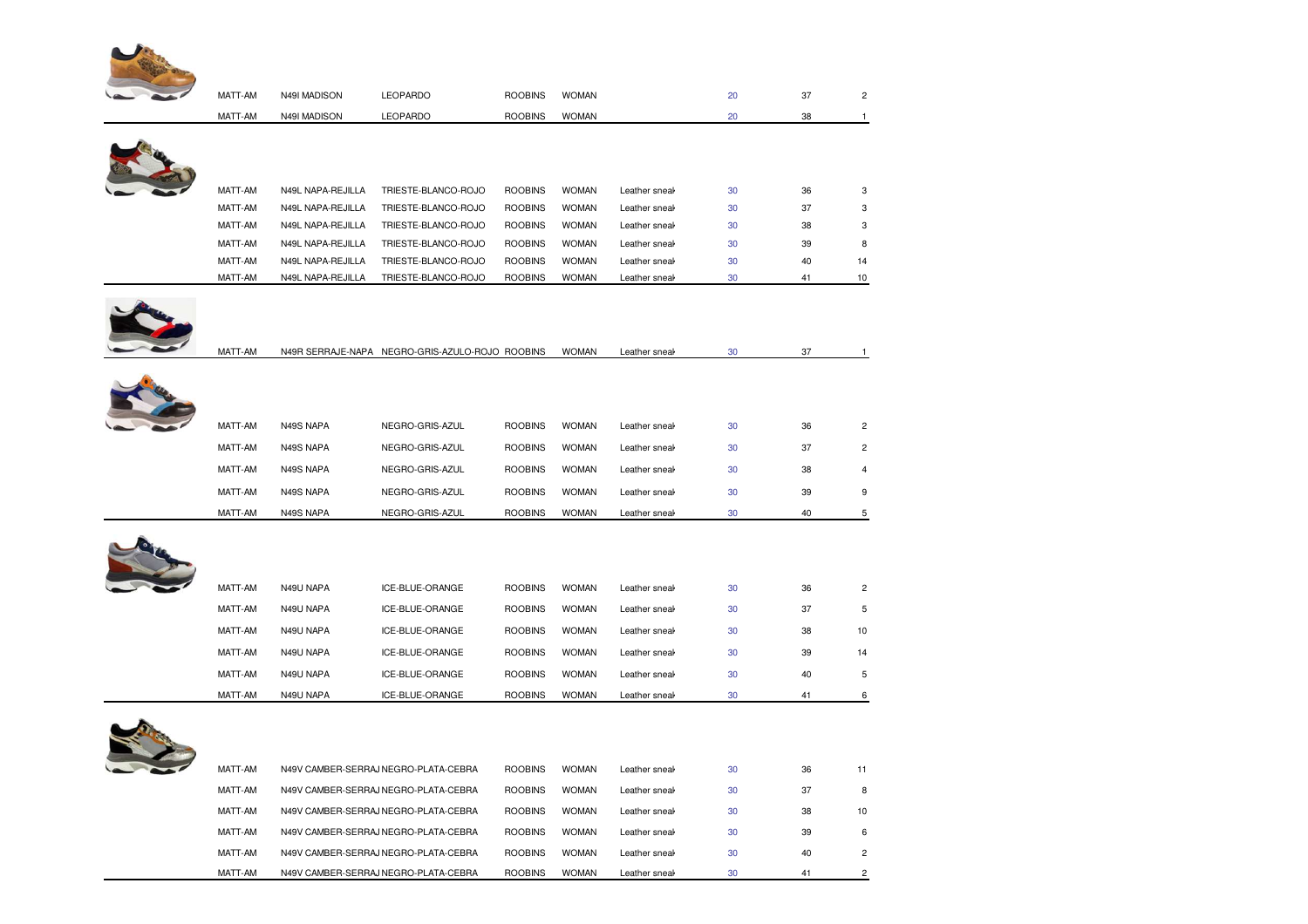| | | | | | | | | |
|---|---|---|---|---|---|---|---|---|
| MATT-AM | N49I MADISON | LEOPARDO | ROOBINS | WOMAN | | 20 | 37 | 2 |
| MATT-AM | N49I MADISON | LEOPARDO | ROOBINS | WOMAN | | 20 | 38 | 1 |
| MATT-AM | N49L NAPA-REJILLA | TRIESTE-BLANCO-ROJO | ROOBINS | WOMAN | Leather sneak | 30 | 36 | 3 |
| MATT-AM | N49L NAPA-REJILLA | TRIESTE-BLANCO-ROJO | ROOBINS | WOMAN | Leather sneak | 30 | 37 | 3 |
| MATT-AM | N49L NAPA-REJILLA | TRIESTE-BLANCO-ROJO | ROOBINS | WOMAN | Leather sneak | 30 | 38 | 3 |
| MATT-AM | N49L NAPA-REJILLA | TRIESTE-BLANCO-ROJO | ROOBINS | WOMAN | Leather sneak | 30 | 39 | 8 |
| MATT-AM | N49L NAPA-REJILLA | TRIESTE-BLANCO-ROJO | ROOBINS | WOMAN | Leather sneak | 30 | 40 | 14 |
| MATT-AM | N49L NAPA-REJILLA | TRIESTE-BLANCO-ROJO | ROOBINS | WOMAN | Leather sneak | 30 | 41 | 10 |
| MATT-AM | N49R SERRAJE-NAPA | NEGRO-GRIS-AZULO-ROJO | ROOBINS | WOMAN | Leather sneak | 30 | 37 | 1 |
| MATT-AM | N49S NAPA | NEGRO-GRIS-AZUL | ROOBINS | WOMAN | Leather sneak | 30 | 36 | 2 |
| MATT-AM | N49S NAPA | NEGRO-GRIS-AZUL | ROOBINS | WOMAN | Leather sneak | 30 | 37 | 2 |
| MATT-AM | N49S NAPA | NEGRO-GRIS-AZUL | ROOBINS | WOMAN | Leather sneak | 30 | 38 | 4 |
| MATT-AM | N49S NAPA | NEGRO-GRIS-AZUL | ROOBINS | WOMAN | Leather sneak | 30 | 39 | 9 |
| MATT-AM | N49S NAPA | NEGRO-GRIS-AZUL | ROOBINS | WOMAN | Leather sneak | 30 | 40 | 5 |
| MATT-AM | N49U NAPA | ICE-BLUE-ORANGE | ROOBINS | WOMAN | Leather sneak | 30 | 36 | 2 |
| MATT-AM | N49U NAPA | ICE-BLUE-ORANGE | ROOBINS | WOMAN | Leather sneak | 30 | 37 | 5 |
| MATT-AM | N49U NAPA | ICE-BLUE-ORANGE | ROOBINS | WOMAN | Leather sneak | 30 | 38 | 10 |
| MATT-AM | N49U NAPA | ICE-BLUE-ORANGE | ROOBINS | WOMAN | Leather sneak | 30 | 39 | 14 |
| MATT-AM | N49U NAPA | ICE-BLUE-ORANGE | ROOBINS | WOMAN | Leather sneak | 30 | 40 | 5 |
| MATT-AM | N49U NAPA | ICE-BLUE-ORANGE | ROOBINS | WOMAN | Leather sneak | 30 | 41 | 6 |
| MATT-AM | N49V CAMBER-SERRAJ | NEGRO-PLATA-CEBRA | ROOBINS | WOMAN | Leather sneak | 30 | 36 | 11 |
| MATT-AM | N49V CAMBER-SERRAJ | NEGRO-PLATA-CEBRA | ROOBINS | WOMAN | Leather sneak | 30 | 37 | 8 |
| MATT-AM | N49V CAMBER-SERRAJ | NEGRO-PLATA-CEBRA | ROOBINS | WOMAN | Leather sneak | 30 | 38 | 10 |
| MATT-AM | N49V CAMBER-SERRAJ | NEGRO-PLATA-CEBRA | ROOBINS | WOMAN | Leather sneak | 30 | 39 | 6 |
| MATT-AM | N49V CAMBER-SERRAJ | NEGRO-PLATA-CEBRA | ROOBINS | WOMAN | Leather sneak | 30 | 40 | 2 |
| MATT-AM | N49V CAMBER-SERRAJ | NEGRO-PLATA-CEBRA | ROOBINS | WOMAN | Leather sneak | 30 | 41 | 2 |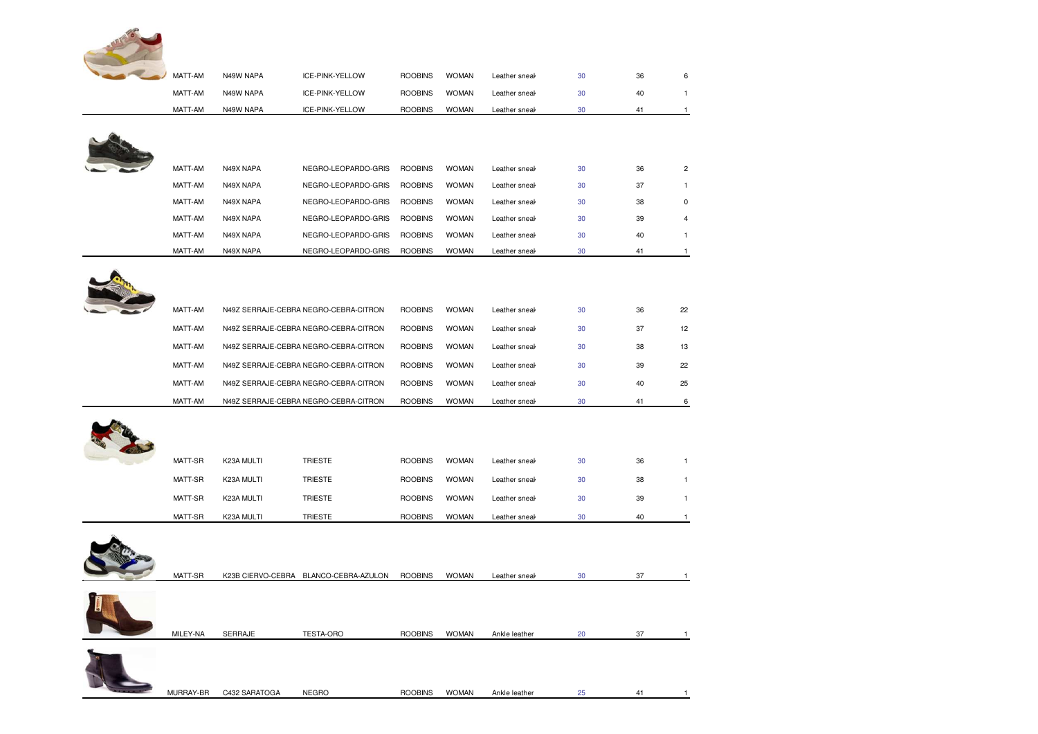| | | | | | | | |
|---|---|---|---|---|---|---|---|
| MATT-AM | N49W NAPA | ICE-PINK-YELLOW | ROOBINS | WOMAN | Leather sneak | 30 | 36 | 6 |
| MATT-AM | N49W NAPA | ICE-PINK-YELLOW | ROOBINS | WOMAN | Leather sneak | 30 | 40 | 1 |
| MATT-AM | N49W NAPA | ICE-PINK-YELLOW | ROOBINS | WOMAN | Leather sneak | 30 | 41 | 1 |
| MATT-AM | N49X NAPA | NEGRO-LEOPARDO-GRIS | ROOBINS | WOMAN | Leather sneak | 30 | 36 | 2 |
| MATT-AM | N49X NAPA | NEGRO-LEOPARDO-GRIS | ROOBINS | WOMAN | Leather sneak | 30 | 37 | 1 |
| MATT-AM | N49X NAPA | NEGRO-LEOPARDO-GRIS | ROOBINS | WOMAN | Leather sneak | 30 | 38 | 0 |
| MATT-AM | N49X NAPA | NEGRO-LEOPARDO-GRIS | ROOBINS | WOMAN | Leather sneak | 30 | 39 | 4 |
| MATT-AM | N49X NAPA | NEGRO-LEOPARDO-GRIS | ROOBINS | WOMAN | Leather sneak | 30 | 40 | 1 |
| MATT-AM | N49X NAPA | NEGRO-LEOPARDO-GRIS | ROOBINS | WOMAN | Leather sneak | 30 | 41 | 1 |
| MATT-AM | N49Z SERRAJE-CEBRA | NEGRO-CEBRA-CITRON | ROOBINS | WOMAN | Leather sneak | 30 | 36 | 22 |
| MATT-AM | N49Z SERRAJE-CEBRA | NEGRO-CEBRA-CITRON | ROOBINS | WOMAN | Leather sneak | 30 | 37 | 12 |
| MATT-AM | N49Z SERRAJE-CEBRA | NEGRO-CEBRA-CITRON | ROOBINS | WOMAN | Leather sneak | 30 | 38 | 13 |
| MATT-AM | N49Z SERRAJE-CEBRA | NEGRO-CEBRA-CITRON | ROOBINS | WOMAN | Leather sneak | 30 | 39 | 22 |
| MATT-AM | N49Z SERRAJE-CEBRA | NEGRO-CEBRA-CITRON | ROOBINS | WOMAN | Leather sneak | 30 | 40 | 25 |
| MATT-AM | N49Z SERRAJE-CEBRA | NEGRO-CEBRA-CITRON | ROOBINS | WOMAN | Leather sneak | 30 | 41 | 6 |
| MATT-SR | K23A MULTI | TRIESTE | ROOBINS | WOMAN | Leather sneak | 30 | 36 | 1 |
| MATT-SR | K23A MULTI | TRIESTE | ROOBINS | WOMAN | Leather sneak | 30 | 38 | 1 |
| MATT-SR | K23A MULTI | TRIESTE | ROOBINS | WOMAN | Leather sneak | 30 | 39 | 1 |
| MATT-SR | K23A MULTI | TRIESTE | ROOBINS | WOMAN | Leather sneak | 30 | 40 | 1 |
| MATT-SR | K23B CIERVO-CEBRA | BLANCO-CEBRA-AZULON | ROOBINS | WOMAN | Leather sneak | 30 | 37 | 1 |
| MILEY-NA | SERRAJE | TESTA-ORO | ROOBINS | WOMAN | Ankle leather | 20 | 37 | 1 |
| MURRAY-BR | C432 SARATOGA | NEGRO | ROOBINS | WOMAN | Ankle leather | 25 | 41 | 1 |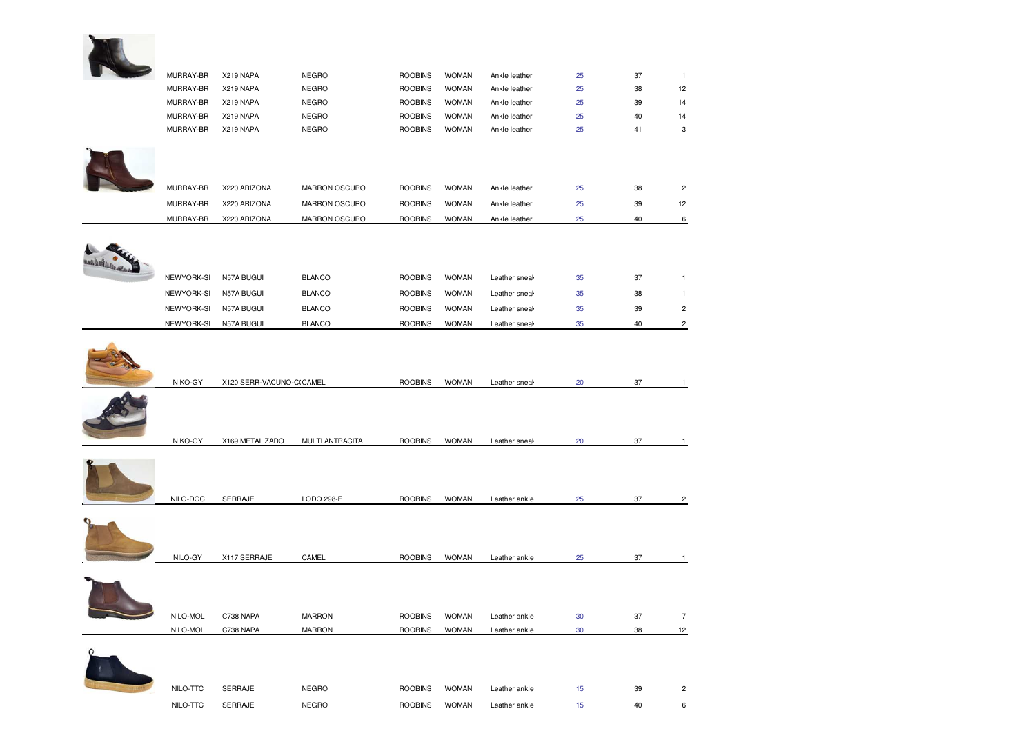| | | | | | | | | |
|---|---|---|---|---|---|---|---|---|
| MURRAY-BR | X219 NAPA | NEGRO | ROOBINS | WOMAN | Ankle leather | 25 | 37 | 1 |
| MURRAY-BR | X219 NAPA | NEGRO | ROOBINS | WOMAN | Ankle leather | 25 | 38 | 12 |
| MURRAY-BR | X219 NAPA | NEGRO | ROOBINS | WOMAN | Ankle leather | 25 | 39 | 14 |
| MURRAY-BR | X219 NAPA | NEGRO | ROOBINS | WOMAN | Ankle leather | 25 | 40 | 14 |
| MURRAY-BR | X219 NAPA | NEGRO | ROOBINS | WOMAN | Ankle leather | 25 | 41 | 3 |
| MURRAY-BR | X220 ARIZONA | MARRON OSCURO | ROOBINS | WOMAN | Ankle leather | 25 | 38 | 2 |
| MURRAY-BR | X220 ARIZONA | MARRON OSCURO | ROOBINS | WOMAN | Ankle leather | 25 | 39 | 12 |
| MURRAY-BR | X220 ARIZONA | MARRON OSCURO | ROOBINS | WOMAN | Ankle leather | 25 | 40 | 6 |
| NEWYORK-SI | N57A BUGUI | BLANCO | ROOBINS | WOMAN | Leather sneak | 35 | 37 | 1 |
| NEWYORK-SI | N57A BUGUI | BLANCO | ROOBINS | WOMAN | Leather sneak | 35 | 38 | 1 |
| NEWYORK-SI | N57A BUGUI | BLANCO | ROOBINS | WOMAN | Leather sneak | 35 | 39 | 2 |
| NEWYORK-SI | N57A BUGUI | BLANCO | ROOBINS | WOMAN | Leather sneak | 35 | 40 | 2 |
| NIKO-GY | X120 SERR-VACUNO-C( | CAMEL | ROOBINS | WOMAN | Leather sneak | 20 | 37 | 1 |
| NIKO-GY | X169 METALIZADO | MULTI ANTRACITA | ROOBINS | WOMAN | Leather sneak | 20 | 37 | 1 |
| NILO-DGC | SERRAJE | LODO 298-F | ROOBINS | WOMAN | Leather ankle | 25 | 37 | 2 |
| NILO-GY | X117 SERRAJE | CAMEL | ROOBINS | WOMAN | Leather ankle | 25 | 37 | 1 |
| NILO-MOL | C738 NAPA | MARRON | ROOBINS | WOMAN | Leather ankle | 30 | 37 | 7 |
| NILO-MOL | C738 NAPA | MARRON | ROOBINS | WOMAN | Leather ankle | 30 | 38 | 12 |
| NILO-TTC | SERRAJE | NEGRO | ROOBINS | WOMAN | Leather ankle | 15 | 39 | 2 |
| NILO-TTC | SERRAJE | NEGRO | ROOBINS | WOMAN | Leather ankle | 15 | 40 | 6 |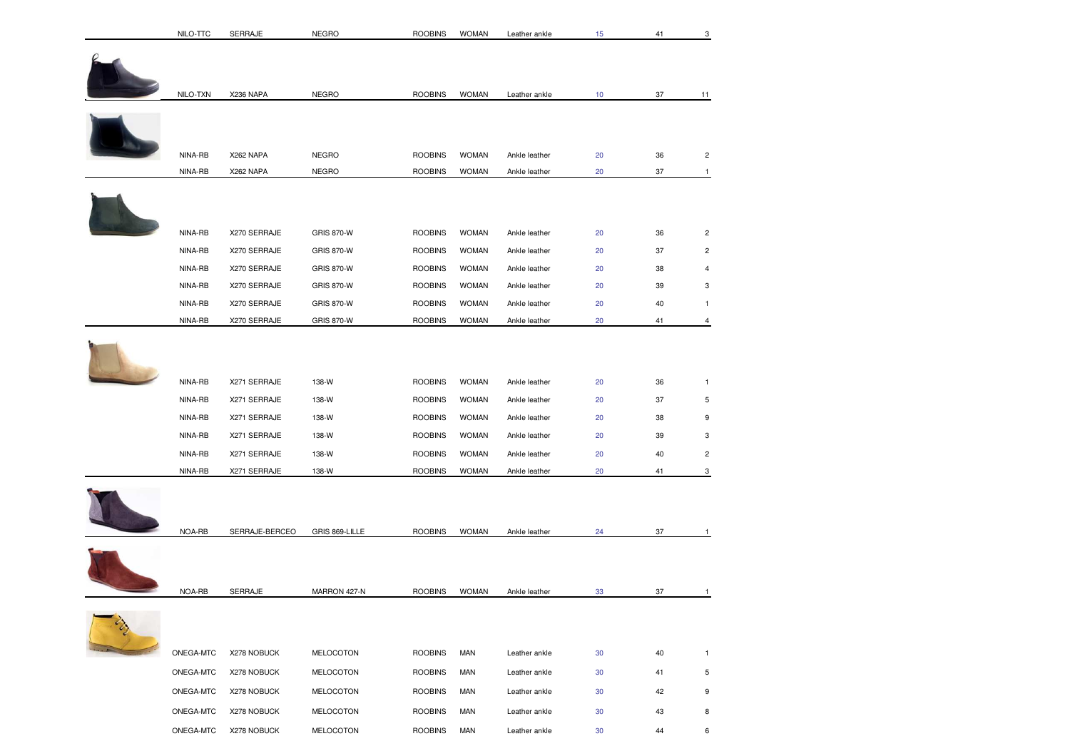| | | | | | | | | |
|---|---|---|---|---|---|---|---|---|
| NILO-TTC | SERRAJE | NEGRO | ROOBINS | WOMAN | Leather ankle | 15 | 41 | 3 |
| NILO-TXN | X236 NAPA | NEGRO | ROOBINS | WOMAN | Leather ankle | 10 | 37 | 11 |
| NINA-RB | X262 NAPA | NEGRO | ROOBINS | WOMAN | Ankle leather | 20 | 36 | 2 |
| NINA-RB | X262 NAPA | NEGRO | ROOBINS | WOMAN | Ankle leather | 20 | 37 | 1 |
| NINA-RB | X270 SERRAJE | GRIS 870-W | ROOBINS | WOMAN | Ankle leather | 20 | 36 | 2 |
| NINA-RB | X270 SERRAJE | GRIS 870-W | ROOBINS | WOMAN | Ankle leather | 20 | 37 | 2 |
| NINA-RB | X270 SERRAJE | GRIS 870-W | ROOBINS | WOMAN | Ankle leather | 20 | 38 | 4 |
| NINA-RB | X270 SERRAJE | GRIS 870-W | ROOBINS | WOMAN | Ankle leather | 20 | 39 | 3 |
| NINA-RB | X270 SERRAJE | GRIS 870-W | ROOBINS | WOMAN | Ankle leather | 20 | 40 | 1 |
| NINA-RB | X270 SERRAJE | GRIS 870-W | ROOBINS | WOMAN | Ankle leather | 20 | 41 | 4 |
| NINA-RB | X271 SERRAJE | 138-W | ROOBINS | WOMAN | Ankle leather | 20 | 36 | 1 |
| NINA-RB | X271 SERRAJE | 138-W | ROOBINS | WOMAN | Ankle leather | 20 | 37 | 5 |
| NINA-RB | X271 SERRAJE | 138-W | ROOBINS | WOMAN | Ankle leather | 20 | 38 | 9 |
| NINA-RB | X271 SERRAJE | 138-W | ROOBINS | WOMAN | Ankle leather | 20 | 39 | 3 |
| NINA-RB | X271 SERRAJE | 138-W | ROOBINS | WOMAN | Ankle leather | 20 | 40 | 2 |
| NINA-RB | X271 SERRAJE | 138-W | ROOBINS | WOMAN | Ankle leather | 20 | 41 | 3 |
| NOA-RB | SERRAJE-BERCEO | GRIS 869-LILLE | ROOBINS | WOMAN | Ankle leather | 24 | 37 | 1 |
| NOA-RB | SERRAJE | MARRON 427-N | ROOBINS | WOMAN | Ankle leather | 33 | 37 | 1 |
| ONEGA-MTC | X278 NOBUCK | MELOCOTON | ROOBINS | MAN | Leather ankle | 30 | 40 | 1 |
| ONEGA-MTC | X278 NOBUCK | MELOCOTON | ROOBINS | MAN | Leather ankle | 30 | 41 | 5 |
| ONEGA-MTC | X278 NOBUCK | MELOCOTON | ROOBINS | MAN | Leather ankle | 30 | 42 | 9 |
| ONEGA-MTC | X278 NOBUCK | MELOCOTON | ROOBINS | MAN | Leather ankle | 30 | 43 | 8 |
| ONEGA-MTC | X278 NOBUCK | MELOCOTON | ROOBINS | MAN | Leather ankle | 30 | 44 | 6 |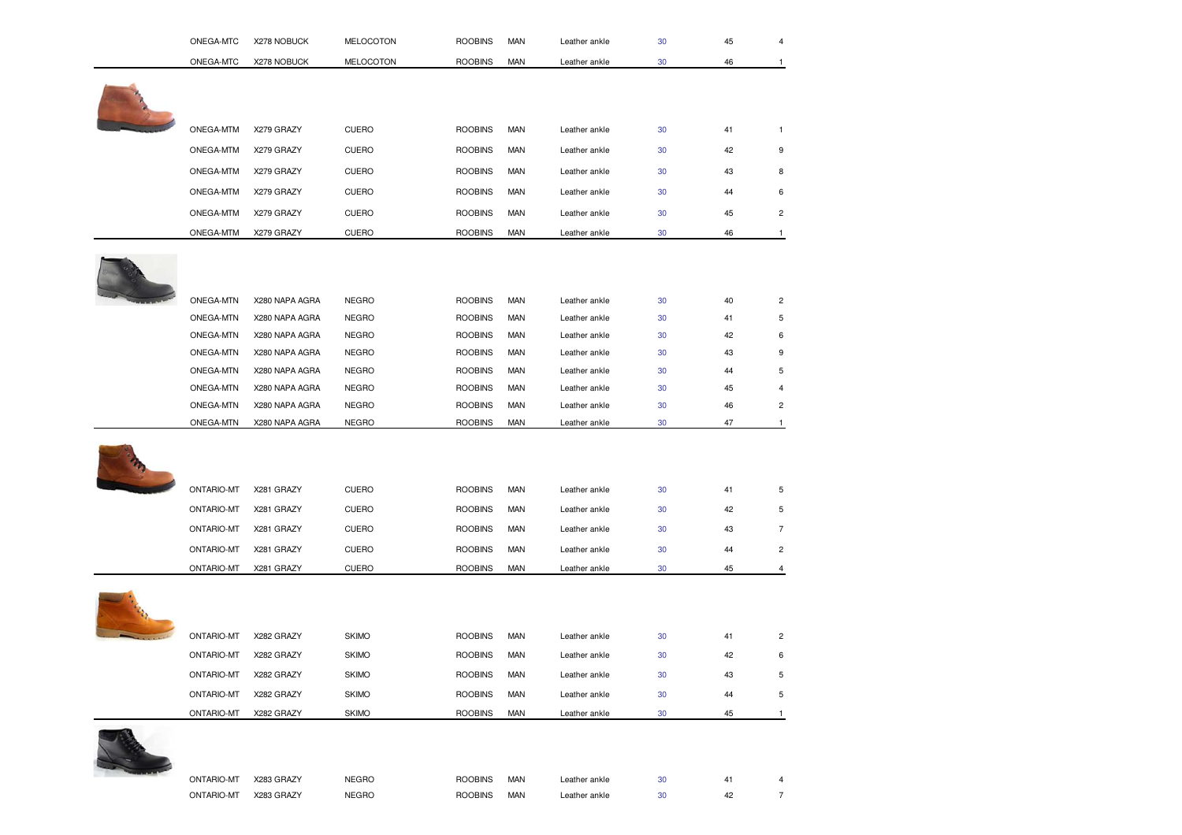| | | | | | | | |
|---|---|---|---|---|---|---|---|
| ONEGA-MTC | X278 NOBUCK | MELOCOTON | ROOBINS | MAN | Leather ankle | 30 | 45 | 4 |
| ONEGA-MTC | X278 NOBUCK | MELOCOTON | ROOBINS | MAN | Leather ankle | 30 | 46 | 1 |
| ONEGA-MTM | X279 GRAZY | CUERO | ROOBINS | MAN | Leather ankle | 30 | 41 | 1 |
| ONEGA-MTM | X279 GRAZY | CUERO | ROOBINS | MAN | Leather ankle | 30 | 42 | 9 |
| ONEGA-MTM | X279 GRAZY | CUERO | ROOBINS | MAN | Leather ankle | 30 | 43 | 8 |
| ONEGA-MTM | X279 GRAZY | CUERO | ROOBINS | MAN | Leather ankle | 30 | 44 | 6 |
| ONEGA-MTM | X279 GRAZY | CUERO | ROOBINS | MAN | Leather ankle | 30 | 45 | 2 |
| ONEGA-MTM | X279 GRAZY | CUERO | ROOBINS | MAN | Leather ankle | 30 | 46 | 1 |
| ONEGA-MTN | X280 NAPA AGRA | NEGRO | ROOBINS | MAN | Leather ankle | 30 | 40 | 2 |
| ONEGA-MTN | X280 NAPA AGRA | NEGRO | ROOBINS | MAN | Leather ankle | 30 | 41 | 5 |
| ONEGA-MTN | X280 NAPA AGRA | NEGRO | ROOBINS | MAN | Leather ankle | 30 | 42 | 6 |
| ONEGA-MTN | X280 NAPA AGRA | NEGRO | ROOBINS | MAN | Leather ankle | 30 | 43 | 9 |
| ONEGA-MTN | X280 NAPA AGRA | NEGRO | ROOBINS | MAN | Leather ankle | 30 | 44 | 5 |
| ONEGA-MTN | X280 NAPA AGRA | NEGRO | ROOBINS | MAN | Leather ankle | 30 | 45 | 4 |
| ONEGA-MTN | X280 NAPA AGRA | NEGRO | ROOBINS | MAN | Leather ankle | 30 | 46 | 2 |
| ONEGA-MTN | X280 NAPA AGRA | NEGRO | ROOBINS | MAN | Leather ankle | 30 | 47 | 1 |
| ONTARIO-MT | X281 GRAZY | CUERO | ROOBINS | MAN | Leather ankle | 30 | 41 | 5 |
| ONTARIO-MT | X281 GRAZY | CUERO | ROOBINS | MAN | Leather ankle | 30 | 42 | 5 |
| ONTARIO-MT | X281 GRAZY | CUERO | ROOBINS | MAN | Leather ankle | 30 | 43 | 7 |
| ONTARIO-MT | X281 GRAZY | CUERO | ROOBINS | MAN | Leather ankle | 30 | 44 | 2 |
| ONTARIO-MT | X281 GRAZY | CUERO | ROOBINS | MAN | Leather ankle | 30 | 45 | 4 |
| ONTARIO-MT | X282 GRAZY | SKIMO | ROOBINS | MAN | Leather ankle | 30 | 41 | 2 |
| ONTARIO-MT | X282 GRAZY | SKIMO | ROOBINS | MAN | Leather ankle | 30 | 42 | 6 |
| ONTARIO-MT | X282 GRAZY | SKIMO | ROOBINS | MAN | Leather ankle | 30 | 43 | 5 |
| ONTARIO-MT | X282 GRAZY | SKIMO | ROOBINS | MAN | Leather ankle | 30 | 44 | 5 |
| ONTARIO-MT | X282 GRAZY | SKIMO | ROOBINS | MAN | Leather ankle | 30 | 45 | 1 |
| ONTARIO-MT | X283 GRAZY | NEGRO | ROOBINS | MAN | Leather ankle | 30 | 41 | 4 |
| ONTARIO-MT | X283 GRAZY | NEGRO | ROOBINS | MAN | Leather ankle | 30 | 42 | 7 |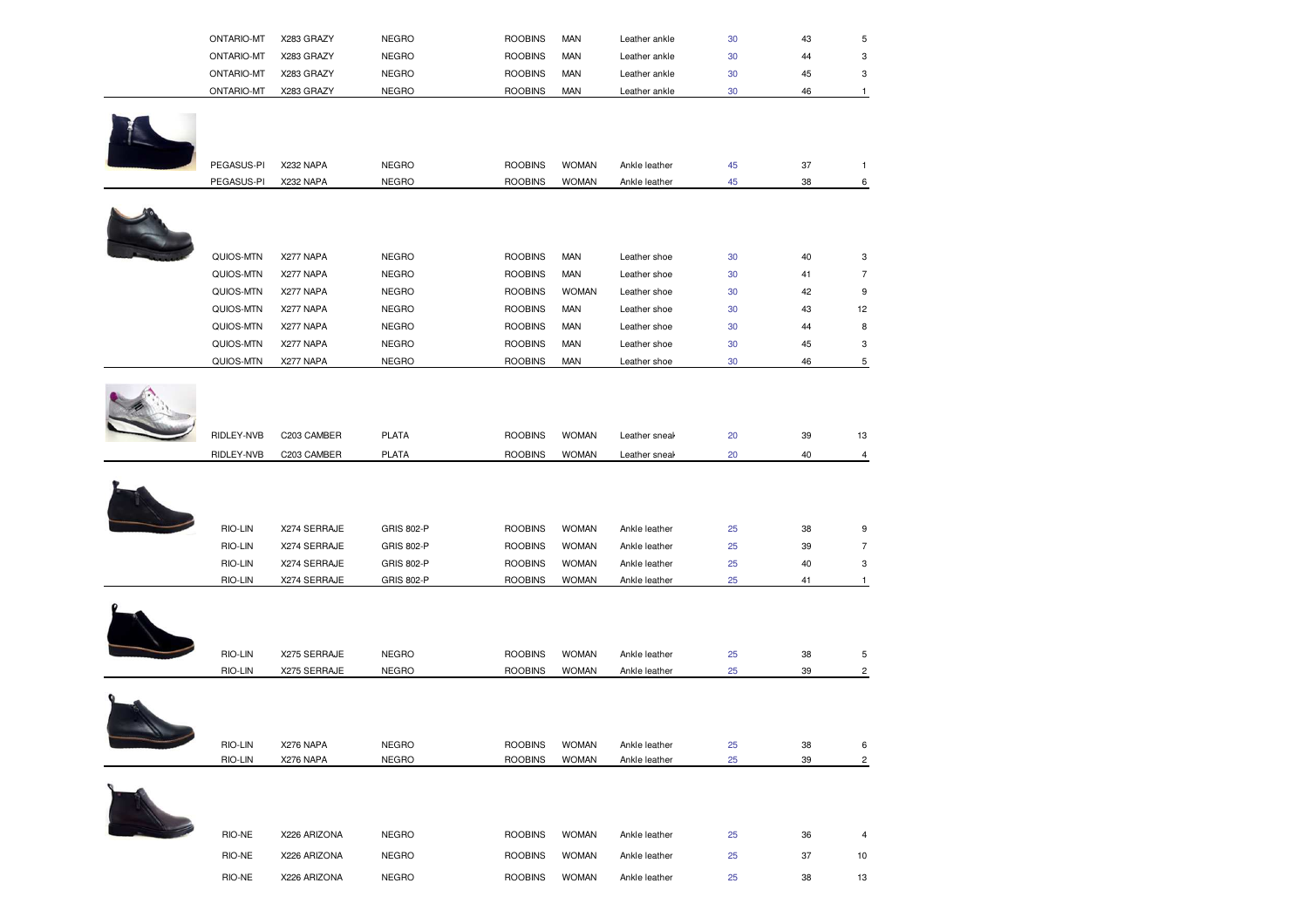| | | | | | | | |
|---|---|---|---|---|---|---|---|
| ONTARIO-MT | X283 GRAZY | NEGRO | ROOBINS | MAN | Leather ankle | 30 | 43 | 5 |
| ONTARIO-MT | X283 GRAZY | NEGRO | ROOBINS | MAN | Leather ankle | 30 | 44 | 3 |
| ONTARIO-MT | X283 GRAZY | NEGRO | ROOBINS | MAN | Leather ankle | 30 | 45 | 3 |
| ONTARIO-MT | X283 GRAZY | NEGRO | ROOBINS | MAN | Leather ankle | 30 | 46 | 1 |
| PEGASUS-PI | X232 NAPA | NEGRO | ROOBINS | WOMAN | Ankle leather | 45 | 37 | 1 |
| PEGASUS-PI | X232 NAPA | NEGRO | ROOBINS | WOMAN | Ankle leather | 45 | 38 | 6 |
| QUIOS-MTN | X277 NAPA | NEGRO | ROOBINS | MAN | Leather shoe | 30 | 40 | 3 |
| QUIOS-MTN | X277 NAPA | NEGRO | ROOBINS | MAN | Leather shoe | 30 | 41 | 7 |
| QUIOS-MTN | X277 NAPA | NEGRO | ROOBINS | WOMAN | Leather shoe | 30 | 42 | 9 |
| QUIOS-MTN | X277 NAPA | NEGRO | ROOBINS | MAN | Leather shoe | 30 | 43 | 12 |
| QUIOS-MTN | X277 NAPA | NEGRO | ROOBINS | MAN | Leather shoe | 30 | 44 | 8 |
| QUIOS-MTN | X277 NAPA | NEGRO | ROOBINS | MAN | Leather shoe | 30 | 45 | 3 |
| QUIOS-MTN | X277 NAPA | NEGRO | ROOBINS | MAN | Leather shoe | 30 | 46 | 5 |
| RIDLEY-NVB | C203 CAMBER | PLATA | ROOBINS | WOMAN | Leather sneak | 20 | 39 | 13 |
| RIDLEY-NVB | C203 CAMBER | PLATA | ROOBINS | WOMAN | Leather sneak | 20 | 40 | 4 |
| RIO-LIN | X274 SERRAJE | GRIS 802-P | ROOBINS | WOMAN | Ankle leather | 25 | 38 | 9 |
| RIO-LIN | X274 SERRAJE | GRIS 802-P | ROOBINS | WOMAN | Ankle leather | 25 | 39 | 7 |
| RIO-LIN | X274 SERRAJE | GRIS 802-P | ROOBINS | WOMAN | Ankle leather | 25 | 40 | 3 |
| RIO-LIN | X274 SERRAJE | GRIS 802-P | ROOBINS | WOMAN | Ankle leather | 25 | 41 | 1 |
| RIO-LIN | X275 SERRAJE | NEGRO | ROOBINS | WOMAN | Ankle leather | 25 | 38 | 5 |
| RIO-LIN | X275 SERRAJE | NEGRO | ROOBINS | WOMAN | Ankle leather | 25 | 39 | 2 |
| RIO-LIN | X276 NAPA | NEGRO | ROOBINS | WOMAN | Ankle leather | 25 | 38 | 6 |
| RIO-LIN | X276 NAPA | NEGRO | ROOBINS | WOMAN | Ankle leather | 25 | 39 | 2 |
| RIO-NE | X226 ARIZONA | NEGRO | ROOBINS | WOMAN | Ankle leather | 25 | 36 | 4 |
| RIO-NE | X226 ARIZONA | NEGRO | ROOBINS | WOMAN | Ankle leather | 25 | 37 | 10 |
| RIO-NE | X226 ARIZONA | NEGRO | ROOBINS | WOMAN | Ankle leather | 25 | 38 | 13 |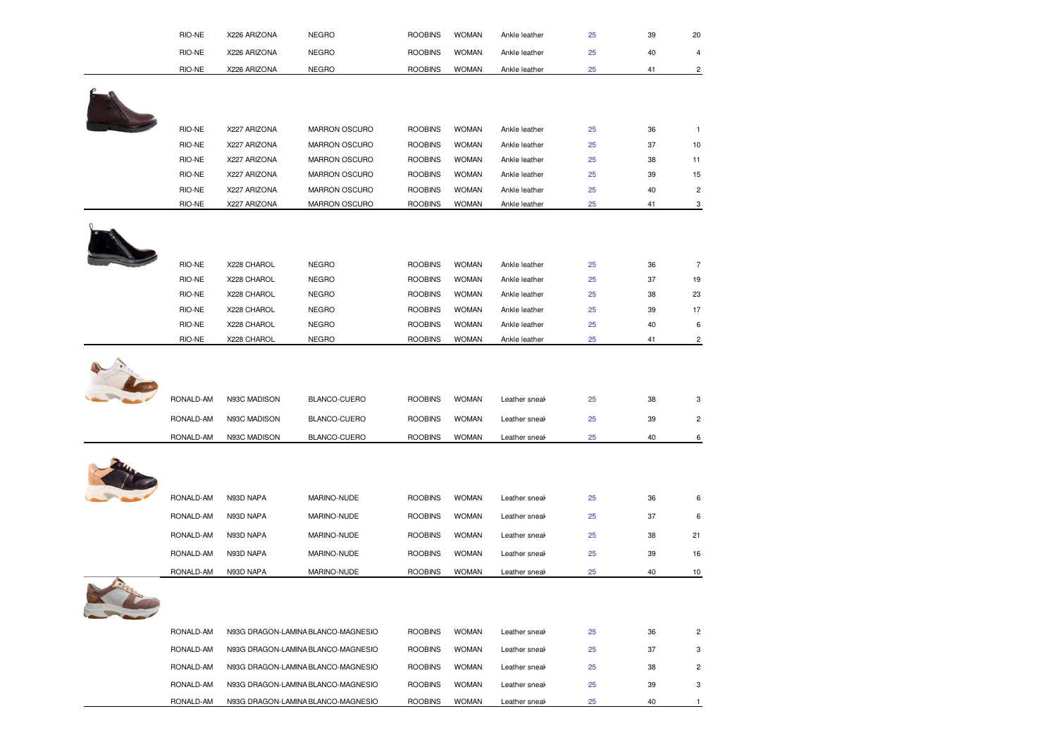| | | | | | | | | |
|---|---|---|---|---|---|---|---|---|
| RIO-NE | X226 ARIZONA | NEGRO | ROOBINS | WOMAN | Ankle leather | 25 | 39 | 20 |
| RIO-NE | X226 ARIZONA | NEGRO | ROOBINS | WOMAN | Ankle leather | 25 | 40 | 4 |
| RIO-NE | X226 ARIZONA | NEGRO | ROOBINS | WOMAN | Ankle leather | 25 | 41 | 2 |
| RIO-NE | X227 ARIZONA | MARRON OSCURO | ROOBINS | WOMAN | Ankle leather | 25 | 36 | 1 |
| RIO-NE | X227 ARIZONA | MARRON OSCURO | ROOBINS | WOMAN | Ankle leather | 25 | 37 | 10 |
| RIO-NE | X227 ARIZONA | MARRON OSCURO | ROOBINS | WOMAN | Ankle leather | 25 | 38 | 11 |
| RIO-NE | X227 ARIZONA | MARRON OSCURO | ROOBINS | WOMAN | Ankle leather | 25 | 39 | 15 |
| RIO-NE | X227 ARIZONA | MARRON OSCURO | ROOBINS | WOMAN | Ankle leather | 25 | 40 | 2 |
| RIO-NE | X227 ARIZONA | MARRON OSCURO | ROOBINS | WOMAN | Ankle leather | 25 | 41 | 3 |
| RIO-NE | X228 CHAROL | NEGRO | ROOBINS | WOMAN | Ankle leather | 25 | 36 | 7 |
| RIO-NE | X228 CHAROL | NEGRO | ROOBINS | WOMAN | Ankle leather | 25 | 37 | 19 |
| RIO-NE | X228 CHAROL | NEGRO | ROOBINS | WOMAN | Ankle leather | 25 | 38 | 23 |
| RIO-NE | X228 CHAROL | NEGRO | ROOBINS | WOMAN | Ankle leather | 25 | 39 | 17 |
| RIO-NE | X228 CHAROL | NEGRO | ROOBINS | WOMAN | Ankle leather | 25 | 40 | 6 |
| RIO-NE | X228 CHAROL | NEGRO | ROOBINS | WOMAN | Ankle leather | 25 | 41 | 2 |
| RONALD-AM | N93C MADISON | BLANCO-CUERO | ROOBINS | WOMAN | Leather sneak | 25 | 38 | 3 |
| RONALD-AM | N93C MADISON | BLANCO-CUERO | ROOBINS | WOMAN | Leather sneak | 25 | 39 | 2 |
| RONALD-AM | N93C MADISON | BLANCO-CUERO | ROOBINS | WOMAN | Leather sneak | 25 | 40 | 6 |
| RONALD-AM | N93D NAPA | MARINO-NUDE | ROOBINS | WOMAN | Leather sneak | 25 | 36 | 6 |
| RONALD-AM | N93D NAPA | MARINO-NUDE | ROOBINS | WOMAN | Leather sneak | 25 | 37 | 6 |
| RONALD-AM | N93D NAPA | MARINO-NUDE | ROOBINS | WOMAN | Leather sneak | 25 | 38 | 21 |
| RONALD-AM | N93D NAPA | MARINO-NUDE | ROOBINS | WOMAN | Leather sneak | 25 | 39 | 16 |
| RONALD-AM | N93D NAPA | MARINO-NUDE | ROOBINS | WOMAN | Leather sneak | 25 | 40 | 10 |
| RONALD-AM | N93G DRAGON-LAMINA | BLANCO-MAGNESIO | ROOBINS | WOMAN | Leather sneak | 25 | 36 | 2 |
| RONALD-AM | N93G DRAGON-LAMINA | BLANCO-MAGNESIO | ROOBINS | WOMAN | Leather sneak | 25 | 37 | 3 |
| RONALD-AM | N93G DRAGON-LAMINA | BLANCO-MAGNESIO | ROOBINS | WOMAN | Leather sneak | 25 | 38 | 2 |
| RONALD-AM | N93G DRAGON-LAMINA | BLANCO-MAGNESIO | ROOBINS | WOMAN | Leather sneak | 25 | 39 | 3 |
| RONALD-AM | N93G DRAGON-LAMINA | BLANCO-MAGNESIO | ROOBINS | WOMAN | Leather sneak | 25 | 40 | 1 |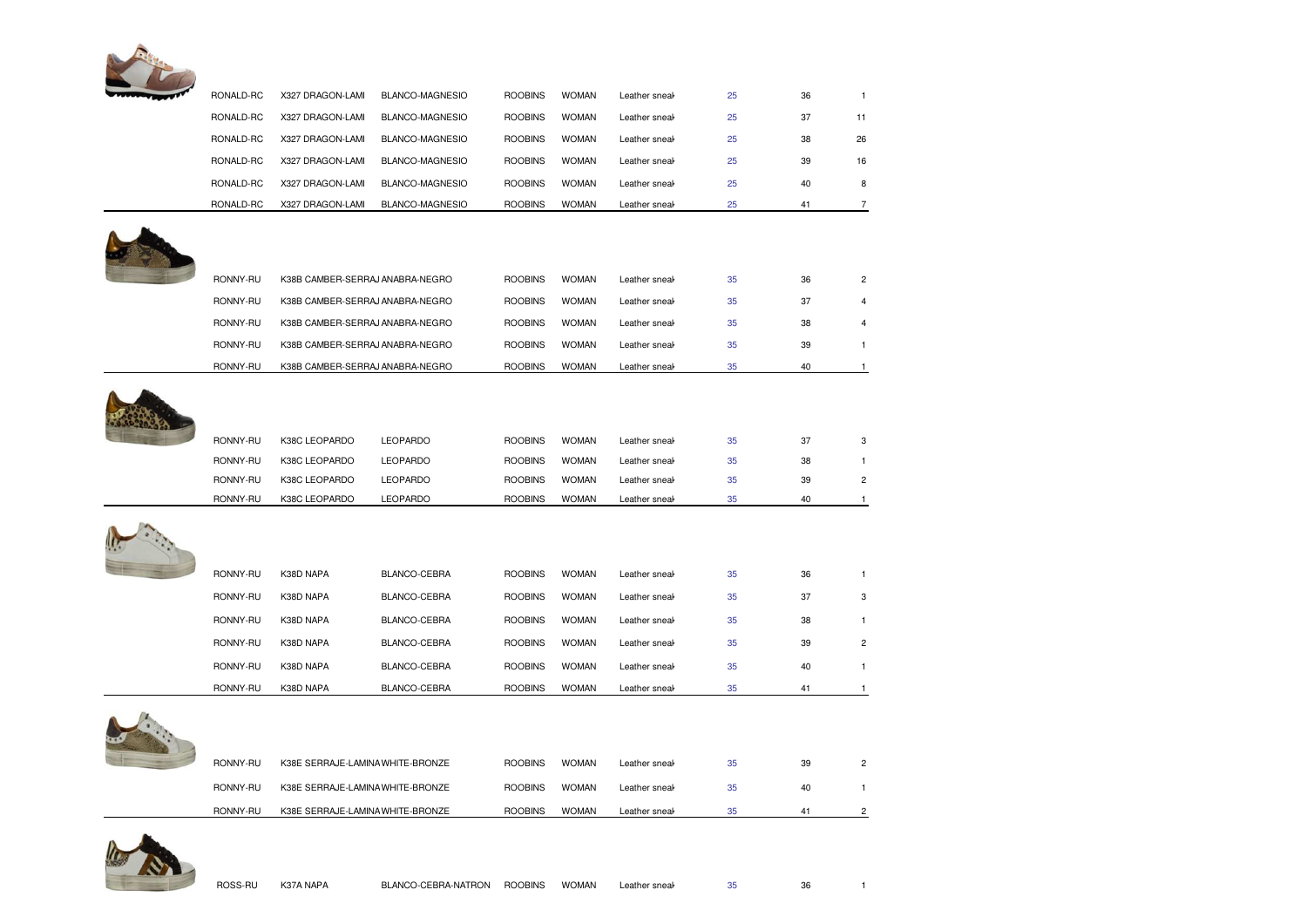| | | | | | | | | |
|---|---|---|---|---|---|---|---|---|
| RONALD-RC | X327 DRAGON-LAMI | BLANCO-MAGNESIO | ROOBINS | WOMAN | Leather sneak | 25 | 36 | 1 |
| RONALD-RC | X327 DRAGON-LAMI | BLANCO-MAGNESIO | ROOBINS | WOMAN | Leather sneak | 25 | 37 | 11 |
| RONALD-RC | X327 DRAGON-LAMI | BLANCO-MAGNESIO | ROOBINS | WOMAN | Leather sneak | 25 | 38 | 26 |
| RONALD-RC | X327 DRAGON-LAMI | BLANCO-MAGNESIO | ROOBINS | WOMAN | Leather sneak | 25 | 39 | 16 |
| RONALD-RC | X327 DRAGON-LAMI | BLANCO-MAGNESIO | ROOBINS | WOMAN | Leather sneak | 25 | 40 | 8 |
| RONALD-RC | X327 DRAGON-LAMI | BLANCO-MAGNESIO | ROOBINS | WOMAN | Leather sneak | 25 | 41 | 7 |
| RONNY-RU | K38B CAMBER-SERRAJ | ANABRA-NEGRO | ROOBINS | WOMAN | Leather sneak | 35 | 36 | 2 |
| RONNY-RU | K38B CAMBER-SERRAJ | ANABRA-NEGRO | ROOBINS | WOMAN | Leather sneak | 35 | 37 | 4 |
| RONNY-RU | K38B CAMBER-SERRAJ | ANABRA-NEGRO | ROOBINS | WOMAN | Leather sneak | 35 | 38 | 4 |
| RONNY-RU | K38B CAMBER-SERRAJ | ANABRA-NEGRO | ROOBINS | WOMAN | Leather sneak | 35 | 39 | 1 |
| RONNY-RU | K38B CAMBER-SERRAJ | ANABRA-NEGRO | ROOBINS | WOMAN | Leather sneak | 35 | 40 | 1 |
| RONNY-RU | K38C LEOPARDO | LEOPARDO | ROOBINS | WOMAN | Leather sneak | 35 | 37 | 3 |
| RONNY-RU | K38C LEOPARDO | LEOPARDO | ROOBINS | WOMAN | Leather sneak | 35 | 38 | 1 |
| RONNY-RU | K38C LEOPARDO | LEOPARDO | ROOBINS | WOMAN | Leather sneak | 35 | 39 | 2 |
| RONNY-RU | K38C LEOPARDO | LEOPARDO | ROOBINS | WOMAN | Leather sneak | 35 | 40 | 1 |
| RONNY-RU | K38D NAPA | BLANCO-CEBRA | ROOBINS | WOMAN | Leather sneak | 35 | 36 | 1 |
| RONNY-RU | K38D NAPA | BLANCO-CEBRA | ROOBINS | WOMAN | Leather sneak | 35 | 37 | 3 |
| RONNY-RU | K38D NAPA | BLANCO-CEBRA | ROOBINS | WOMAN | Leather sneak | 35 | 38 | 1 |
| RONNY-RU | K38D NAPA | BLANCO-CEBRA | ROOBINS | WOMAN | Leather sneak | 35 | 39 | 2 |
| RONNY-RU | K38D NAPA | BLANCO-CEBRA | ROOBINS | WOMAN | Leather sneak | 35 | 40 | 1 |
| RONNY-RU | K38D NAPA | BLANCO-CEBRA | ROOBINS | WOMAN | Leather sneak | 35 | 41 | 1 |
| RONNY-RU | K38E SERRAJE-LAMINA | WHITE-BRONZE | ROOBINS | WOMAN | Leather sneak | 35 | 39 | 2 |
| RONNY-RU | K38E SERRAJE-LAMINA | WHITE-BRONZE | ROOBINS | WOMAN | Leather sneak | 35 | 40 | 1 |
| RONNY-RU | K38E SERRAJE-LAMINA | WHITE-BRONZE | ROOBINS | WOMAN | Leather sneak | 35 | 41 | 2 |
| ROSS-RU | K37A NAPA | BLANCO-CEBRA-NATRON | ROOBINS | WOMAN | Leather sneak | 35 | 36 | 1 |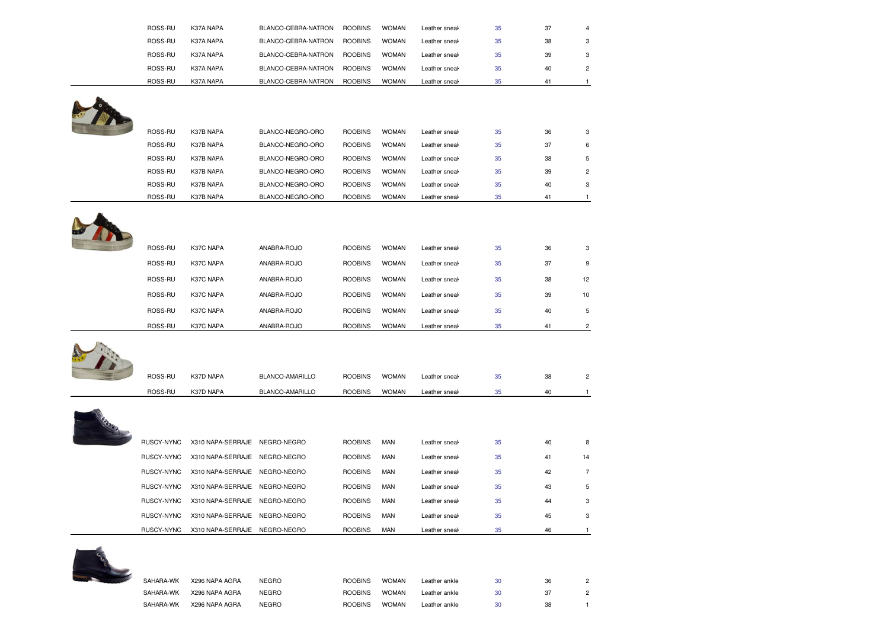| | | | | | | | |
|---|---|---|---|---|---|---|---|
| ROSS-RU | K37A NAPA | BLANCO-CEBRA-NATRON | ROOBINS | WOMAN | Leather sneak | 35 | 37 | 4 |
| ROSS-RU | K37A NAPA | BLANCO-CEBRA-NATRON | ROOBINS | WOMAN | Leather sneak | 35 | 38 | 3 |
| ROSS-RU | K37A NAPA | BLANCO-CEBRA-NATRON | ROOBINS | WOMAN | Leather sneak | 35 | 39 | 3 |
| ROSS-RU | K37A NAPA | BLANCO-CEBRA-NATRON | ROOBINS | WOMAN | Leather sneak | 35 | 40 | 2 |
| ROSS-RU | K37A NAPA | BLANCO-CEBRA-NATRON | ROOBINS | WOMAN | Leather sneak | 35 | 41 | 1 |
| ROSS-RU | K37B NAPA | BLANCO-NEGRO-ORO | ROOBINS | WOMAN | Leather sneak | 35 | 36 | 3 |
| ROSS-RU | K37B NAPA | BLANCO-NEGRO-ORO | ROOBINS | WOMAN | Leather sneak | 35 | 37 | 6 |
| ROSS-RU | K37B NAPA | BLANCO-NEGRO-ORO | ROOBINS | WOMAN | Leather sneak | 35 | 38 | 5 |
| ROSS-RU | K37B NAPA | BLANCO-NEGRO-ORO | ROOBINS | WOMAN | Leather sneak | 35 | 39 | 2 |
| ROSS-RU | K37B NAPA | BLANCO-NEGRO-ORO | ROOBINS | WOMAN | Leather sneak | 35 | 40 | 3 |
| ROSS-RU | K37B NAPA | BLANCO-NEGRO-ORO | ROOBINS | WOMAN | Leather sneak | 35 | 41 | 1 |
| ROSS-RU | K37C NAPA | ANABRA-ROJO | ROOBINS | WOMAN | Leather sneak | 35 | 36 | 3 |
| ROSS-RU | K37C NAPA | ANABRA-ROJO | ROOBINS | WOMAN | Leather sneak | 35 | 37 | 9 |
| ROSS-RU | K37C NAPA | ANABRA-ROJO | ROOBINS | WOMAN | Leather sneak | 35 | 38 | 12 |
| ROSS-RU | K37C NAPA | ANABRA-ROJO | ROOBINS | WOMAN | Leather sneak | 35 | 39 | 10 |
| ROSS-RU | K37C NAPA | ANABRA-ROJO | ROOBINS | WOMAN | Leather sneak | 35 | 40 | 5 |
| ROSS-RU | K37C NAPA | ANABRA-ROJO | ROOBINS | WOMAN | Leather sneak | 35 | 41 | 2 |
| ROSS-RU | K37D NAPA | BLANCO-AMARILLO | ROOBINS | WOMAN | Leather sneak | 35 | 38 | 2 |
| ROSS-RU | K37D NAPA | BLANCO-AMARILLO | ROOBINS | WOMAN | Leather sneak | 35 | 40 | 1 |
| RUSCY-NYNC | X310 NAPA-SERRAJE | NEGRO-NEGRO | ROOBINS | MAN | Leather sneak | 35 | 40 | 8 |
| RUSCY-NYNC | X310 NAPA-SERRAJE | NEGRO-NEGRO | ROOBINS | MAN | Leather sneak | 35 | 41 | 14 |
| RUSCY-NYNC | X310 NAPA-SERRAJE | NEGRO-NEGRO | ROOBINS | MAN | Leather sneak | 35 | 42 | 7 |
| RUSCY-NYNC | X310 NAPA-SERRAJE | NEGRO-NEGRO | ROOBINS | MAN | Leather sneak | 35 | 43 | 5 |
| RUSCY-NYNC | X310 NAPA-SERRAJE | NEGRO-NEGRO | ROOBINS | MAN | Leather sneak | 35 | 44 | 3 |
| RUSCY-NYNC | X310 NAPA-SERRAJE | NEGRO-NEGRO | ROOBINS | MAN | Leather sneak | 35 | 45 | 3 |
| RUSCY-NYNC | X310 NAPA-SERRAJE | NEGRO-NEGRO | ROOBINS | MAN | Leather sneak | 35 | 46 | 1 |
| SAHARA-WK | X296 NAPA AGRA | NEGRO | ROOBINS | WOMAN | Leather ankle | 30 | 36 | 2 |
| SAHARA-WK | X296 NAPA AGRA | NEGRO | ROOBINS | WOMAN | Leather ankle | 30 | 37 | 2 |
| SAHARA-WK | X296 NAPA AGRA | NEGRO | ROOBINS | WOMAN | Leather ankle | 30 | 38 | 1 |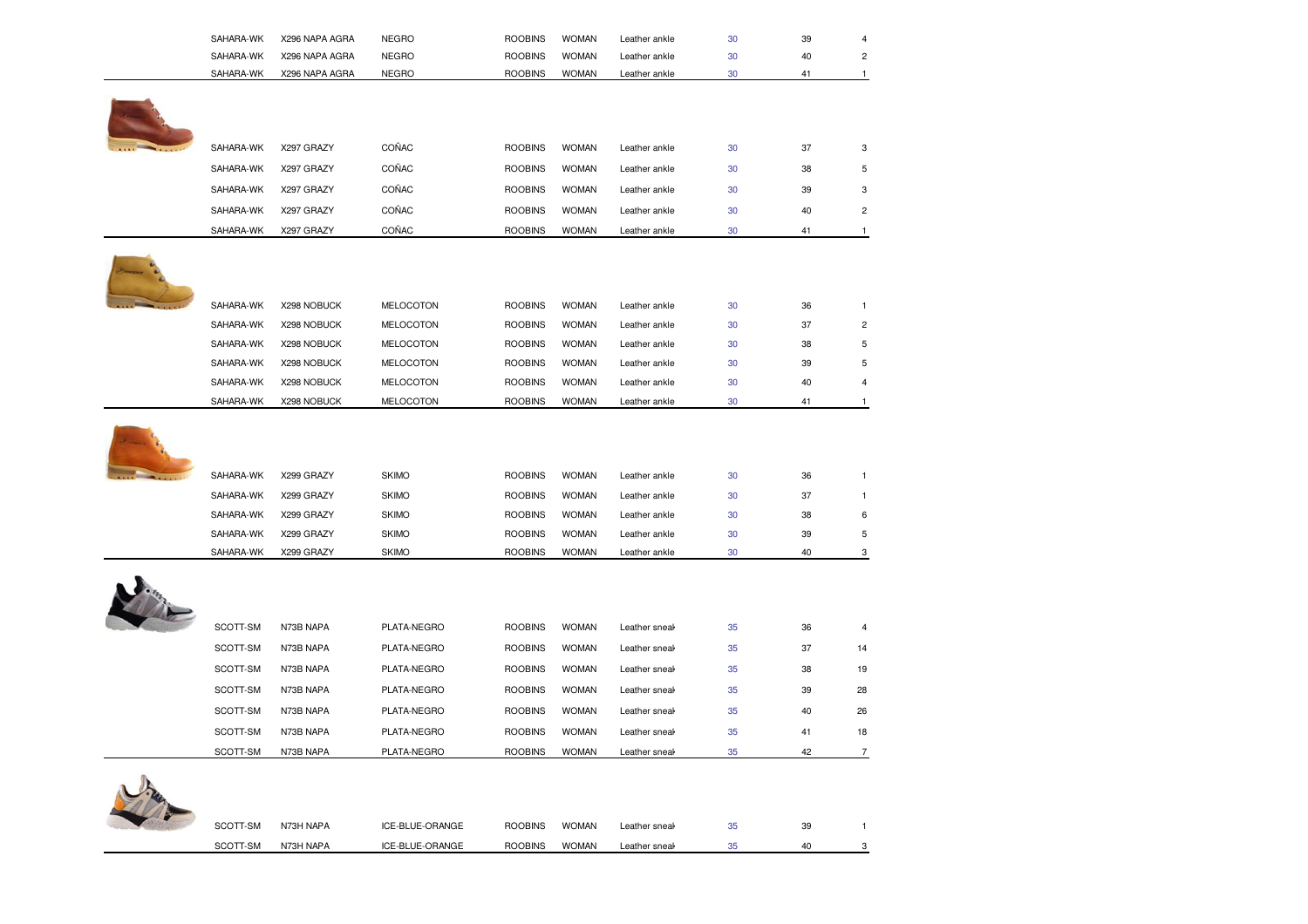| | | | | | | | | |
|---|---|---|---|---|---|---|---|---|
| SAHARA-WK | X296 NAPA AGRA | NEGRO | ROOBINS | WOMAN | Leather ankle | 30 | 39 | 4 |
| SAHARA-WK | X296 NAPA AGRA | NEGRO | ROOBINS | WOMAN | Leather ankle | 30 | 40 | 2 |
| SAHARA-WK | X296 NAPA AGRA | NEGRO | ROOBINS | WOMAN | Leather ankle | 30 | 41 | 1 |
| SAHARA-WK | X297 GRAZY | COÑAC | ROOBINS | WOMAN | Leather ankle | 30 | 37 | 3 |
| SAHARA-WK | X297 GRAZY | COÑAC | ROOBINS | WOMAN | Leather ankle | 30 | 38 | 5 |
| SAHARA-WK | X297 GRAZY | COÑAC | ROOBINS | WOMAN | Leather ankle | 30 | 39 | 3 |
| SAHARA-WK | X297 GRAZY | COÑAC | ROOBINS | WOMAN | Leather ankle | 30 | 40 | 2 |
| SAHARA-WK | X297 GRAZY | COÑAC | ROOBINS | WOMAN | Leather ankle | 30 | 41 | 1 |
| SAHARA-WK | X298 NOBUCK | MELOCOTON | ROOBINS | WOMAN | Leather ankle | 30 | 36 | 1 |
| SAHARA-WK | X298 NOBUCK | MELOCOTON | ROOBINS | WOMAN | Leather ankle | 30 | 37 | 2 |
| SAHARA-WK | X298 NOBUCK | MELOCOTON | ROOBINS | WOMAN | Leather ankle | 30 | 38 | 5 |
| SAHARA-WK | X298 NOBUCK | MELOCOTON | ROOBINS | WOMAN | Leather ankle | 30 | 39 | 5 |
| SAHARA-WK | X298 NOBUCK | MELOCOTON | ROOBINS | WOMAN | Leather ankle | 30 | 40 | 4 |
| SAHARA-WK | X298 NOBUCK | MELOCOTON | ROOBINS | WOMAN | Leather ankle | 30 | 41 | 1 |
| SAHARA-WK | X299 GRAZY | SKIMO | ROOBINS | WOMAN | Leather ankle | 30 | 36 | 1 |
| SAHARA-WK | X299 GRAZY | SKIMO | ROOBINS | WOMAN | Leather ankle | 30 | 37 | 1 |
| SAHARA-WK | X299 GRAZY | SKIMO | ROOBINS | WOMAN | Leather ankle | 30 | 38 | 6 |
| SAHARA-WK | X299 GRAZY | SKIMO | ROOBINS | WOMAN | Leather ankle | 30 | 39 | 5 |
| SAHARA-WK | X299 GRAZY | SKIMO | ROOBINS | WOMAN | Leather ankle | 30 | 40 | 3 |
| SCOTT-SM | N73B NAPA | PLATA-NEGRO | ROOBINS | WOMAN | Leather sneak | 35 | 36 | 4 |
| SCOTT-SM | N73B NAPA | PLATA-NEGRO | ROOBINS | WOMAN | Leather sneak | 35 | 37 | 14 |
| SCOTT-SM | N73B NAPA | PLATA-NEGRO | ROOBINS | WOMAN | Leather sneak | 35 | 38 | 19 |
| SCOTT-SM | N73B NAPA | PLATA-NEGRO | ROOBINS | WOMAN | Leather sneak | 35 | 39 | 28 |
| SCOTT-SM | N73B NAPA | PLATA-NEGRO | ROOBINS | WOMAN | Leather sneak | 35 | 40 | 26 |
| SCOTT-SM | N73B NAPA | PLATA-NEGRO | ROOBINS | WOMAN | Leather sneak | 35 | 41 | 18 |
| SCOTT-SM | N73B NAPA | PLATA-NEGRO | ROOBINS | WOMAN | Leather sneak | 35 | 42 | 7 |
| SCOTT-SM | N73H NAPA | ICE-BLUE-ORANGE | ROOBINS | WOMAN | Leather sneak | 35 | 39 | 1 |
| SCOTT-SM | N73H NAPA | ICE-BLUE-ORANGE | ROOBINS | WOMAN | Leather sneak | 35 | 40 | 3 |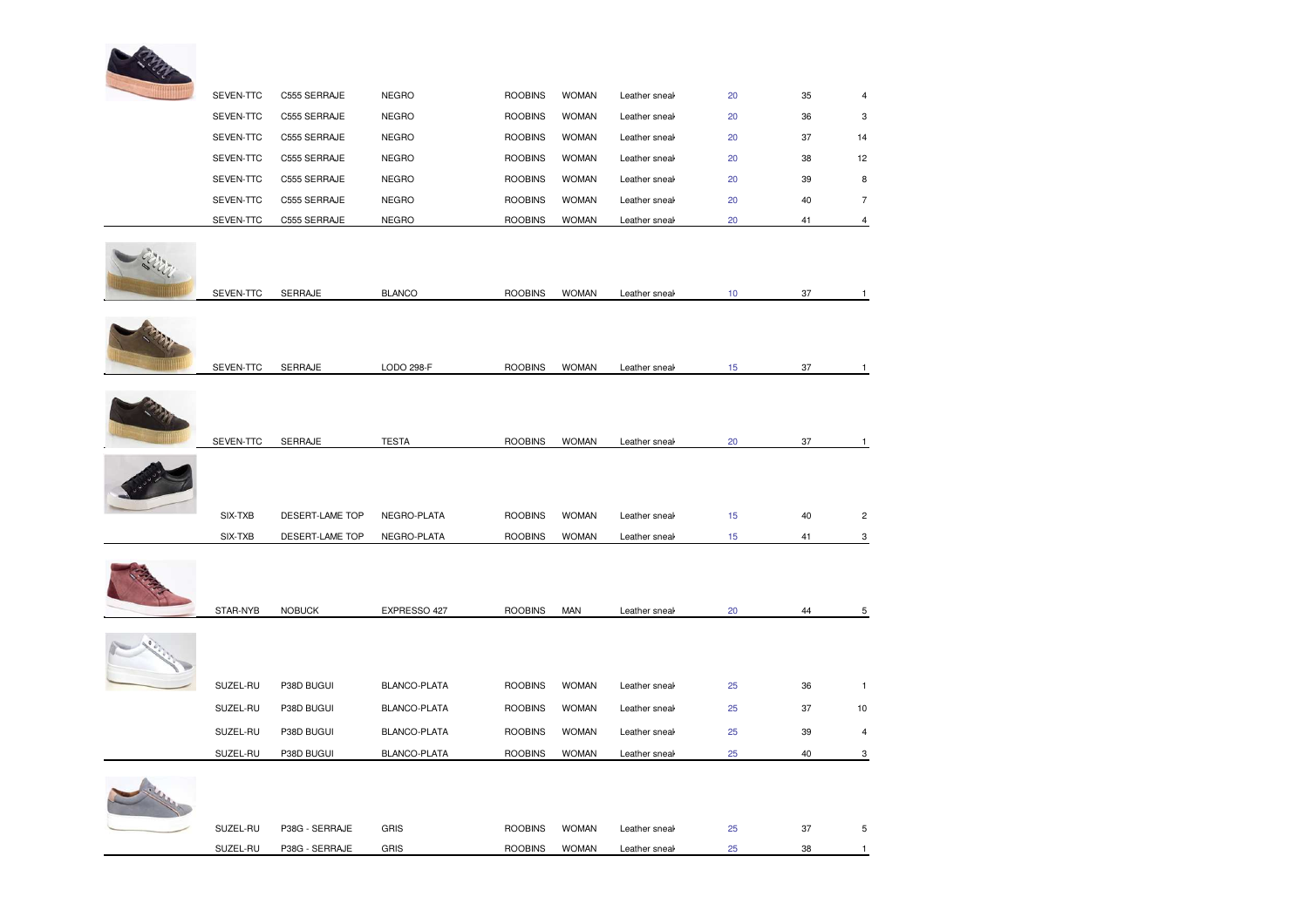| | | | | | | | |
|---|---|---|---|---|---|---|---|
| SEVEN-TTC | C555 SERRAJE | NEGRO | ROOBINS | WOMAN | Leather sneak | 20 | 35 | 4 |
| SEVEN-TTC | C555 SERRAJE | NEGRO | ROOBINS | WOMAN | Leather sneak | 20 | 36 | 3 |
| SEVEN-TTC | C555 SERRAJE | NEGRO | ROOBINS | WOMAN | Leather sneak | 20 | 37 | 14 |
| SEVEN-TTC | C555 SERRAJE | NEGRO | ROOBINS | WOMAN | Leather sneak | 20 | 38 | 12 |
| SEVEN-TTC | C555 SERRAJE | NEGRO | ROOBINS | WOMAN | Leather sneak | 20 | 39 | 8 |
| SEVEN-TTC | C555 SERRAJE | NEGRO | ROOBINS | WOMAN | Leather sneak | 20 | 40 | 7 |
| SEVEN-TTC | C555 SERRAJE | NEGRO | ROOBINS | WOMAN | Leather sneak | 20 | 41 | 4 |
| SEVEN-TTC | SERRAJE | BLANCO | ROOBINS | WOMAN | Leather sneak | 10 | 37 | 1 |
| SEVEN-TTC | SERRAJE | LODO 298-F | ROOBINS | WOMAN | Leather sneak | 15 | 37 | 1 |
| SEVEN-TTC | SERRAJE | TESTA | ROOBINS | WOMAN | Leather sneak | 20 | 37 | 1 |
| SIX-TXB | DESERT-LAME TOP | NEGRO-PLATA | ROOBINS | WOMAN | Leather sneak | 15 | 40 | 2 |
| SIX-TXB | DESERT-LAME TOP | NEGRO-PLATA | ROOBINS | WOMAN | Leather sneak | 15 | 41 | 3 |
| STAR-NYB | NOBUCK | EXPRESSO 427 | ROOBINS | MAN | Leather sneak | 20 | 44 | 5 |
| SUZEL-RU | P38D BUGUI | BLANCO-PLATA | ROOBINS | WOMAN | Leather sneak | 25 | 36 | 1 |
| SUZEL-RU | P38D BUGUI | BLANCO-PLATA | ROOBINS | WOMAN | Leather sneak | 25 | 37 | 10 |
| SUZEL-RU | P38D BUGUI | BLANCO-PLATA | ROOBINS | WOMAN | Leather sneak | 25 | 39 | 4 |
| SUZEL-RU | P38D BUGUI | BLANCO-PLATA | ROOBINS | WOMAN | Leather sneak | 25 | 40 | 3 |
| SUZEL-RU | P38G - SERRAJE | GRIS | ROOBINS | WOMAN | Leather sneak | 25 | 37 | 5 |
| SUZEL-RU | P38G - SERRAJE | GRIS | ROOBINS | WOMAN | Leather sneak | 25 | 38 | 1 |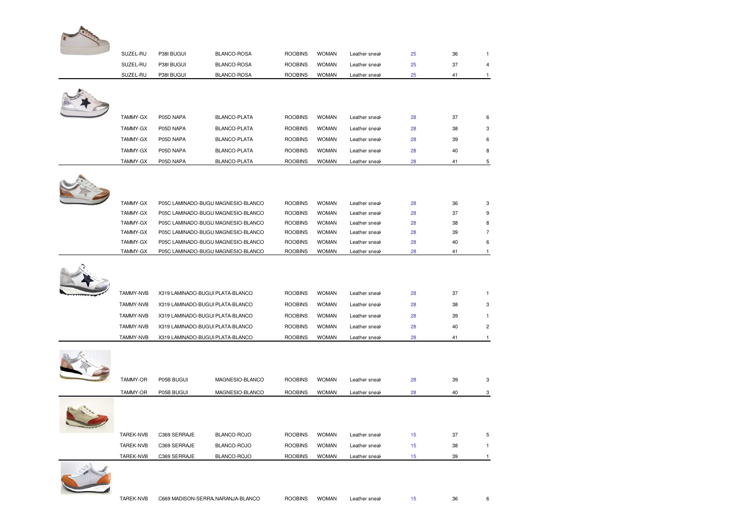| | | | | | | | | |
|---|---|---|---|---|---|---|---|---|
| SUZEL-RU | P38I BUGUI | BLANCO-ROSA | ROOBINS | WOMAN | Leather sneak | 25 | 36 | 1 |
| SUZEL-RU | P38I BUGUI | BLANCO-ROSA | ROOBINS | WOMAN | Leather sneak | 25 | 37 | 4 |
| SUZEL-RU | P38I BUGUI | BLANCO-ROSA | ROOBINS | WOMAN | Leather sneak | 25 | 41 | 1 |
| TAMMY-GX | P05D NAPA | BLANCO-PLATA | ROOBINS | WOMAN | Leather sneak | 28 | 37 | 6 |
| TAMMY-GX | P05D NAPA | BLANCO-PLATA | ROOBINS | WOMAN | Leather sneak | 28 | 38 | 3 |
| TAMMY-GX | P05D NAPA | BLANCO-PLATA | ROOBINS | WOMAN | Leather sneak | 28 | 39 | 6 |
| TAMMY-GX | P05D NAPA | BLANCO-PLATA | ROOBINS | WOMAN | Leather sneak | 28 | 40 | 8 |
| TAMMY-GX | P05D NAPA | BLANCO-PLATA | ROOBINS | WOMAN | Leather sneak | 28 | 41 | 5 |
| TAMMY-GX | P05C LAMINADO-BUGU | MAGNESIO-BLANCO | ROOBINS | WOMAN | Leather sneak | 28 | 36 | 3 |
| TAMMY-GX | P05C LAMINADO-BUGU | MAGNESIO-BLANCO | ROOBINS | WOMAN | Leather sneak | 28 | 37 | 9 |
| TAMMY-GX | P05C LAMINADO-BUGU | MAGNESIO-BLANCO | ROOBINS | WOMAN | Leather sneak | 28 | 38 | 8 |
| TAMMY-GX | P05C LAMINADO-BUGU | MAGNESIO-BLANCO | ROOBINS | WOMAN | Leather sneak | 28 | 39 | 7 |
| TAMMY-GX | P05C LAMINADO-BUGU | MAGNESIO-BLANCO | ROOBINS | WOMAN | Leather sneak | 28 | 40 | 6 |
| TAMMY-GX | P05C LAMINADO-BUGU | MAGNESIO-BLANCO | ROOBINS | WOMAN | Leather sneak | 28 | 41 | 1 |
| TAMMY-NVB | X319 LAMINADO-BUGUI | PLATA-BLANCO | ROOBINS | WOMAN | Leather sneak | 28 | 37 | 1 |
| TAMMY-NVB | X319 LAMINADO-BUGUI | PLATA-BLANCO | ROOBINS | WOMAN | Leather sneak | 28 | 38 | 3 |
| TAMMY-NVB | X319 LAMINADO-BUGUI | PLATA-BLANCO | ROOBINS | WOMAN | Leather sneak | 28 | 39 | 1 |
| TAMMY-NVB | X319 LAMINADO-BUGUI | PLATA-BLANCO | ROOBINS | WOMAN | Leather sneak | 28 | 40 | 2 |
| TAMMY-NVB | X319 LAMINADO-BUGUI | PLATA-BLANCO | ROOBINS | WOMAN | Leather sneak | 28 | 41 | 1 |
| TAMMY-OR | P05B BUGUI | MAGNESIO-BLANCO | ROOBINS | WOMAN | Leather sneak | 28 | 39 | 3 |
| TAMMY-OR | P05B BUGUI | MAGNESIO-BLANCO | ROOBINS | WOMAN | Leather sneak | 28 | 40 | 3 |
| TAREK-NVB | C369 SERRAJE | BLANCO-ROJO | ROOBINS | WOMAN | Leather sneak | 15 | 37 | 5 |
| TAREK-NVB | C369 SERRAJE | BLANCO-ROJO | ROOBINS | WOMAN | Leather sneak | 15 | 38 | 1 |
| TAREK-NVB | C369 SERRAJE | BLANCO-ROJO | ROOBINS | WOMAN | Leather sneak | 15 | 39 | 1 |
| TAREK-NVB | C669 MADISON-SERRA | NARANJA-BLANCO | ROOBINS | WOMAN | Leather sneak | 15 | 36 | 6 |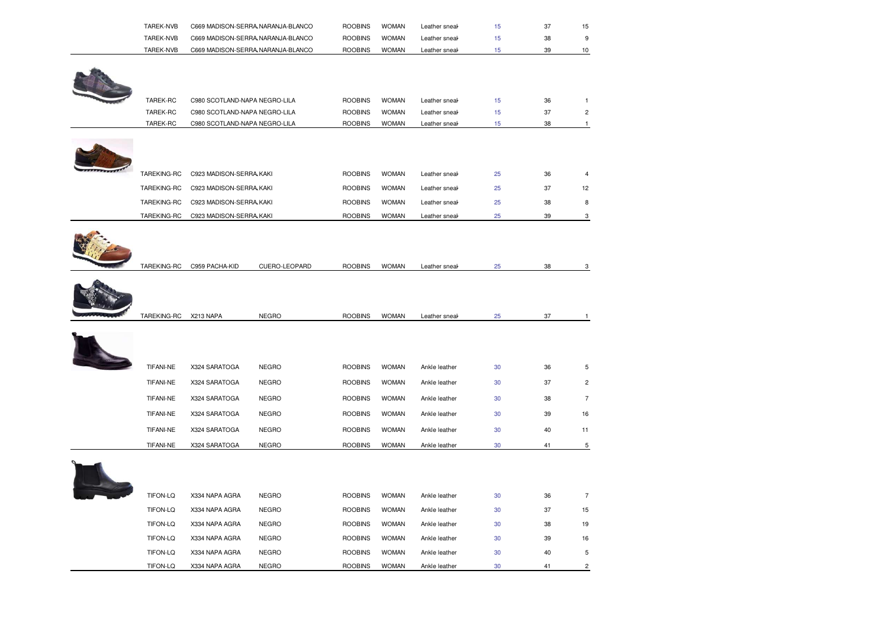| | | | | | | | |
|---|---|---|---|---|---|---|---|
| TAREK-NVB | C669 MADISON-SERRA | NARANJA-BLANCO | ROOBINS | WOMAN | Leather sneak | 15 | 37 | 15 |
| TAREK-NVB | C669 MADISON-SERRA | NARANJA-BLANCO | ROOBINS | WOMAN | Leather sneak | 15 | 38 | 9 |
| TAREK-NVB | C669 MADISON-SERRA | NARANJA-BLANCO | ROOBINS | WOMAN | Leather sneak | 15 | 39 | 10 |
| TAREK-RC | C980 SCOTLAND-NAPA | NEGRO-LILA | ROOBINS | WOMAN | Leather sneak | 15 | 36 | 1 |
| TAREK-RC | C980 SCOTLAND-NAPA | NEGRO-LILA | ROOBINS | WOMAN | Leather sneak | 15 | 37 | 2 |
| TAREK-RC | C980 SCOTLAND-NAPA | NEGRO-LILA | ROOBINS | WOMAN | Leather sneak | 15 | 38 | 1 |
| TAREKING-RC | C923 MADISON-SERRA | KAKI | ROOBINS | WOMAN | Leather sneak | 25 | 36 | 4 |
| TAREKING-RC | C923 MADISON-SERRA | KAKI | ROOBINS | WOMAN | Leather sneak | 25 | 37 | 12 |
| TAREKING-RC | C923 MADISON-SERRA | KAKI | ROOBINS | WOMAN | Leather sneak | 25 | 38 | 8 |
| TAREKING-RC | C923 MADISON-SERRA | KAKI | ROOBINS | WOMAN | Leather sneak | 25 | 39 | 3 |
| TAREKING-RC | C959 PACHA-KID | CUERO-LEOPARD | ROOBINS | WOMAN | Leather sneak | 25 | 38 | 3 |
| TAREKING-RC | X213 NAPA | NEGRO | ROOBINS | WOMAN | Leather sneak | 25 | 37 | 1 |
| TIFANI-NE | X324 SARATOGA | NEGRO | ROOBINS | WOMAN | Ankle leather | 30 | 36 | 5 |
| TIFANI-NE | X324 SARATOGA | NEGRO | ROOBINS | WOMAN | Ankle leather | 30 | 37 | 2 |
| TIFANI-NE | X324 SARATOGA | NEGRO | ROOBINS | WOMAN | Ankle leather | 30 | 38 | 7 |
| TIFANI-NE | X324 SARATOGA | NEGRO | ROOBINS | WOMAN | Ankle leather | 30 | 39 | 16 |
| TIFANI-NE | X324 SARATOGA | NEGRO | ROOBINS | WOMAN | Ankle leather | 30 | 40 | 11 |
| TIFANI-NE | X324 SARATOGA | NEGRO | ROOBINS | WOMAN | Ankle leather | 30 | 41 | 5 |
| TIFON-LQ | X334 NAPA AGRA | NEGRO | ROOBINS | WOMAN | Ankle leather | 30 | 36 | 7 |
| TIFON-LQ | X334 NAPA AGRA | NEGRO | ROOBINS | WOMAN | Ankle leather | 30 | 37 | 15 |
| TIFON-LQ | X334 NAPA AGRA | NEGRO | ROOBINS | WOMAN | Ankle leather | 30 | 38 | 19 |
| TIFON-LQ | X334 NAPA AGRA | NEGRO | ROOBINS | WOMAN | Ankle leather | 30 | 39 | 16 |
| TIFON-LQ | X334 NAPA AGRA | NEGRO | ROOBINS | WOMAN | Ankle leather | 30 | 40 | 5 |
| TIFON-LQ | X334 NAPA AGRA | NEGRO | ROOBINS | WOMAN | Ankle leather | 30 | 41 | 2 |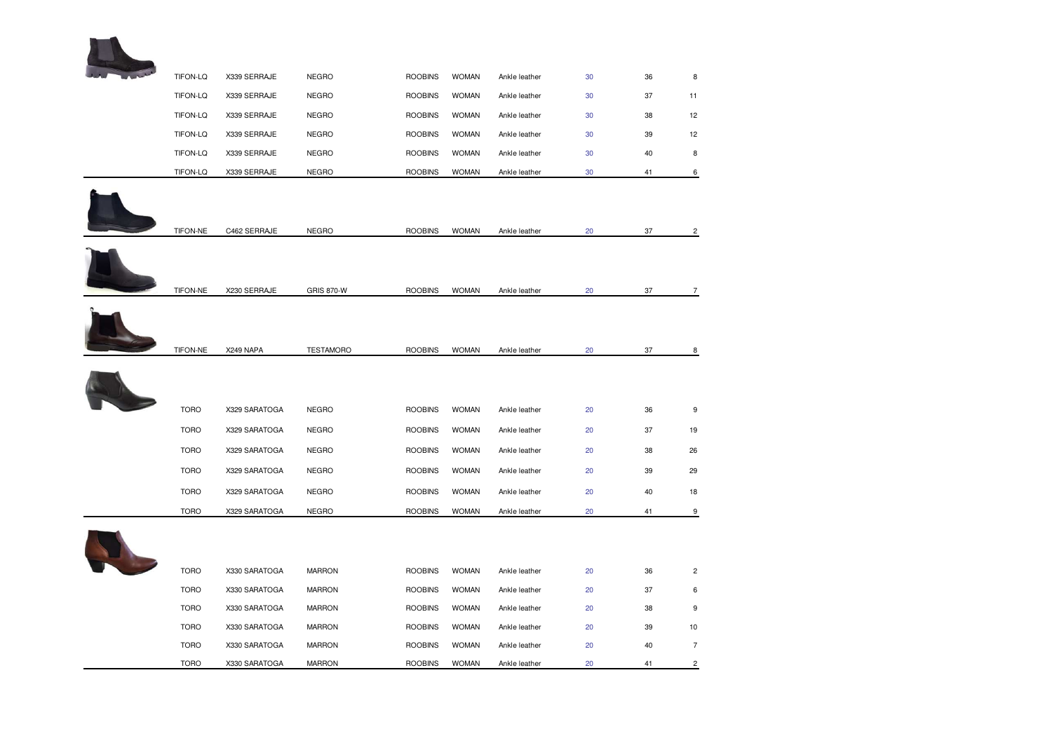| | | | | | | | | |
|---|---|---|---|---|---|---|---|---|
| TIFON-LQ | X339 SERRAJE | NEGRO | ROOBINS | WOMAN | Ankle leather | 30 | 36 | 8 |
| TIFON-LQ | X339 SERRAJE | NEGRO | ROOBINS | WOMAN | Ankle leather | 30 | 37 | 11 |
| TIFON-LQ | X339 SERRAJE | NEGRO | ROOBINS | WOMAN | Ankle leather | 30 | 38 | 12 |
| TIFON-LQ | X339 SERRAJE | NEGRO | ROOBINS | WOMAN | Ankle leather | 30 | 39 | 12 |
| TIFON-LQ | X339 SERRAJE | NEGRO | ROOBINS | WOMAN | Ankle leather | 30 | 40 | 8 |
| TIFON-LQ | X339 SERRAJE | NEGRO | ROOBINS | WOMAN | Ankle leather | 30 | 41 | 6 |
| TIFON-NE | C462 SERRAJE | NEGRO | ROOBINS | WOMAN | Ankle leather | 20 | 37 | 2 |
| TIFON-NE | X230 SERRAJE | GRIS 870-W | ROOBINS | WOMAN | Ankle leather | 20 | 37 | 7 |
| TIFON-NE | X249 NAPA | TESTAMORO | ROOBINS | WOMAN | Ankle leather | 20 | 37 | 8 |
| TORO | X329 SARATOGA | NEGRO | ROOBINS | WOMAN | Ankle leather | 20 | 36 | 9 |
| TORO | X329 SARATOGA | NEGRO | ROOBINS | WOMAN | Ankle leather | 20 | 37 | 19 |
| TORO | X329 SARATOGA | NEGRO | ROOBINS | WOMAN | Ankle leather | 20 | 38 | 26 |
| TORO | X329 SARATOGA | NEGRO | ROOBINS | WOMAN | Ankle leather | 20 | 39 | 29 |
| TORO | X329 SARATOGA | NEGRO | ROOBINS | WOMAN | Ankle leather | 20 | 40 | 18 |
| TORO | X329 SARATOGA | NEGRO | ROOBINS | WOMAN | Ankle leather | 20 | 41 | 9 |
| TORO | X330 SARATOGA | MARRON | ROOBINS | WOMAN | Ankle leather | 20 | 36 | 2 |
| TORO | X330 SARATOGA | MARRON | ROOBINS | WOMAN | Ankle leather | 20 | 37 | 6 |
| TORO | X330 SARATOGA | MARRON | ROOBINS | WOMAN | Ankle leather | 20 | 38 | 9 |
| TORO | X330 SARATOGA | MARRON | ROOBINS | WOMAN | Ankle leather | 20 | 39 | 10 |
| TORO | X330 SARATOGA | MARRON | ROOBINS | WOMAN | Ankle leather | 20 | 40 | 7 |
| TORO | X330 SARATOGA | MARRON | ROOBINS | WOMAN | Ankle leather | 20 | 41 | 2 |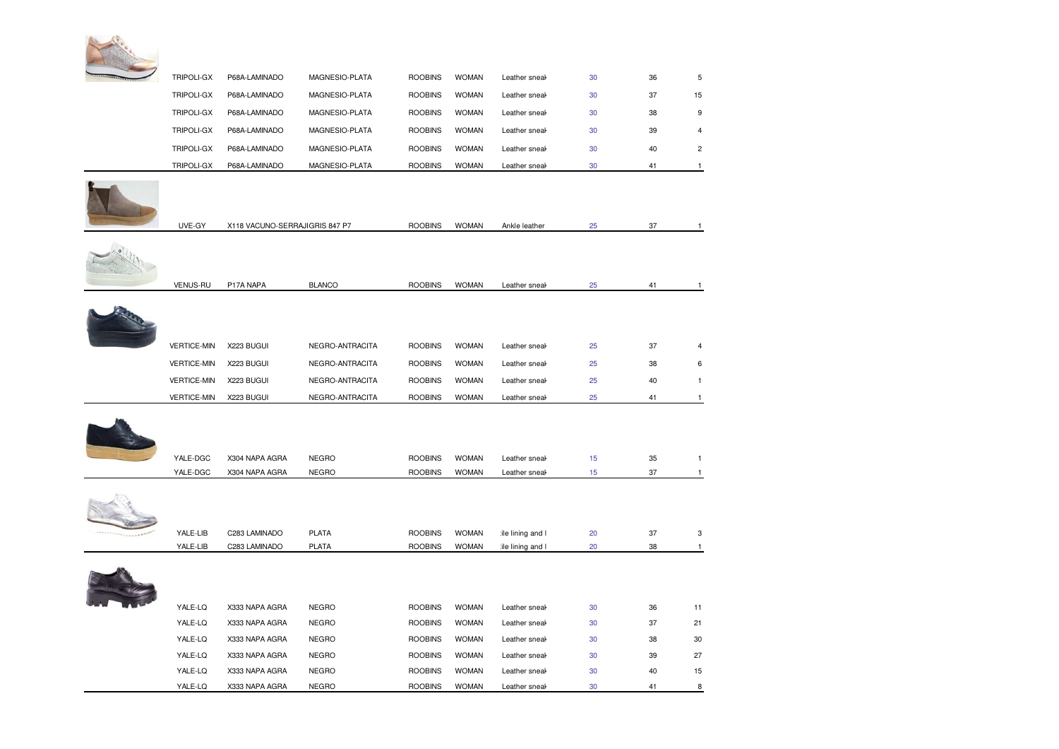| | | | | | | | | |
|---|---|---|---|---|---|---|---|---|
| TRIPOLI-GX | P68A-LAMINADO | MAGNESIO-PLATA | ROOBINS | WOMAN | Leather sneak | 30 | 36 | 5 |
| TRIPOLI-GX | P68A-LAMINADO | MAGNESIO-PLATA | ROOBINS | WOMAN | Leather sneak | 30 | 37 | 15 |
| TRIPOLI-GX | P68A-LAMINADO | MAGNESIO-PLATA | ROOBINS | WOMAN | Leather sneak | 30 | 38 | 9 |
| TRIPOLI-GX | P68A-LAMINADO | MAGNESIO-PLATA | ROOBINS | WOMAN | Leather sneak | 30 | 39 | 4 |
| TRIPOLI-GX | P68A-LAMINADO | MAGNESIO-PLATA | ROOBINS | WOMAN | Leather sneak | 30 | 40 | 2 |
| TRIPOLI-GX | P68A-LAMINADO | MAGNESIO-PLATA | ROOBINS | WOMAN | Leather sneak | 30 | 41 | 1 |
| UVE-GY | X118 VACUNO-SERRAJIGRIS 847 P7 | | ROOBINS | WOMAN | Ankle leather | 25 | 37 | 1 |
| VENUS-RU | P17A NAPA | BLANCO | ROOBINS | WOMAN | Leather sneak | 25 | 41 | 1 |
| VERTICE-MIN | X223 BUGUI | NEGRO-ANTRACITA | ROOBINS | WOMAN | Leather sneak | 25 | 37 | 4 |
| VERTICE-MIN | X223 BUGUI | NEGRO-ANTRACITA | ROOBINS | WOMAN | Leather sneak | 25 | 38 | 6 |
| VERTICE-MIN | X223 BUGUI | NEGRO-ANTRACITA | ROOBINS | WOMAN | Leather sneak | 25 | 40 | 1 |
| VERTICE-MIN | X223 BUGUI | NEGRO-ANTRACITA | ROOBINS | WOMAN | Leather sneak | 25 | 41 | 1 |
| YALE-DGC | X304 NAPA AGRA | NEGRO | ROOBINS | WOMAN | Leather sneak | 15 | 35 | 1 |
| YALE-DGC | X304 NAPA AGRA | NEGRO | ROOBINS | WOMAN | Leather sneak | 15 | 37 | 1 |
| YALE-LIB | C283 LAMINADO | PLATA | ROOBINS | WOMAN | ile lining and l | 20 | 37 | 3 |
| YALE-LIB | C283 LAMINADO | PLATA | ROOBINS | WOMAN | ile lining and l | 20 | 38 | 1 |
| YALE-LQ | X333 NAPA AGRA | NEGRO | ROOBINS | WOMAN | Leather sneak | 30 | 36 | 11 |
| YALE-LQ | X333 NAPA AGRA | NEGRO | ROOBINS | WOMAN | Leather sneak | 30 | 37 | 21 |
| YALE-LQ | X333 NAPA AGRA | NEGRO | ROOBINS | WOMAN | Leather sneak | 30 | 38 | 30 |
| YALE-LQ | X333 NAPA AGRA | NEGRO | ROOBINS | WOMAN | Leather sneak | 30 | 39 | 27 |
| YALE-LQ | X333 NAPA AGRA | NEGRO | ROOBINS | WOMAN | Leather sneak | 30 | 40 | 15 |
| YALE-LQ | X333 NAPA AGRA | NEGRO | ROOBINS | WOMAN | Leather sneak | 30 | 41 | 8 |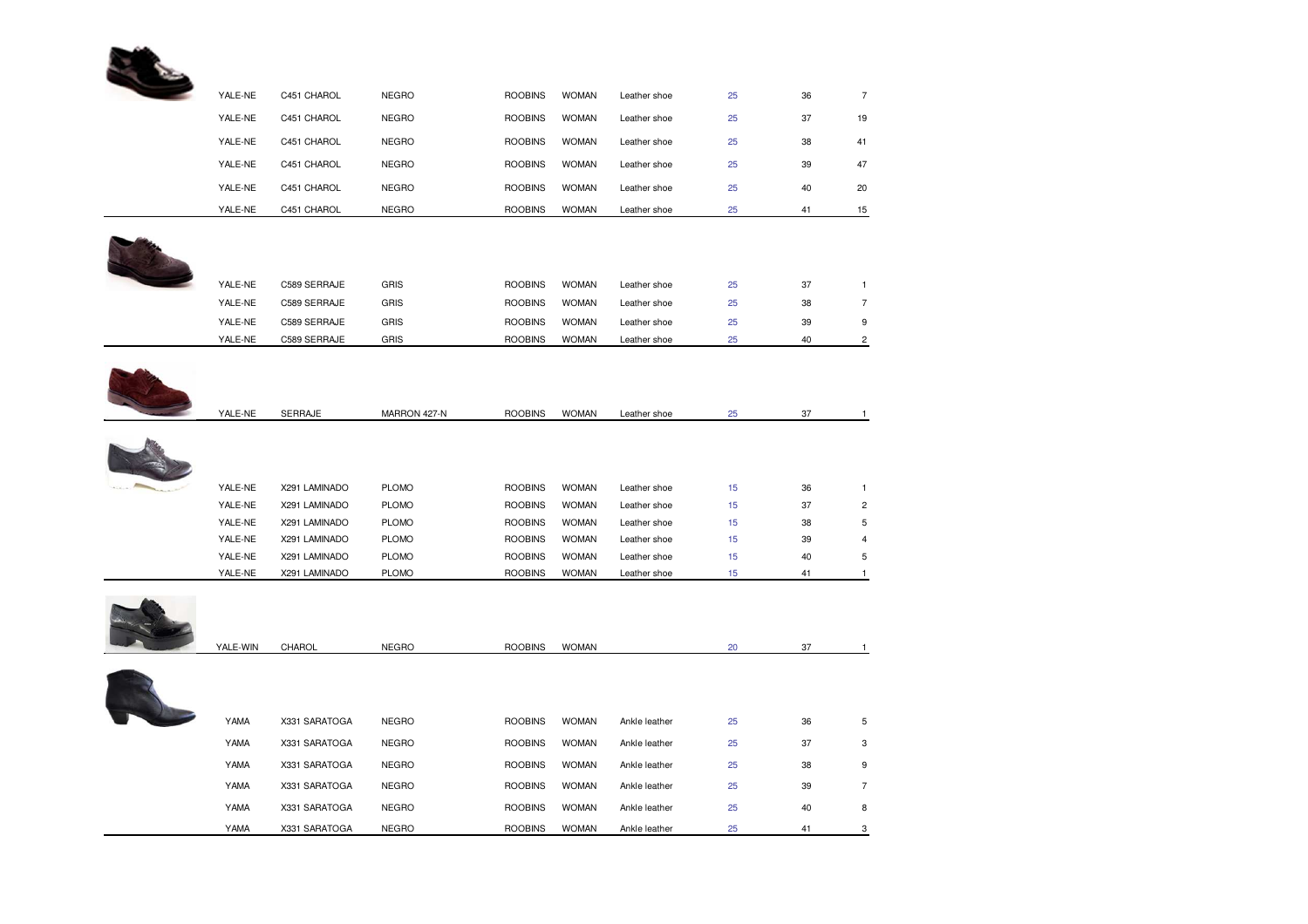| | | | | | | | | |
|---|---|---|---|---|---|---|---|---|
| YALE-NE | C451 CHAROL | NEGRO | ROOBINS | WOMAN | Leather shoe | 25 | 36 | 7 |
| YALE-NE | C451 CHAROL | NEGRO | ROOBINS | WOMAN | Leather shoe | 25 | 37 | 19 |
| YALE-NE | C451 CHAROL | NEGRO | ROOBINS | WOMAN | Leather shoe | 25 | 38 | 41 |
| YALE-NE | C451 CHAROL | NEGRO | ROOBINS | WOMAN | Leather shoe | 25 | 39 | 47 |
| YALE-NE | C451 CHAROL | NEGRO | ROOBINS | WOMAN | Leather shoe | 25 | 40 | 20 |
| YALE-NE | C451 CHAROL | NEGRO | ROOBINS | WOMAN | Leather shoe | 25 | 41 | 15 |
| YALE-NE | C589 SERRAJE | GRIS | ROOBINS | WOMAN | Leather shoe | 25 | 37 | 1 |
| YALE-NE | C589 SERRAJE | GRIS | ROOBINS | WOMAN | Leather shoe | 25 | 38 | 7 |
| YALE-NE | C589 SERRAJE | GRIS | ROOBINS | WOMAN | Leather shoe | 25 | 39 | 9 |
| YALE-NE | C589 SERRAJE | GRIS | ROOBINS | WOMAN | Leather shoe | 25 | 40 | 2 |
| YALE-NE | SERRAJE | MARRON 427-N | ROOBINS | WOMAN | Leather shoe | 25 | 37 | 1 |
| YALE-NE | X291 LAMINADO | PLOMO | ROOBINS | WOMAN | Leather shoe | 15 | 36 | 1 |
| YALE-NE | X291 LAMINADO | PLOMO | ROOBINS | WOMAN | Leather shoe | 15 | 37 | 2 |
| YALE-NE | X291 LAMINADO | PLOMO | ROOBINS | WOMAN | Leather shoe | 15 | 38 | 5 |
| YALE-NE | X291 LAMINADO | PLOMO | ROOBINS | WOMAN | Leather shoe | 15 | 39 | 4 |
| YALE-NE | X291 LAMINADO | PLOMO | ROOBINS | WOMAN | Leather shoe | 15 | 40 | 5 |
| YALE-NE | X291 LAMINADO | PLOMO | ROOBINS | WOMAN | Leather shoe | 15 | 41 | 1 |
| YALE-WIN | CHAROL | NEGRO | ROOBINS | WOMAN | | 20 | 37 | 1 |
| YAMA | X331 SARATOGA | NEGRO | ROOBINS | WOMAN | Ankle leather | 25 | 36 | 5 |
| YAMA | X331 SARATOGA | NEGRO | ROOBINS | WOMAN | Ankle leather | 25 | 37 | 3 |
| YAMA | X331 SARATOGA | NEGRO | ROOBINS | WOMAN | Ankle leather | 25 | 38 | 9 |
| YAMA | X331 SARATOGA | NEGRO | ROOBINS | WOMAN | Ankle leather | 25 | 39 | 7 |
| YAMA | X331 SARATOGA | NEGRO | ROOBINS | WOMAN | Ankle leather | 25 | 40 | 8 |
| YAMA | X331 SARATOGA | NEGRO | ROOBINS | WOMAN | Ankle leather | 25 | 41 | 3 |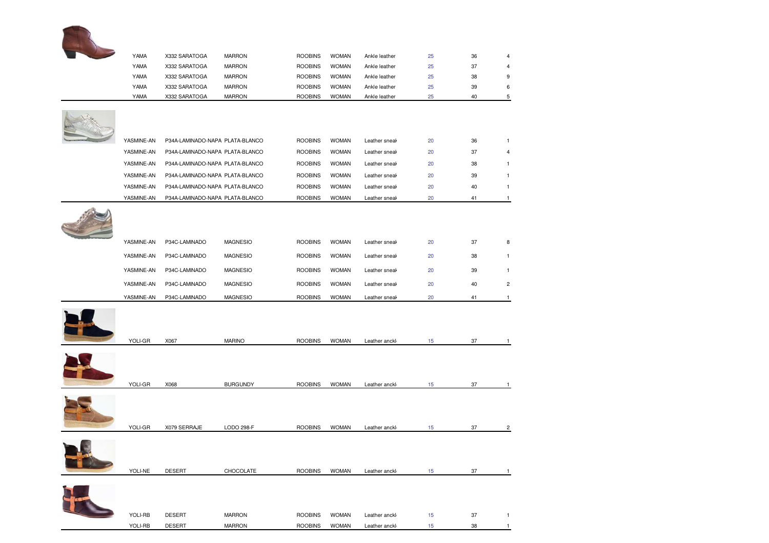| | | | | | | | | |
|---|---|---|---|---|---|---|---|---|
| YAMA | X332 SARATOGA | MARRON | ROOBINS | WOMAN | Ankle leather | 25 | 36 | 4 |
| YAMA | X332 SARATOGA | MARRON | ROOBINS | WOMAN | Ankle leather | 25 | 37 | 4 |
| YAMA | X332 SARATOGA | MARRON | ROOBINS | WOMAN | Ankle leather | 25 | 38 | 9 |
| YAMA | X332 SARATOGA | MARRON | ROOBINS | WOMAN | Ankle leather | 25 | 39 | 6 |
| YAMA | X332 SARATOGA | MARRON | ROOBINS | WOMAN | Ankle leather | 25 | 40 | 5 |
| YASMINE-AN | P34A-LAMINADO-NAPA | PLATA-BLANCO | ROOBINS | WOMAN | Leather sneak | 20 | 36 | 1 |
| YASMINE-AN | P34A-LAMINADO-NAPA | PLATA-BLANCO | ROOBINS | WOMAN | Leather sneak | 20 | 37 | 4 |
| YASMINE-AN | P34A-LAMINADO-NAPA | PLATA-BLANCO | ROOBINS | WOMAN | Leather sneak | 20 | 38 | 1 |
| YASMINE-AN | P34A-LAMINADO-NAPA | PLATA-BLANCO | ROOBINS | WOMAN | Leather sneak | 20 | 39 | 1 |
| YASMINE-AN | P34A-LAMINADO-NAPA | PLATA-BLANCO | ROOBINS | WOMAN | Leather sneak | 20 | 40 | 1 |
| YASMINE-AN | P34A-LAMINADO-NAPA | PLATA-BLANCO | ROOBINS | WOMAN | Leather sneak | 20 | 41 | 1 |
| YASMINE-AN | P34C-LAMINADO | MAGNESIO | ROOBINS | WOMAN | Leather sneak | 20 | 37 | 8 |
| YASMINE-AN | P34C-LAMINADO | MAGNESIO | ROOBINS | WOMAN | Leather sneak | 20 | 38 | 1 |
| YASMINE-AN | P34C-LAMINADO | MAGNESIO | ROOBINS | WOMAN | Leather sneak | 20 | 39 | 1 |
| YASMINE-AN | P34C-LAMINADO | MAGNESIO | ROOBINS | WOMAN | Leather sneak | 20 | 40 | 2 |
| YASMINE-AN | P34C-LAMINADO | MAGNESIO | ROOBINS | WOMAN | Leather sneak | 20 | 41 | 1 |
| YOLI-GR | X067 | MARINO | ROOBINS | WOMAN | Leather anckl | 15 | 37 | 1 |
| YOLI-GR | X068 | BURGUNDY | ROOBINS | WOMAN | Leather anckl | 15 | 37 | 1 |
| YOLI-GR | X079 SERRAJE | LODO 298-F | ROOBINS | WOMAN | Leather anckl | 15 | 37 | 2 |
| YOLI-NE | DESERT | CHOCOLATE | ROOBINS | WOMAN | Leather anckl | 15 | 37 | 1 |
| YOLI-RB | DESERT | MARRON | ROOBINS | WOMAN | Leather anckl | 15 | 37 | 1 |
| YOLI-RB | DESERT | MARRON | ROOBINS | WOMAN | Leather anckl | 15 | 38 | 1 |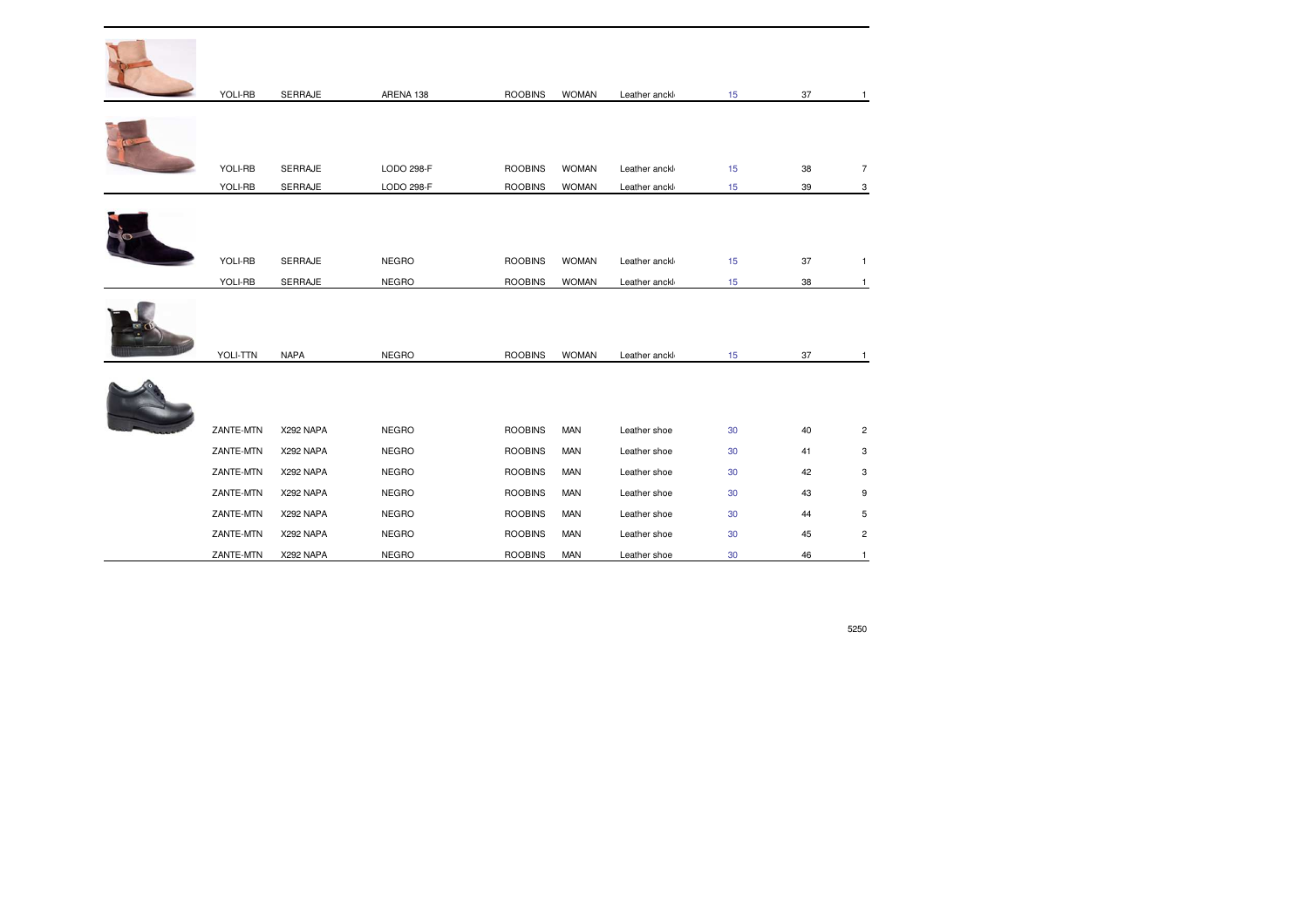| | | | | | | | | |
|---|---|---|---|---|---|---|---|---|
| YOLI-RB | SERRAJE | ARENA 138 | ROOBINS | WOMAN | Leather anckl | 15 | 37 | 1 |
| YOLI-RB | SERRAJE | LODO 298-F | ROOBINS | WOMAN | Leather anckl | 15 | 38 | 7 |
| YOLI-RB | SERRAJE | LODO 298-F | ROOBINS | WOMAN | Leather anckl | 15 | 39 | 3 |
| YOLI-RB | SERRAJE | NEGRO | ROOBINS | WOMAN | Leather anckl | 15 | 37 | 1 |
| YOLI-RB | SERRAJE | NEGRO | ROOBINS | WOMAN | Leather anckl | 15 | 38 | 1 |
| YOLI-TTN | NAPA | NEGRO | ROOBINS | WOMAN | Leather anckl | 15 | 37 | 1 |
| ZANTE-MTN | X292 NAPA | NEGRO | ROOBINS | MAN | Leather shoe | 30 | 40 | 2 |
| ZANTE-MTN | X292 NAPA | NEGRO | ROOBINS | MAN | Leather shoe | 30 | 41 | 3 |
| ZANTE-MTN | X292 NAPA | NEGRO | ROOBINS | MAN | Leather shoe | 30 | 42 | 3 |
| ZANTE-MTN | X292 NAPA | NEGRO | ROOBINS | MAN | Leather shoe | 30 | 43 | 9 |
| ZANTE-MTN | X292 NAPA | NEGRO | ROOBINS | MAN | Leather shoe | 30 | 44 | 5 |
| ZANTE-MTN | X292 NAPA | NEGRO | ROOBINS | MAN | Leather shoe | 30 | 45 | 2 |
| ZANTE-MTN | X292 NAPA | NEGRO | ROOBINS | MAN | Leather shoe | 30 | 46 | 1 |

5250